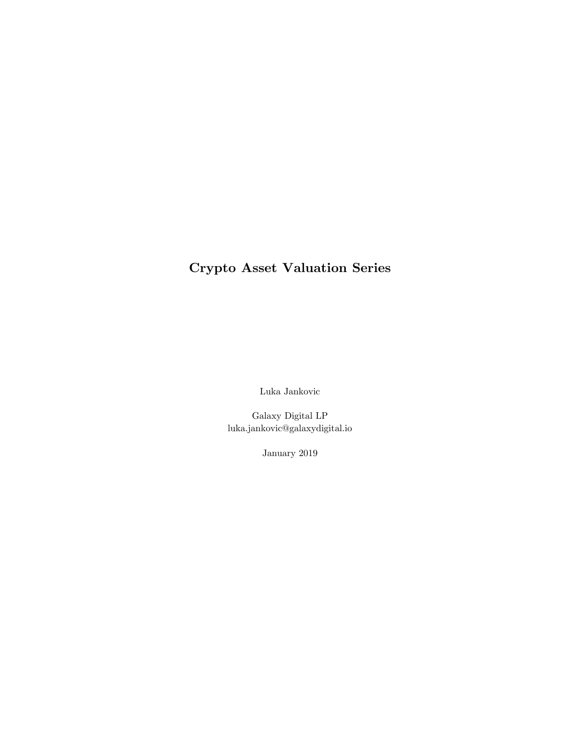# Crypto Asset Valuation Series

Luka Jankovic

Galaxy Digital LP
luka.jankovic@galaxydigital.io

January 2019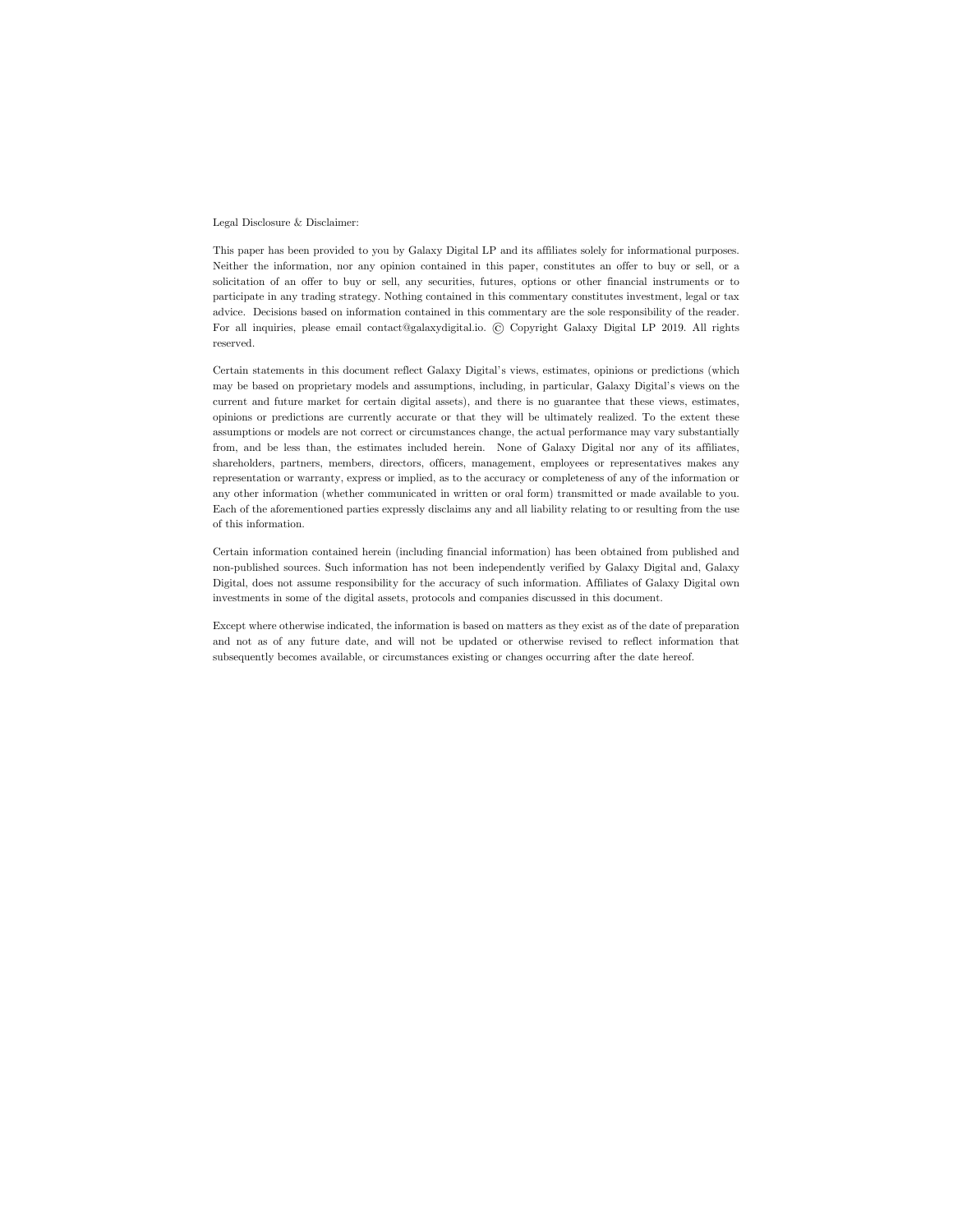Legal Disclosure & Disclaimer:

This paper has been provided to you by Galaxy Digital LP and its affiliates solely for informational purposes. Neither the information, nor any opinion contained in this paper, constitutes an offer to buy or sell, or a solicitation of an offer to buy or sell, any securities, futures, options or other financial instruments or to participate in any trading strategy. Nothing contained in this commentary constitutes investment, legal or tax advice. Decisions based on information contained in this commentary are the sole responsibility of the reader. For all inquiries, please email contact@galaxydigital.io. © Copyright Galaxy Digital LP 2019. All rights reserved.

Certain statements in this document reflect Galaxy Digital's views, estimates, opinions or predictions (which may be based on proprietary models and assumptions, including, in particular, Galaxy Digital's views on the current and future market for certain digital assets), and there is no guarantee that these views, estimates, opinions or predictions are currently accurate or that they will be ultimately realized. To the extent these assumptions or models are not correct or circumstances change, the actual performance may vary substantially from, and be less than, the estimates included herein. None of Galaxy Digital nor any of its affiliates, shareholders, partners, members, directors, officers, management, employees or representatives makes any representation or warranty, express or implied, as to the accuracy or completeness of any of the information or any other information (whether communicated in written or oral form) transmitted or made available to you. Each of the aforementioned parties expressly disclaims any and all liability relating to or resulting from the use of this information.

Certain information contained herein (including financial information) has been obtained from published and non-published sources. Such information has not been independently verified by Galaxy Digital and, Galaxy Digital, does not assume responsibility for the accuracy of such information. Affiliates of Galaxy Digital own investments in some of the digital assets, protocols and companies discussed in this document.

Except where otherwise indicated, the information is based on matters as they exist as of the date of preparation and not as of any future date, and will not be updated or otherwise revised to reflect information that subsequently becomes available, or circumstances existing or changes occurring after the date hereof.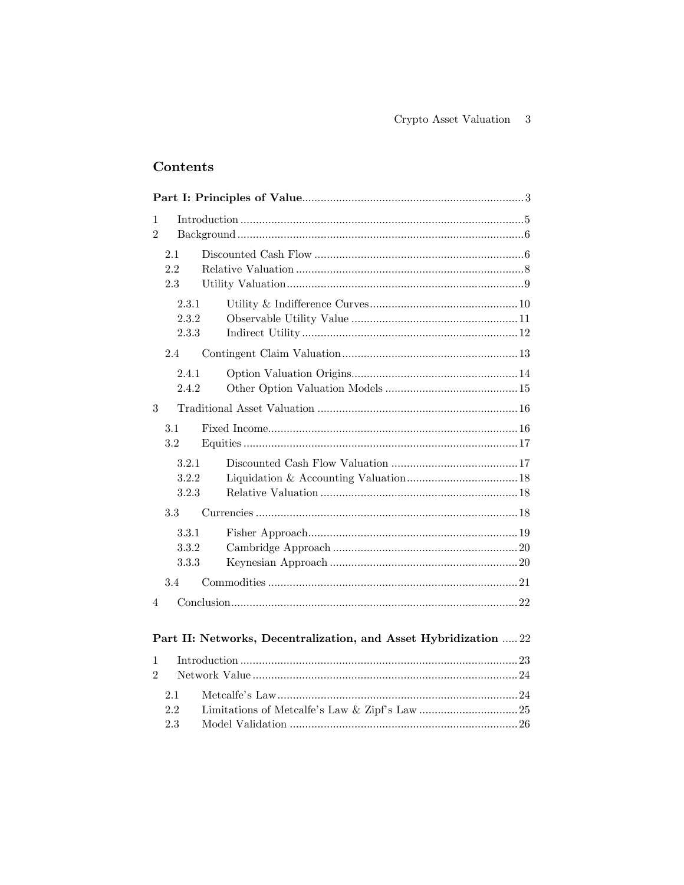## Contents

**Part I: Principles of Value** ....................................................................... 3

1 Introduction ........................................................................................ 5
2 Background ......................................................................................... 6
   2.1 Discounted Cash Flow ................................................................... 6
   2.2 Relative Valuation ........................................................................ 8
   2.3 Utility Valuation ............................................................................ 9
      2.3.1 Utility & Indifference Curves ................................................ 10
      2.3.2 Observable Utility Value ...................................................... 11
      2.3.3 Indirect Utility ...................................................................... 12
   2.4 Contingent Claim Valuation ......................................................... 13
      2.4.1 Option Valuation Origins ...................................................... 14
      2.4.2 Other Option Valuation Models ........................................... 15
3 Traditional Asset Valuation ................................................................ 16
   3.1 Fixed Income ................................................................................ 16
   3.2 Equities ........................................................................................ 17
      3.2.1 Discounted Cash Flow Valuation ......................................... 17
      3.2.2 Liquidation & Accounting Valuation .................................... 18
      3.2.3 Relative Valuation ................................................................ 18
   3.3 Currencies .................................................................................... 18
      3.3.1 Fisher Approach .................................................................... 19
      3.3.2 Cambridge Approach ............................................................ 20
      3.3.3 Keynesian Approach ............................................................. 20
   3.4 Commodities ................................................................................. 21
4 Conclusion ........................................................................................... 22

**Part II: Networks, Decentralization, and Asset Hybridization** ..... 22

1 Introduction ........................................................................................ 23
2 Network Value ..................................................................................... 24
   2.1 Metcalfe's Law .............................................................................. 24
   2.2 Limitations of Metcalfe's Law & Zipf's Law ................................ 25
   2.3 Model Validation .......................................................................... 26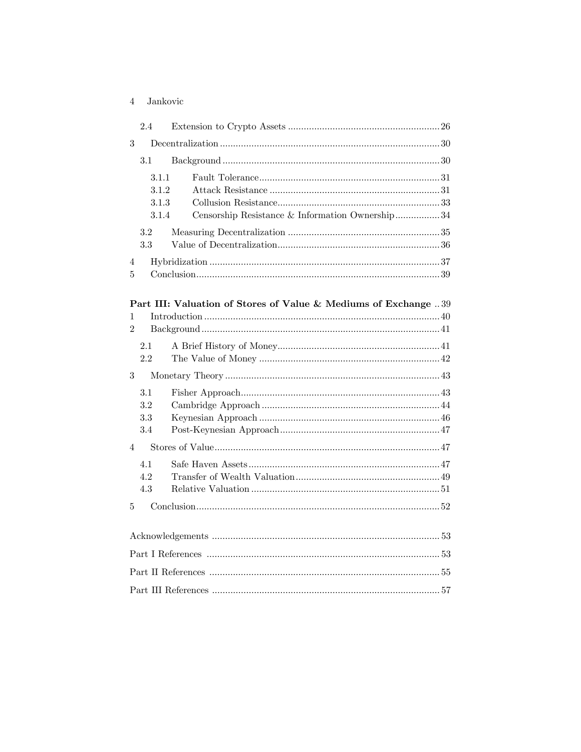2.4 Extension to Crypto Assets ... 26

3 Decentralization ... 30

3.1 Background ... 30

3.1.1 Fault Tolerance ... 31
3.1.2 Attack Resistance ... 31
3.1.3 Collusion Resistance ... 33
3.1.4 Censorship Resistance & Information Ownership ... 34

3.2 Measuring Decentralization ... 35
3.3 Value of Decentralization ... 36

4 Hybridization ... 37
5 Conclusion ... 39

**Part III: Valuation of Stores of Value & Mediums of Exchange ... 39**

1 Introduction ... 40
2 Background ... 41

2.1 A Brief History of Money ... 41
2.2 The Value of Money ... 42

3 Monetary Theory ... 43

3.1 Fisher Approach ... 43
3.2 Cambridge Approach ... 44
3.3 Keynesian Approach ... 46
3.4 Post-Keynesian Approach ... 47

4 Stores of Value ... 47

4.1 Safe Haven Assets ... 47
4.2 Transfer of Wealth Valuation ... 49
4.3 Relative Valuation ... 51

5 Conclusion ... 52

Acknowledgements ... 53

Part I References ... 53

Part II References ... 55

Part III References ... 57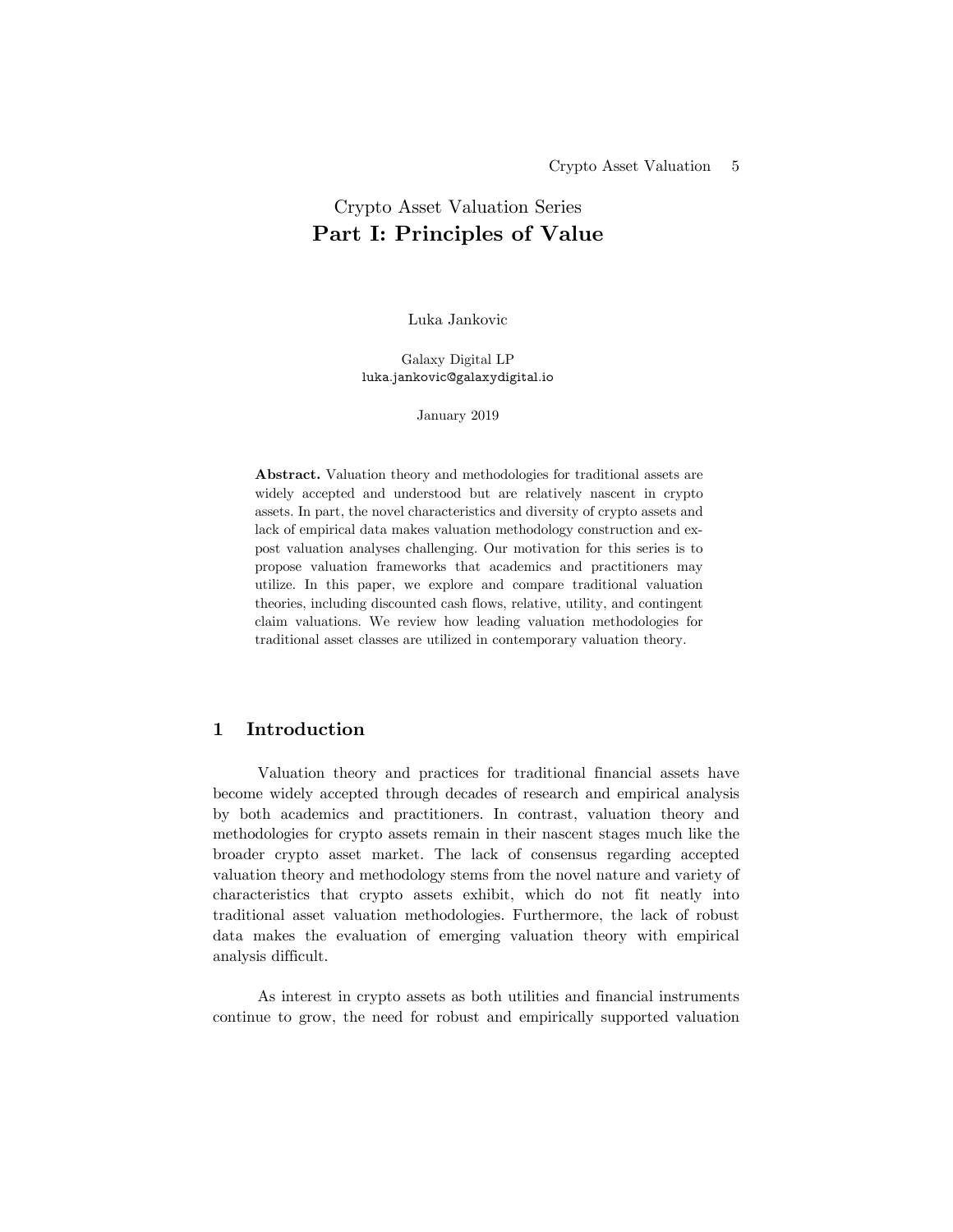Crypto Asset Valuation Series

# Part I: Principles of Value

Luka Jankovic

Galaxy Digital LP
luka.jankovic@galaxydigital.io

January 2019

**Abstract.** Valuation theory and methodologies for traditional assets are widely accepted and understood but are relatively nascent in crypto assets. In part, the novel characteristics and diversity of crypto assets and lack of empirical data makes valuation methodology construction and ex-post valuation analyses challenging. Our motivation for this series is to propose valuation frameworks that academics and practitioners may utilize. In this paper, we explore and compare traditional valuation theories, including discounted cash flows, relative, utility, and contingent claim valuations. We review how leading valuation methodologies for traditional asset classes are utilized in contemporary valuation theory.

## 1 Introduction

Valuation theory and practices for traditional financial assets have become widely accepted through decades of research and empirical analysis by both academics and practitioners. In contrast, valuation theory and methodologies for crypto assets remain in their nascent stages much like the broader crypto asset market. The lack of consensus regarding accepted valuation theory and methodology stems from the novel nature and variety of characteristics that crypto assets exhibit, which do not fit neatly into traditional asset valuation methodologies. Furthermore, the lack of robust data makes the evaluation of emerging valuation theory with empirical analysis difficult.

As interest in crypto assets as both utilities and financial instruments continue to grow, the need for robust and empirically supported valuation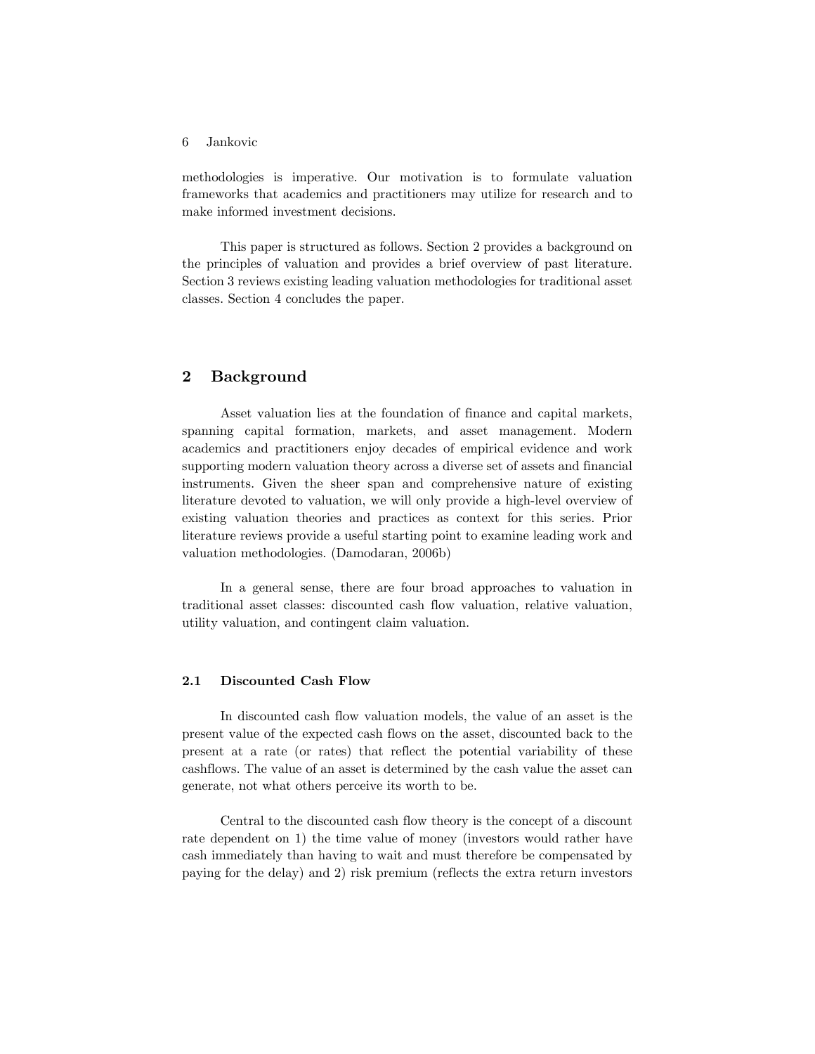methodologies is imperative. Our motivation is to formulate valuation frameworks that academics and practitioners may utilize for research and to make informed investment decisions.

This paper is structured as follows. Section 2 provides a background on the principles of valuation and provides a brief overview of past literature. Section 3 reviews existing leading valuation methodologies for traditional asset classes. Section 4 concludes the paper.

## 2 Background

Asset valuation lies at the foundation of finance and capital markets, spanning capital formation, markets, and asset management. Modern academics and practitioners enjoy decades of empirical evidence and work supporting modern valuation theory across a diverse set of assets and financial instruments. Given the sheer span and comprehensive nature of existing literature devoted to valuation, we will only provide a high-level overview of existing valuation theories and practices as context for this series. Prior literature reviews provide a useful starting point to examine leading work and valuation methodologies. (Damodaran, 2006b)

In a general sense, there are four broad approaches to valuation in traditional asset classes: discounted cash flow valuation, relative valuation, utility valuation, and contingent claim valuation.

### 2.1 Discounted Cash Flow

In discounted cash flow valuation models, the value of an asset is the present value of the expected cash flows on the asset, discounted back to the present at a rate (or rates) that reflect the potential variability of these cashflows. The value of an asset is determined by the cash value the asset can generate, not what others perceive its worth to be.

Central to the discounted cash flow theory is the concept of a discount rate dependent on 1) the time value of money (investors would rather have cash immediately than having to wait and must therefore be compensated by paying for the delay) and 2) risk premium (reflects the extra return investors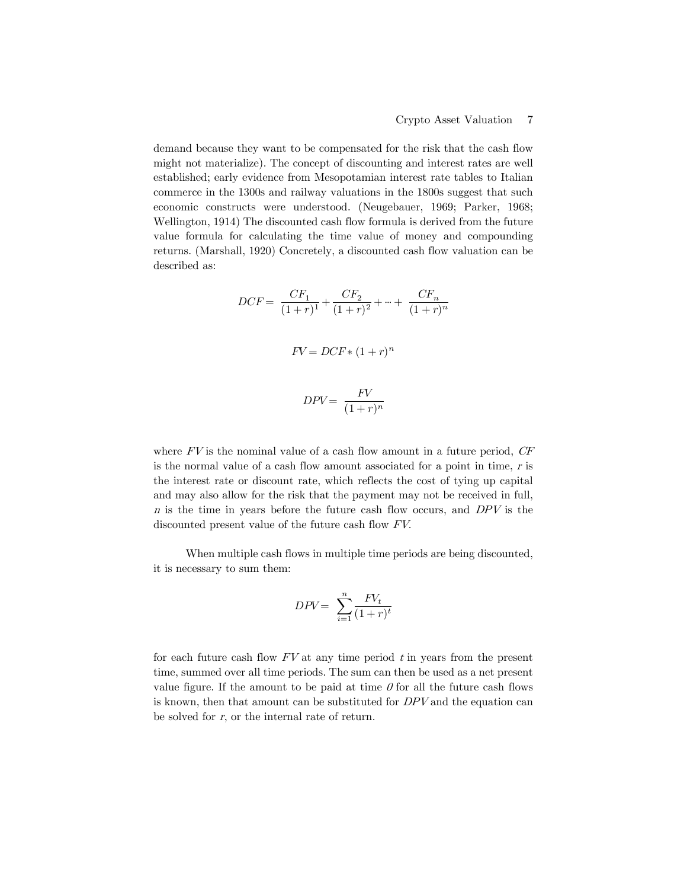demand because they want to be compensated for the risk that the cash flow might not materialize). The concept of discounting and interest rates are well established; early evidence from Mesopotamian interest rate tables to Italian commerce in the 1300s and railway valuations in the 1800s suggest that such economic constructs were understood. (Neugebauer, 1969; Parker, 1968; Wellington, 1914) The discounted cash flow formula is derived from the future value formula for calculating the time value of money and compounding returns. (Marshall, 1920) Concretely, a discounted cash flow valuation can be described as:

$$DCF = \frac{CF_1}{(1+r)^1} + \frac{CF_2}{(1+r)^2} + \cdots + \frac{CF_n}{(1+r)^n}$$

$$FV = DCF * (1+r)^n$$

$$DPV = \frac{FV}{(1+r)^n}$$

where $FV$ is the nominal value of a cash flow amount in a future period, $CF$ is the normal value of a cash flow amount associated for a point in time, $r$ is the interest rate or discount rate, which reflects the cost of tying up capital and may also allow for the risk that the payment may not be received in full, $n$ is the time in years before the future cash flow occurs, and $DPV$ is the discounted present value of the future cash flow $FV$.

When multiple cash flows in multiple time periods are being discounted, it is necessary to sum them:

$$DPV = \sum_{i=1}^{n} \frac{FV_t}{(1+r)^t}$$

for each future cash flow $FV$ at any time period $t$ in years from the present time, summed over all time periods. The sum can then be used as a net present value figure. If the amount to be paid at time *0* for all the future cash flows is known, then that amount can be substituted for $DPV$ and the equation can be solved for $r$, or the internal rate of return.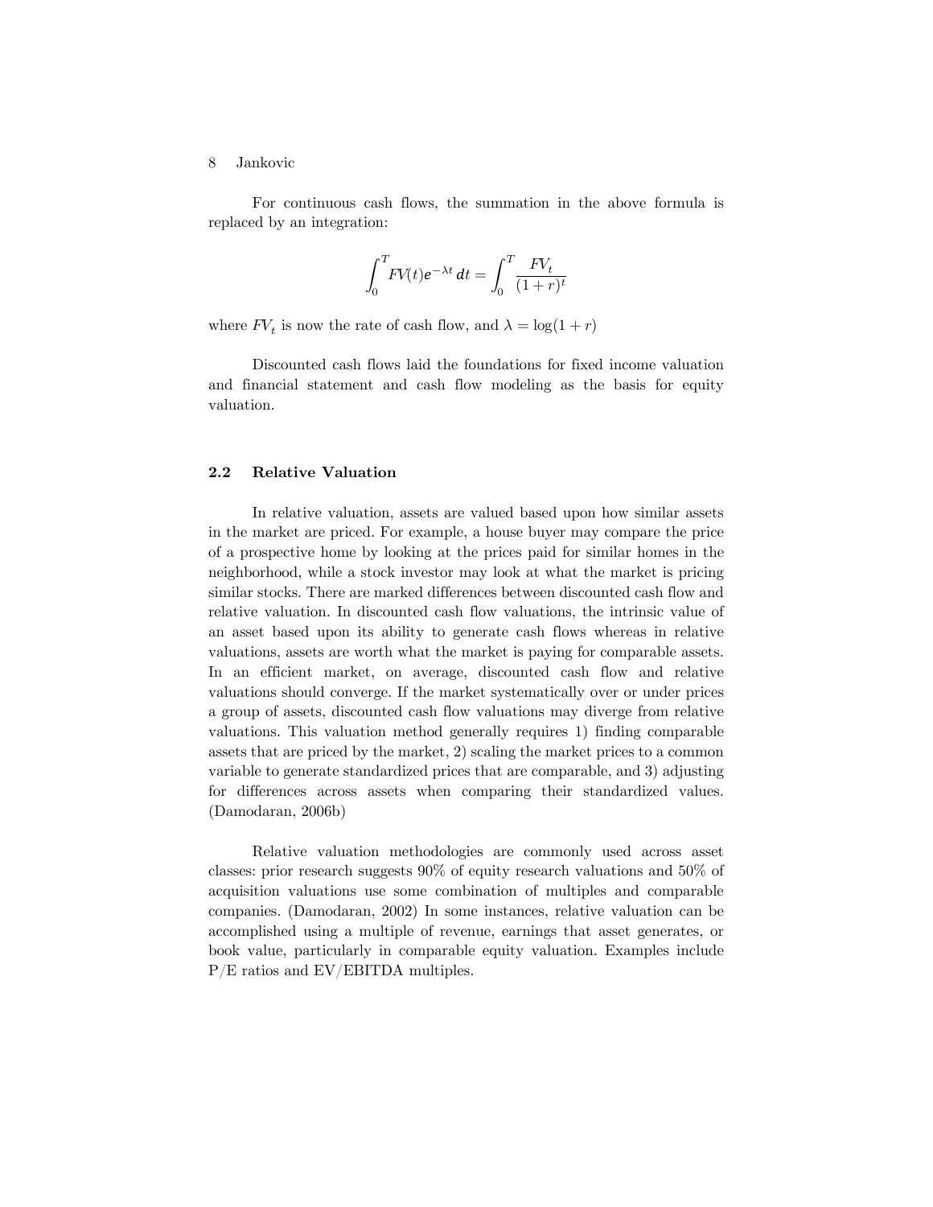For continuous cash flows, the summation in the above formula is replaced by an integration:

$$\int_0^T FV(t)e^{-\lambda t}\,dt = \int_0^T \frac{FV_t}{(1+r)^t}$$

where $FV_t$ is now the rate of cash flow, and $\lambda = \log(1+r)$

Discounted cash flows laid the foundations for fixed income valuation and financial statement and cash flow modeling as the basis for equity valuation.

## 2.2 Relative Valuation

In relative valuation, assets are valued based upon how similar assets in the market are priced. For example, a house buyer may compare the price of a prospective home by looking at the prices paid for similar homes in the neighborhood, while a stock investor may look at what the market is pricing similar stocks. There are marked differences between discounted cash flow and relative valuation. In discounted cash flow valuations, the intrinsic value of an asset based upon its ability to generate cash flows whereas in relative valuations, assets are worth what the market is paying for comparable assets. In an efficient market, on average, discounted cash flow and relative valuations should converge. If the market systematically over or under prices a group of assets, discounted cash flow valuations may diverge from relative valuations. This valuation method generally requires 1) finding comparable assets that are priced by the market, 2) scaling the market prices to a common variable to generate standardized prices that are comparable, and 3) adjusting for differences across assets when comparing their standardized values. (Damodaran, 2006b)

Relative valuation methodologies are commonly used across asset classes: prior research suggests 90% of equity research valuations and 50% of acquisition valuations use some combination of multiples and comparable companies. (Damodaran, 2002) In some instances, relative valuation can be accomplished using a multiple of revenue, earnings that asset generates, or book value, particularly in comparable equity valuation. Examples include P/E ratios and EV/EBITDA multiples.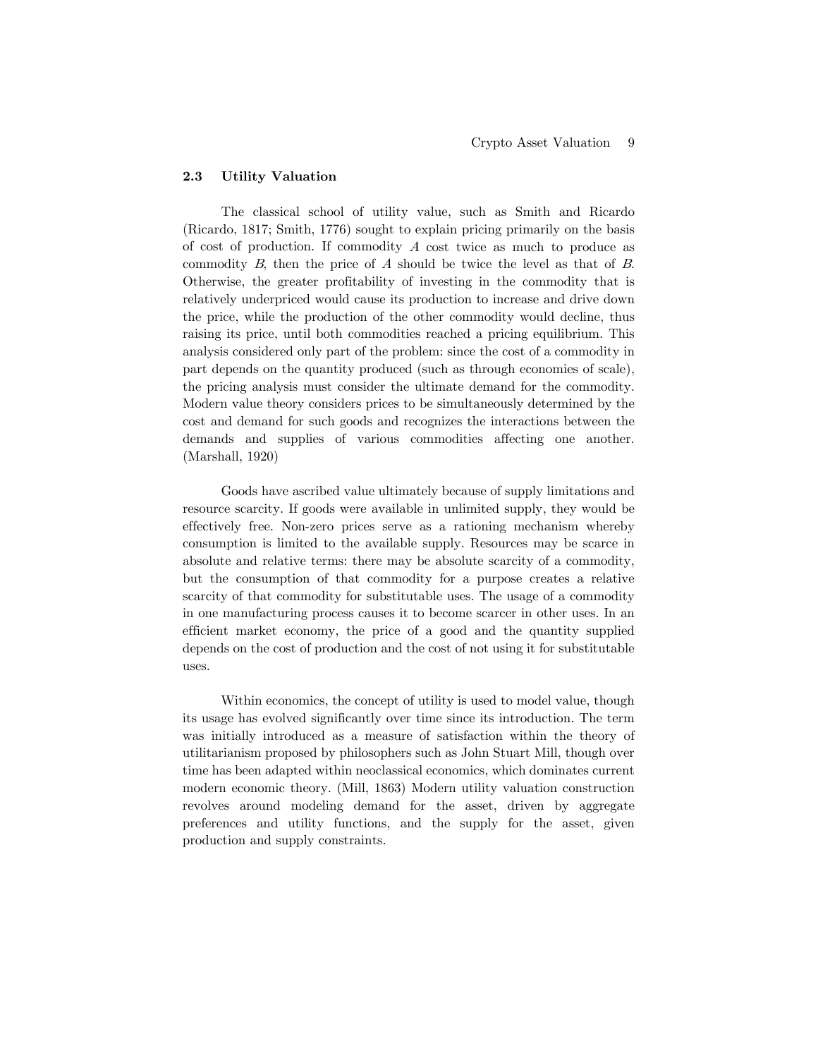## 2.3 Utility Valuation

The classical school of utility value, such as Smith and Ricardo (Ricardo, 1817; Smith, 1776) sought to explain pricing primarily on the basis of cost of production. If commodity $A$ cost twice as much to produce as commodity $B$, then the price of $A$ should be twice the level as that of $B$. Otherwise, the greater profitability of investing in the commodity that is relatively underpriced would cause its production to increase and drive down the price, while the production of the other commodity would decline, thus raising its price, until both commodities reached a pricing equilibrium. This analysis considered only part of the problem: since the cost of a commodity in part depends on the quantity produced (such as through economies of scale), the pricing analysis must consider the ultimate demand for the commodity. Modern value theory considers prices to be simultaneously determined by the cost and demand for such goods and recognizes the interactions between the demands and supplies of various commodities affecting one another. (Marshall, 1920)

Goods have ascribed value ultimately because of supply limitations and resource scarcity. If goods were available in unlimited supply, they would be effectively free. Non-zero prices serve as a rationing mechanism whereby consumption is limited to the available supply. Resources may be scarce in absolute and relative terms: there may be absolute scarcity of a commodity, but the consumption of that commodity for a purpose creates a relative scarcity of that commodity for substitutable uses. The usage of a commodity in one manufacturing process causes it to become scarcer in other uses. In an efficient market economy, the price of a good and the quantity supplied depends on the cost of production and the cost of not using it for substitutable uses.

Within economics, the concept of utility is used to model value, though its usage has evolved significantly over time since its introduction. The term was initially introduced as a measure of satisfaction within the theory of utilitarianism proposed by philosophers such as John Stuart Mill, though over time has been adapted within neoclassical economics, which dominates current modern economic theory. (Mill, 1863) Modern utility valuation construction revolves around modeling demand for the asset, driven by aggregate preferences and utility functions, and the supply for the asset, given production and supply constraints.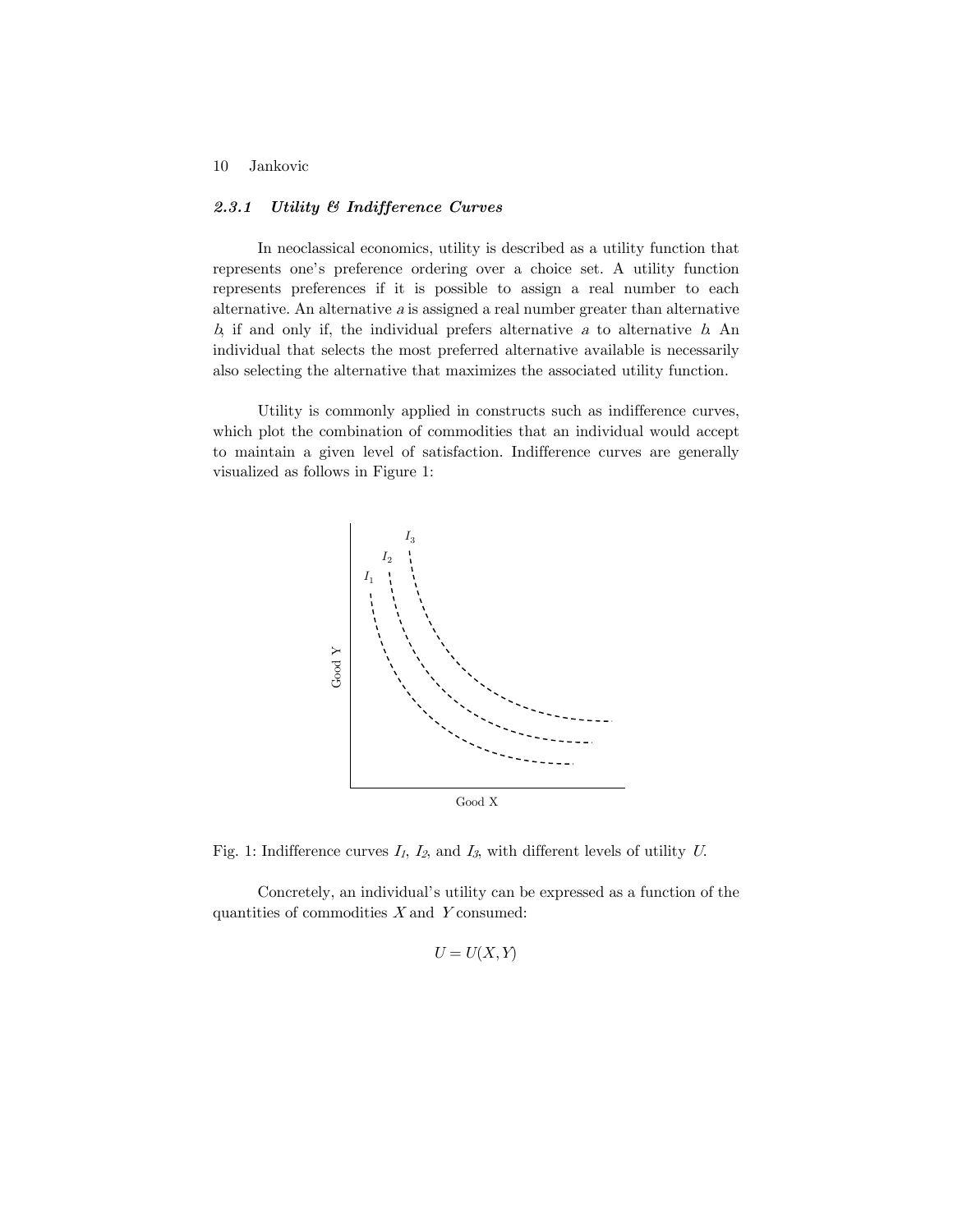### *2.3.1 Utility & Indifference Curves*

In neoclassical economics, utility is described as a utility function that represents one's preference ordering over a choice set. A utility function represents preferences if it is possible to assign a real number to each alternative. An alternative *a* is assigned a real number greater than alternative *b*, if and only if, the individual prefers alternative *a* to alternative *b*. An individual that selects the most preferred alternative available is necessarily also selecting the alternative that maximizes the associated utility function.

Utility is commonly applied in constructs such as indifference curves, which plot the combination of commodities that an individual would accept to maintain a given level of satisfaction. Indifference curves are generally visualized as follows in Figure 1:

Fig. 1: Indifference curves $I_1$, $I_2$, and $I_3$, with different levels of utility $U$.

Concretely, an individual's utility can be expressed as a function of the quantities of commodities $X$ and $Y$ consumed:

$$U = U(X, Y)$$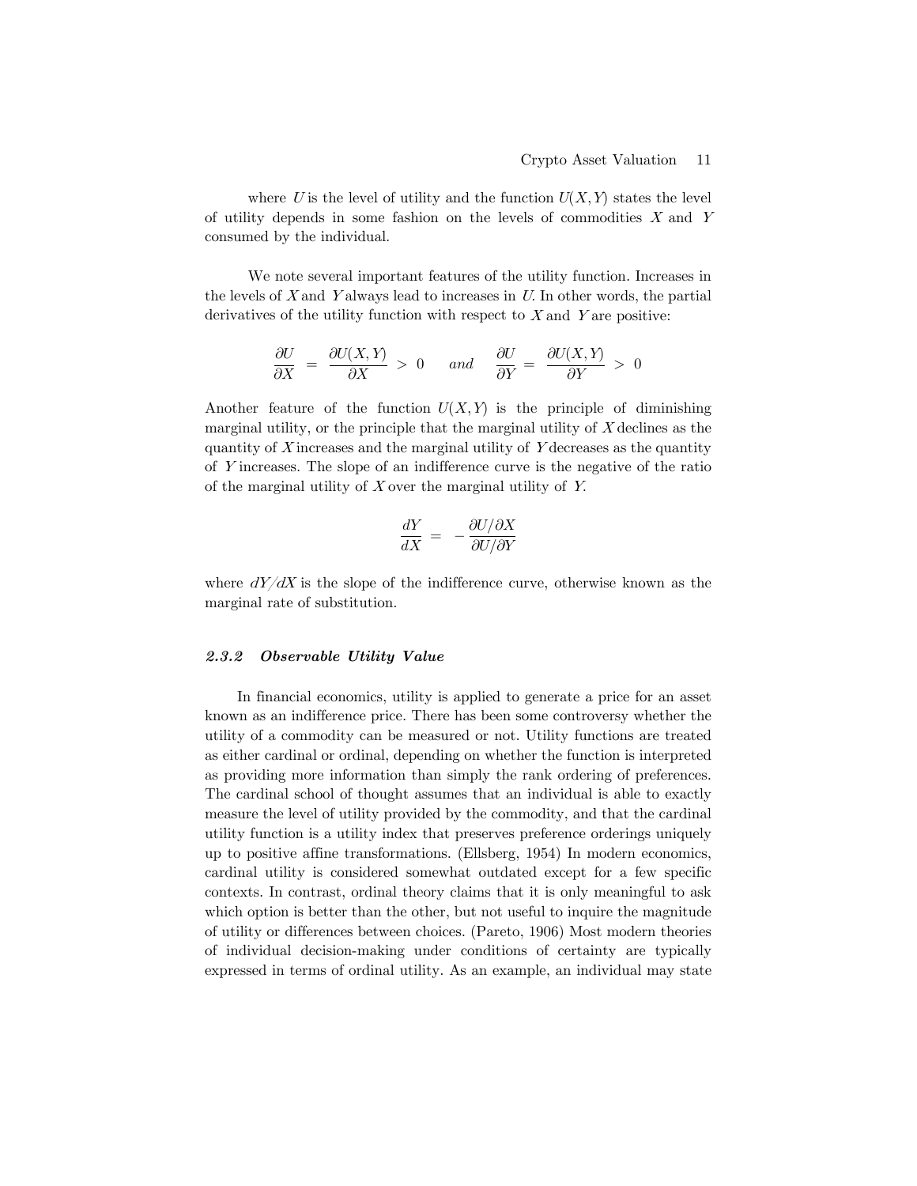where $U$ is the level of utility and the function $U(X, Y)$ states the level of utility depends in some fashion on the levels of commodities $X$ and $Y$ consumed by the individual.

We note several important features of the utility function. Increases in the levels of $X$ and $Y$ always lead to increases in $U$. In other words, the partial derivatives of the utility function with respect to $X$ and $Y$ are positive:

$$\frac{\partial U}{\partial X} = \frac{\partial U(X, Y)}{\partial X} > 0 \quad \textit{and} \quad \frac{\partial U}{\partial Y} = \frac{\partial U(X, Y)}{\partial Y} > 0$$

Another feature of the function $U(X, Y)$ is the principle of diminishing marginal utility, or the principle that the marginal utility of $X$ declines as the quantity of $X$ increases and the marginal utility of $Y$ decreases as the quantity of $Y$ increases. The slope of an indifference curve is the negative of the ratio of the marginal utility of $X$ over the marginal utility of $Y$.

$$\frac{dY}{dX} = -\frac{\partial U / \partial X}{\partial U / \partial Y}$$

where $dY/dX$ is the slope of the indifference curve, otherwise known as the marginal rate of substitution.

### 2.3.2 *Observable Utility Value*

In financial economics, utility is applied to generate a price for an asset known as an indifference price. There has been some controversy whether the utility of a commodity can be measured or not. Utility functions are treated as either cardinal or ordinal, depending on whether the function is interpreted as providing more information than simply the rank ordering of preferences. The cardinal school of thought assumes that an individual is able to exactly measure the level of utility provided by the commodity, and that the cardinal utility function is a utility index that preserves preference orderings uniquely up to positive affine transformations. (Ellsberg, 1954) In modern economics, cardinal utility is considered somewhat outdated except for a few specific contexts. In contrast, ordinal theory claims that it is only meaningful to ask which option is better than the other, but not useful to inquire the magnitude of utility or differences between choices. (Pareto, 1906) Most modern theories of individual decision-making under conditions of certainty are typically expressed in terms of ordinal utility. As an example, an individual may state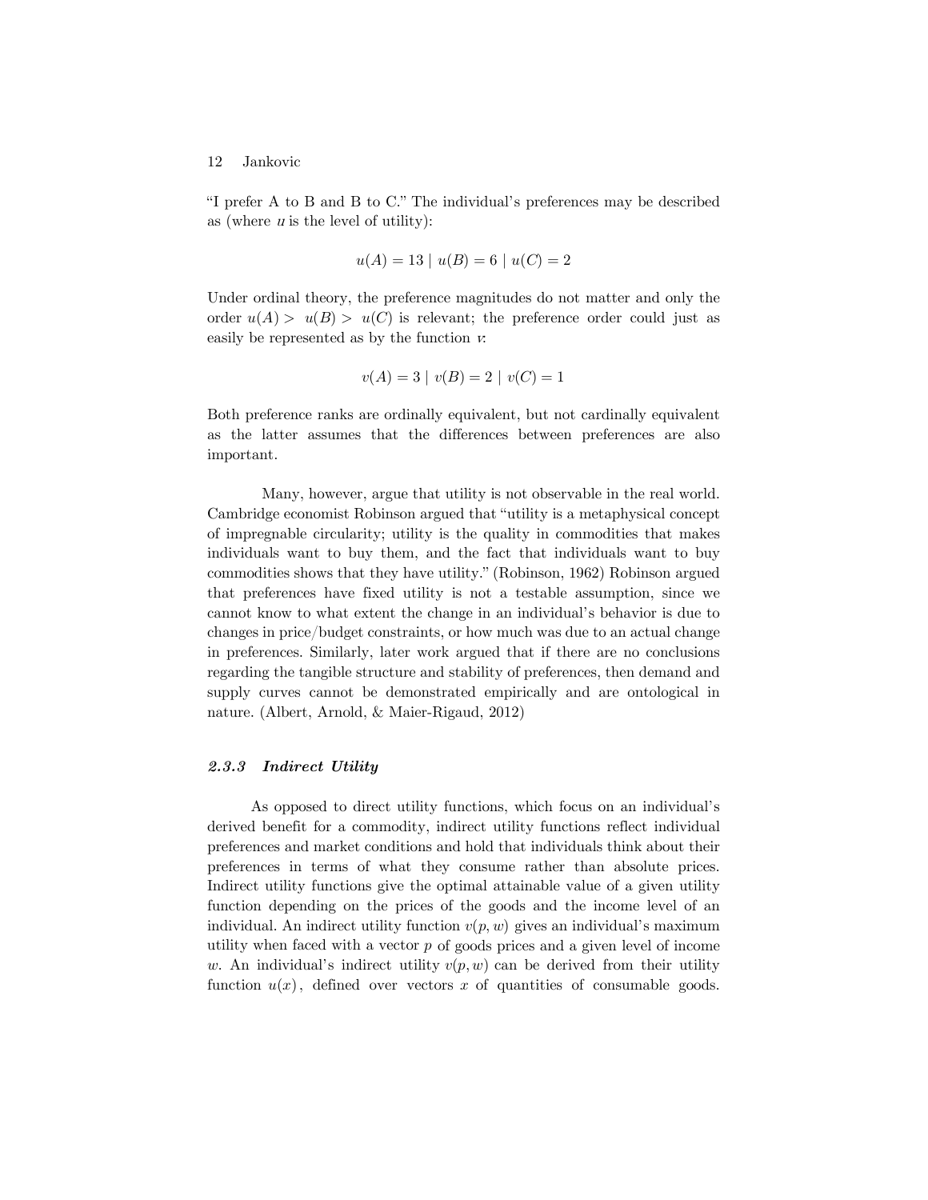"I prefer A to B and B to C." The individual's preferences may be described as (where $u$ is the level of utility):

$$u(A) = 13 \mid u(B) = 6 \mid u(C) = 2$$

Under ordinal theory, the preference magnitudes do not matter and only the order $u(A) > u(B) > u(C)$ is relevant; the preference order could just as easily be represented as by the function $v$:

$$v(A) = 3 \mid v(B) = 2 \mid v(C) = 1$$

Both preference ranks are ordinally equivalent, but not cardinally equivalent as the latter assumes that the differences between preferences are also important.

Many, however, argue that utility is not observable in the real world. Cambridge economist Robinson argued that "utility is a metaphysical concept of impregnable circularity; utility is the quality in commodities that makes individuals want to buy them, and the fact that individuals want to buy commodities shows that they have utility." (Robinson, 1962) Robinson argued that preferences have fixed utility is not a testable assumption, since we cannot know to what extent the change in an individual's behavior is due to changes in price/budget constraints, or how much was due to an actual change in preferences. Similarly, later work argued that if there are no conclusions regarding the tangible structure and stability of preferences, then demand and supply curves cannot be demonstrated empirically and are ontological in nature. (Albert, Arnold, & Maier-Rigaud, 2012)

### *2.3.3 Indirect Utility*

As opposed to direct utility functions, which focus on an individual's derived benefit for a commodity, indirect utility functions reflect individual preferences and market conditions and hold that individuals think about their preferences in terms of what they consume rather than absolute prices. Indirect utility functions give the optimal attainable value of a given utility function depending on the prices of the goods and the income level of an individual. An indirect utility function $v(p, w)$ gives an individual's maximum utility when faced with a vector $p$ of goods prices and a given level of income $w$. An individual's indirect utility $v(p, w)$ can be derived from their utility function $u(x)$, defined over vectors $x$ of quantities of consumable goods.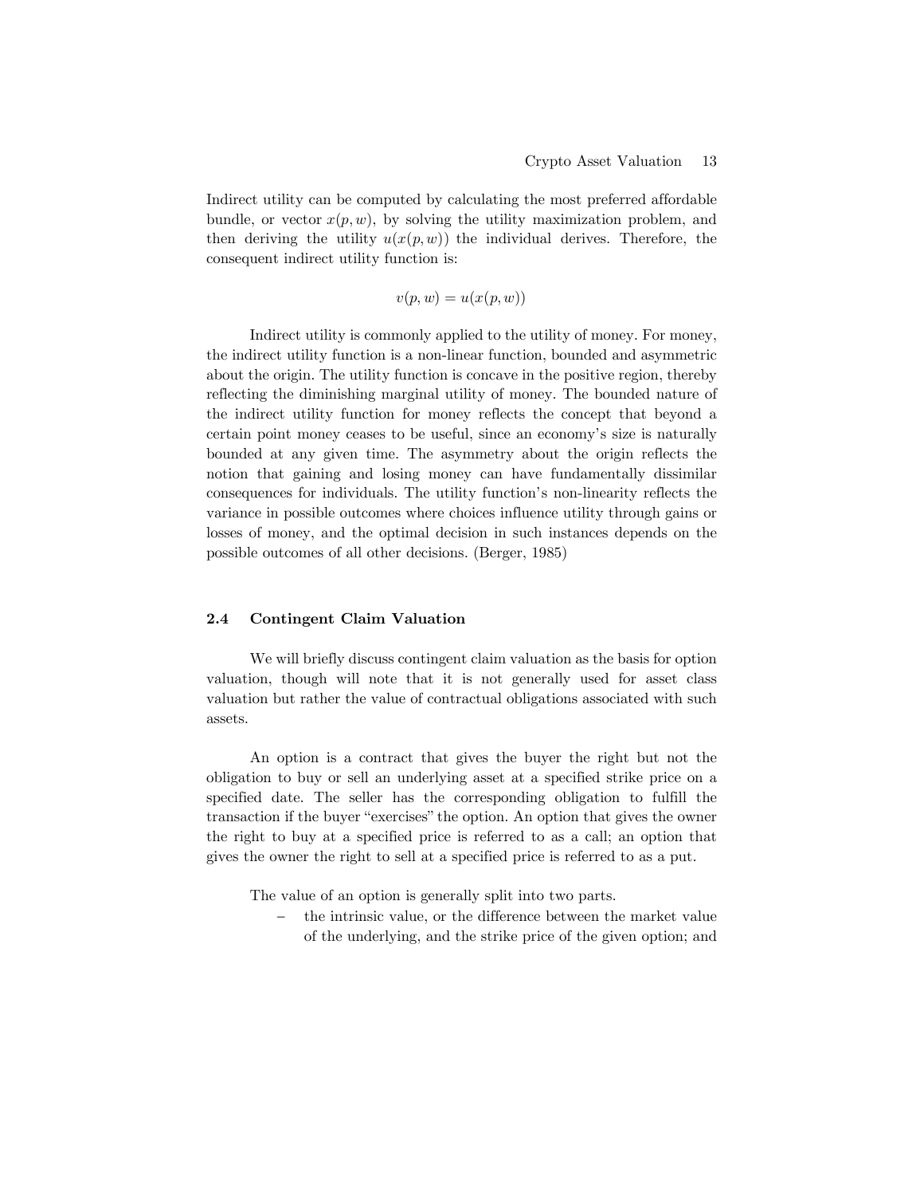Indirect utility can be computed by calculating the most preferred affordable bundle, or vector $x(p, w)$, by solving the utility maximization problem, and then deriving the utility $u(x(p, w))$ the individual derives. Therefore, the consequent indirect utility function is:

$$v(p, w) = u(x(p, w))$$

Indirect utility is commonly applied to the utility of money. For money, the indirect utility function is a non-linear function, bounded and asymmetric about the origin. The utility function is concave in the positive region, thereby reflecting the diminishing marginal utility of money. The bounded nature of the indirect utility function for money reflects the concept that beyond a certain point money ceases to be useful, since an economy's size is naturally bounded at any given time. The asymmetry about the origin reflects the notion that gaining and losing money can have fundamentally dissimilar consequences for individuals. The utility function's non-linearity reflects the variance in possible outcomes where choices influence utility through gains or losses of money, and the optimal decision in such instances depends on the possible outcomes of all other decisions. (Berger, 1985)

### 2.4 Contingent Claim Valuation

We will briefly discuss contingent claim valuation as the basis for option valuation, though will note that it is not generally used for asset class valuation but rather the value of contractual obligations associated with such assets.

An option is a contract that gives the buyer the right but not the obligation to buy or sell an underlying asset at a specified strike price on a specified date. The seller has the corresponding obligation to fulfill the transaction if the buyer "exercises" the option. An option that gives the owner the right to buy at a specified price is referred to as a call; an option that gives the owner the right to sell at a specified price is referred to as a put.

The value of an option is generally split into two parts.

- the intrinsic value, or the difference between the market value of the underlying, and the strike price of the given option; and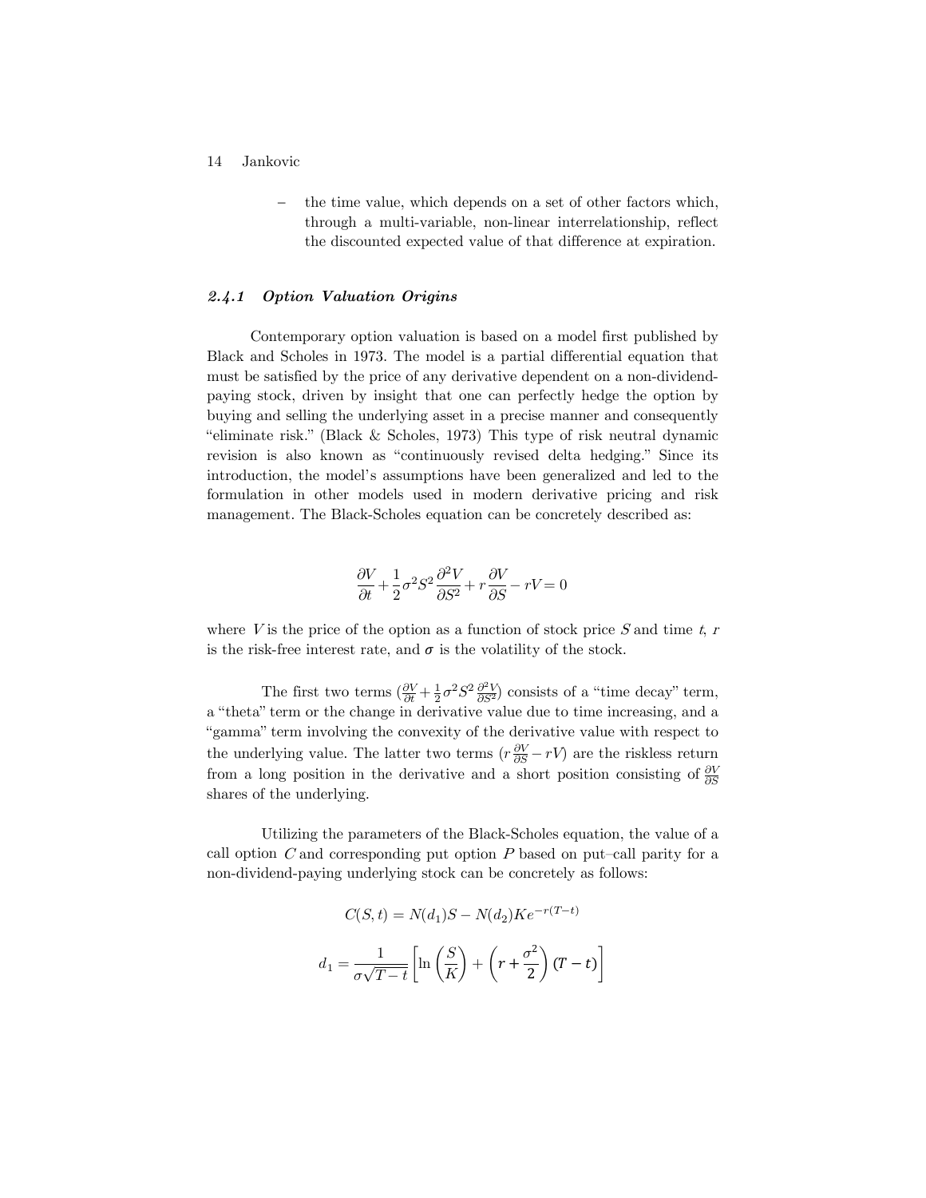– the time value, which depends on a set of other factors which, through a multi-variable, non-linear interrelationship, reflect the discounted expected value of that difference at expiration.

### *2.4.1 Option Valuation Origins*

Contemporary option valuation is based on a model first published by Black and Scholes in 1973. The model is a partial differential equation that must be satisfied by the price of any derivative dependent on a non-dividend-paying stock, driven by insight that one can perfectly hedge the option by buying and selling the underlying asset in a precise manner and consequently "eliminate risk." (Black & Scholes, 1973) This type of risk neutral dynamic revision is also known as "continuously revised delta hedging." Since its introduction, the model's assumptions have been generalized and led to the formulation in other models used in modern derivative pricing and risk management. The Black-Scholes equation can be concretely described as:

$$\frac{\partial V}{\partial t} + \frac{1}{2}\sigma^2 S^2 \frac{\partial^2 V}{\partial S^2} + r\frac{\partial V}{\partial S} - rV = 0$$

where $V$ is the price of the option as a function of stock price $S$ and time $t$, $r$ is the risk-free interest rate, and $\sigma$ is the volatility of the stock.

The first two terms ($\frac{\partial V}{\partial t} + \frac{1}{2}\sigma^2 S^2 \frac{\partial^2 V}{\partial S^2}$) consists of a "time decay" term, a "theta" term or the change in derivative value due to time increasing, and a "gamma" term involving the convexity of the derivative value with respect to the underlying value. The latter two terms ($r\frac{\partial V}{\partial S} - rV$) are the riskless return from a long position in the derivative and a short position consisting of $\frac{\partial V}{\partial S}$ shares of the underlying.

Utilizing the parameters of the Black-Scholes equation, the value of a call option $C$ and corresponding put option $P$ based on put–call parity for a non-dividend-paying underlying stock can be concretely as follows:

$$C(S,t) = N(d_1)S - N(d_2)Ke^{-r(T-t)}$$

$$d_1 = \frac{1}{\sigma\sqrt{T-t}}\left[\ln\left(\frac{S}{K}\right) + \left(r + \frac{\sigma^2}{2}\right)(T-t)\right]$$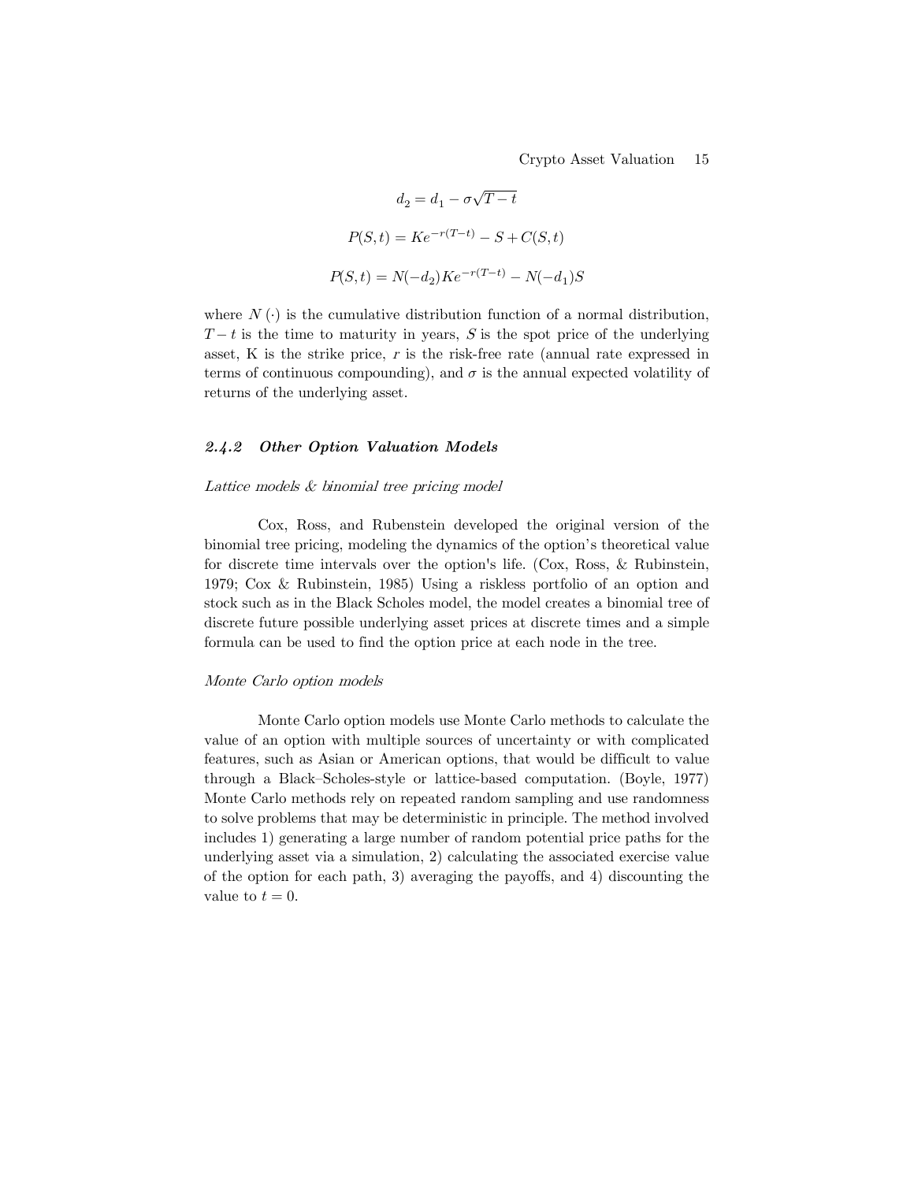$$d_2 = d_1 - \sigma\sqrt{T-t}$$

$$P(S,t) = Ke^{-r(T-t)} - S + C(S,t)$$

$$P(S,t) = N(-d_2)Ke^{-r(T-t)} - N(-d_1)S$$

where $N(\cdot)$ is the cumulative distribution function of a normal distribution, $T-t$ is the time to maturity in years, $S$ is the spot price of the underlying asset, K is the strike price, $r$ is the risk-free rate (annual rate expressed in terms of continuous compounding), and $\sigma$ is the annual expected volatility of returns of the underlying asset.

### *2.4.2 Other Option Valuation Models*

*Lattice models & binomial tree pricing model*

Cox, Ross, and Rubenstein developed the original version of the binomial tree pricing, modeling the dynamics of the option's theoretical value for discrete time intervals over the option's life. (Cox, Ross, & Rubinstein, 1979; Cox & Rubinstein, 1985) Using a riskless portfolio of an option and stock such as in the Black Scholes model, the model creates a binomial tree of discrete future possible underlying asset prices at discrete times and a simple formula can be used to find the option price at each node in the tree.

*Monte Carlo option models*

Monte Carlo option models use Monte Carlo methods to calculate the value of an option with multiple sources of uncertainty or with complicated features, such as Asian or American options, that would be difficult to value through a Black–Scholes-style or lattice-based computation. (Boyle, 1977) Monte Carlo methods rely on repeated random sampling and use randomness to solve problems that may be deterministic in principle. The method involved includes 1) generating a large number of random potential price paths for the underlying asset via a simulation, 2) calculating the associated exercise value of the option for each path, 3) averaging the payoffs, and 4) discounting the value to $t = 0$.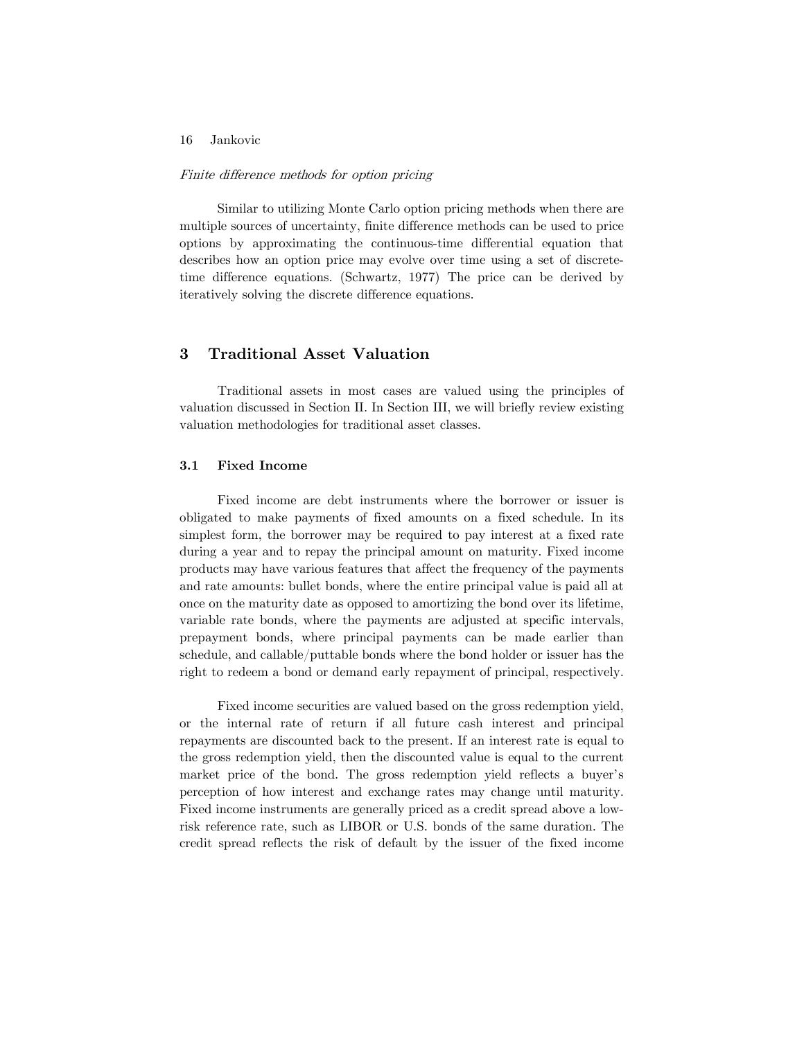*Finite difference methods for option pricing*

Similar to utilizing Monte Carlo option pricing methods when there are multiple sources of uncertainty, finite difference methods can be used to price options by approximating the continuous-time differential equation that describes how an option price may evolve over time using a set of discrete-time difference equations. (Schwartz, 1977) The price can be derived by iteratively solving the discrete difference equations.

## 3 Traditional Asset Valuation

Traditional assets in most cases are valued using the principles of valuation discussed in Section II. In Section III, we will briefly review existing valuation methodologies for traditional asset classes.

### 3.1 Fixed Income

Fixed income are debt instruments where the borrower or issuer is obligated to make payments of fixed amounts on a fixed schedule. In its simplest form, the borrower may be required to pay interest at a fixed rate during a year and to repay the principal amount on maturity. Fixed income products may have various features that affect the frequency of the payments and rate amounts: bullet bonds, where the entire principal value is paid all at once on the maturity date as opposed to amortizing the bond over its lifetime, variable rate bonds, where the payments are adjusted at specific intervals, prepayment bonds, where principal payments can be made earlier than schedule, and callable/puttable bonds where the bond holder or issuer has the right to redeem a bond or demand early repayment of principal, respectively.

Fixed income securities are valued based on the gross redemption yield, or the internal rate of return if all future cash interest and principal repayments are discounted back to the present. If an interest rate is equal to the gross redemption yield, then the discounted value is equal to the current market price of the bond. The gross redemption yield reflects a buyer's perception of how interest and exchange rates may change until maturity. Fixed income instruments are generally priced as a credit spread above a low-risk reference rate, such as LIBOR or U.S. bonds of the same duration. The credit spread reflects the risk of default by the issuer of the fixed income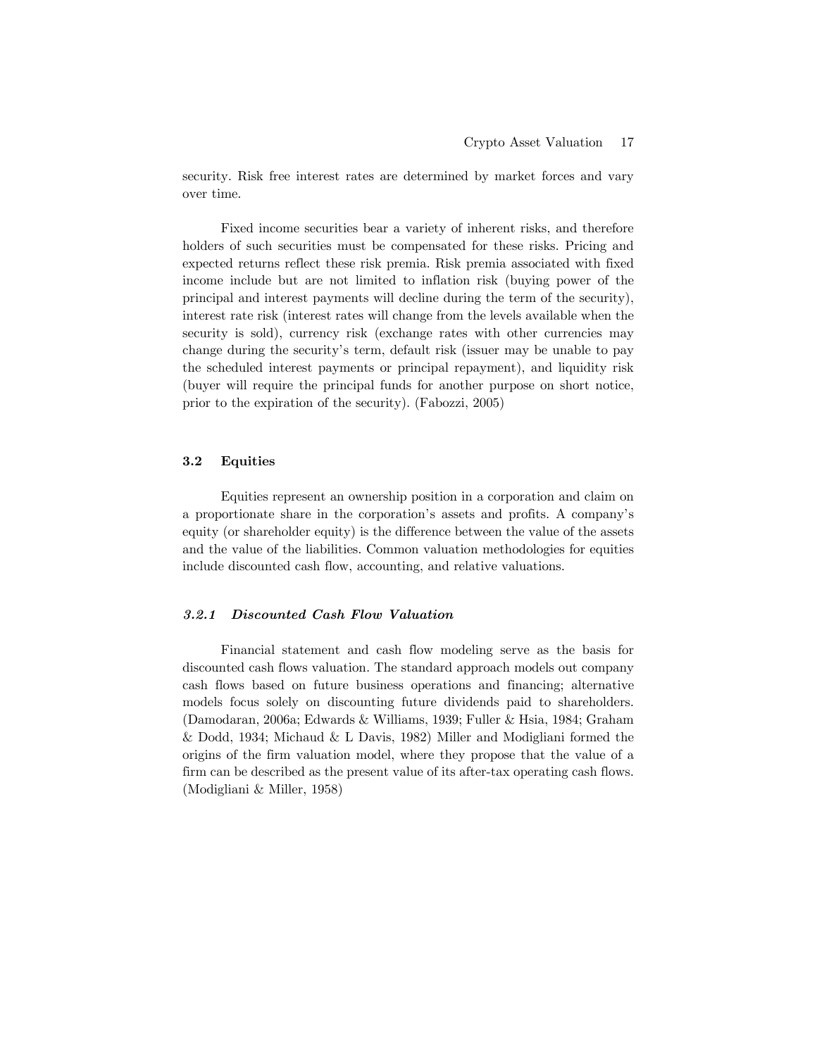security. Risk free interest rates are determined by market forces and vary over time.

Fixed income securities bear a variety of inherent risks, and therefore holders of such securities must be compensated for these risks. Pricing and expected returns reflect these risk premia. Risk premia associated with fixed income include but are not limited to inflation risk (buying power of the principal and interest payments will decline during the term of the security), interest rate risk (interest rates will change from the levels available when the security is sold), currency risk (exchange rates with other currencies may change during the security's term, default risk (issuer may be unable to pay the scheduled interest payments or principal repayment), and liquidity risk (buyer will require the principal funds for another purpose on short notice, prior to the expiration of the security). (Fabozzi, 2005)

## 3.2 Equities

Equities represent an ownership position in a corporation and claim on a proportionate share in the corporation's assets and profits. A company's equity (or shareholder equity) is the difference between the value of the assets and the value of the liabilities. Common valuation methodologies for equities include discounted cash flow, accounting, and relative valuations.

### *3.2.1 Discounted Cash Flow Valuation*

Financial statement and cash flow modeling serve as the basis for discounted cash flows valuation. The standard approach models out company cash flows based on future business operations and financing; alternative models focus solely on discounting future dividends paid to shareholders. (Damodaran, 2006a; Edwards & Williams, 1939; Fuller & Hsia, 1984; Graham & Dodd, 1934; Michaud & L Davis, 1982) Miller and Modigliani formed the origins of the firm valuation model, where they propose that the value of a firm can be described as the present value of its after-tax operating cash flows. (Modigliani & Miller, 1958)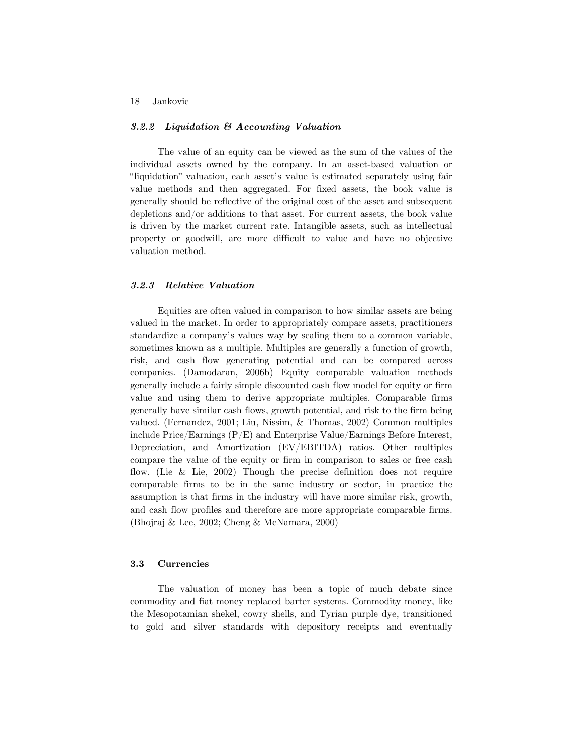#### *3.2.2 Liquidation & Accounting Valuation*

The value of an equity can be viewed as the sum of the values of the individual assets owned by the company. In an asset-based valuation or "liquidation" valuation, each asset's value is estimated separately using fair value methods and then aggregated. For fixed assets, the book value is generally should be reflective of the original cost of the asset and subsequent depletions and/or additions to that asset. For current assets, the book value is driven by the market current rate. Intangible assets, such as intellectual property or goodwill, are more difficult to value and have no objective valuation method.

#### *3.2.3 Relative Valuation*

Equities are often valued in comparison to how similar assets are being valued in the market. In order to appropriately compare assets, practitioners standardize a company's values way by scaling them to a common variable, sometimes known as a multiple. Multiples are generally a function of growth, risk, and cash flow generating potential and can be compared across companies. (Damodaran, 2006b) Equity comparable valuation methods generally include a fairly simple discounted cash flow model for equity or firm value and using them to derive appropriate multiples. Comparable firms generally have similar cash flows, growth potential, and risk to the firm being valued. (Fernandez, 2001; Liu, Nissim, & Thomas, 2002) Common multiples include Price/Earnings (P/E) and Enterprise Value/Earnings Before Interest, Depreciation, and Amortization (EV/EBITDA) ratios. Other multiples compare the value of the equity or firm in comparison to sales or free cash flow. (Lie & Lie, 2002) Though the precise definition does not require comparable firms to be in the same industry or sector, in practice the assumption is that firms in the industry will have more similar risk, growth, and cash flow profiles and therefore are more appropriate comparable firms. (Bhojraj & Lee, 2002; Cheng & McNamara, 2000)

### 3.3 Currencies

The valuation of money has been a topic of much debate since commodity and fiat money replaced barter systems. Commodity money, like the Mesopotamian shekel, cowry shells, and Tyrian purple dye, transitioned to gold and silver standards with depository receipts and eventually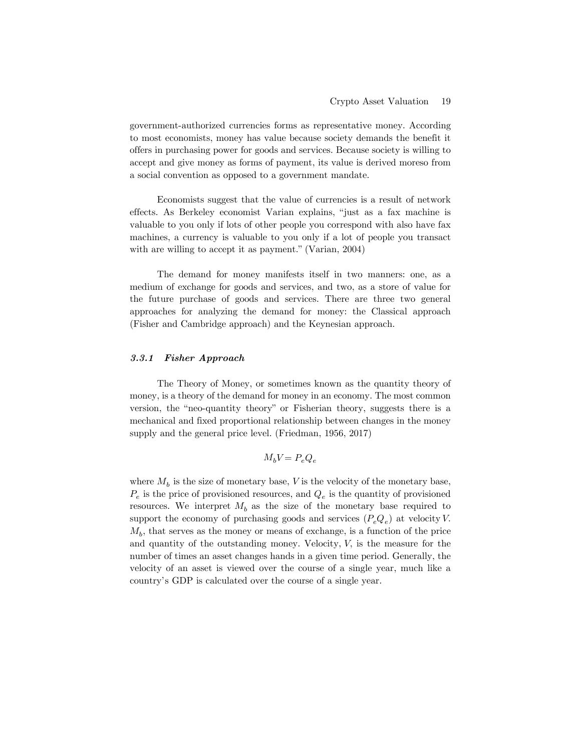government-authorized currencies forms as representative money. According to most economists, money has value because society demands the benefit it offers in purchasing power for goods and services. Because society is willing to accept and give money as forms of payment, its value is derived moreso from a social convention as opposed to a government mandate.

Economists suggest that the value of currencies is a result of network effects. As Berkeley economist Varian explains, "just as a fax machine is valuable to you only if lots of other people you correspond with also have fax machines, a currency is valuable to you only if a lot of people you transact with are willing to accept it as payment." (Varian, 2004)

The demand for money manifests itself in two manners: one, as a medium of exchange for goods and services, and two, as a store of value for the future purchase of goods and services. There are three two general approaches for analyzing the demand for money: the Classical approach (Fisher and Cambridge approach) and the Keynesian approach.

### *3.3.1 Fisher Approach*

The Theory of Money, or sometimes known as the quantity theory of money, is a theory of the demand for money in an economy. The most common version, the "neo-quantity theory" or Fisherian theory, suggests there is a mechanical and fixed proportional relationship between changes in the money supply and the general price level. (Friedman, 1956, 2017)

$$M_b V = P_e Q_e$$

where $M_b$ is the size of monetary base, $V$ is the velocity of the monetary base, $P_e$ is the price of provisioned resources, and $Q_e$ is the quantity of provisioned resources. We interpret $M_b$ as the size of the monetary base required to support the economy of purchasing goods and services ($P_e Q_e$) at velocity $V$. $M_b$, that serves as the money or means of exchange, is a function of the price and quantity of the outstanding money. Velocity, $V$, is the measure for the number of times an asset changes hands in a given time period. Generally, the velocity of an asset is viewed over the course of a single year, much like a country's GDP is calculated over the course of a single year.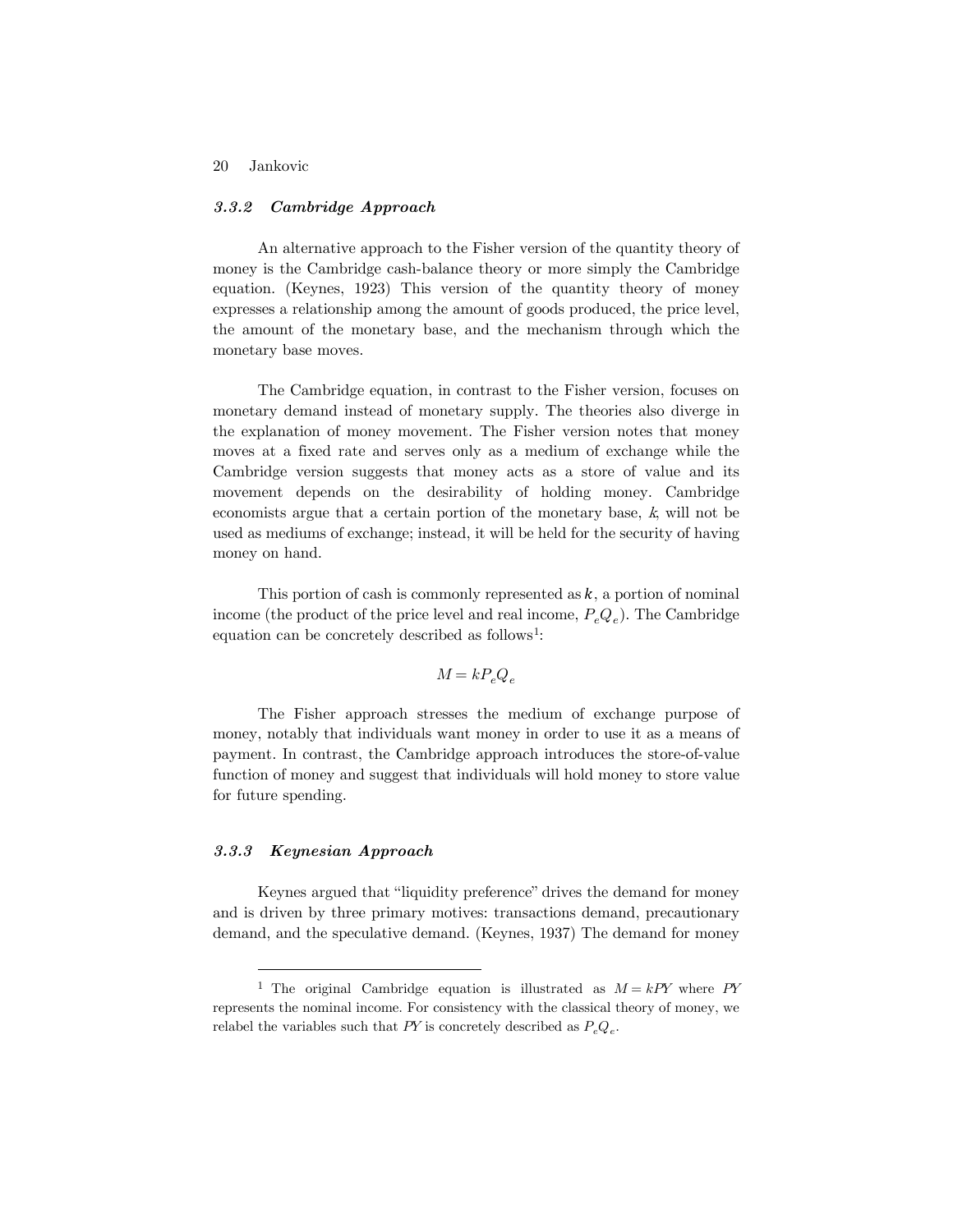### *3.3.2 Cambridge Approach*

An alternative approach to the Fisher version of the quantity theory of money is the Cambridge cash-balance theory or more simply the Cambridge equation. (Keynes, 1923) This version of the quantity theory of money expresses a relationship among the amount of goods produced, the price level, the amount of the monetary base, and the mechanism through which the monetary base moves.

The Cambridge equation, in contrast to the Fisher version, focuses on monetary demand instead of monetary supply. The theories also diverge in the explanation of money movement. The Fisher version notes that money moves at a fixed rate and serves only as a medium of exchange while the Cambridge version suggests that money acts as a store of value and its movement depends on the desirability of holding money. Cambridge economists argue that a certain portion of the monetary base, $k$, will not be used as mediums of exchange; instead, it will be held for the security of having money on hand.

This portion of cash is commonly represented as $\boldsymbol{k}$, a portion of nominal income (the product of the price level and real income, $P_eQ_e$). The Cambridge equation can be concretely described as follows[1]:

$$M = kP_eQ_e$$

The Fisher approach stresses the medium of exchange purpose of money, notably that individuals want money in order to use it as a means of payment. In contrast, the Cambridge approach introduces the store-of-value function of money and suggest that individuals will hold money to store value for future spending.

### *3.3.3 Keynesian Approach*

Keynes argued that "liquidity preference" drives the demand for money and is driven by three primary motives: transactions demand, precautionary demand, and the speculative demand. (Keynes, 1937) The demand for money

---

[1] The original Cambridge equation is illustrated as $M = kPY$ where $PY$ represents the nominal income. For consistency with the classical theory of money, we relabel the variables such that $PY$ is concretely described as $P_eQ_e$.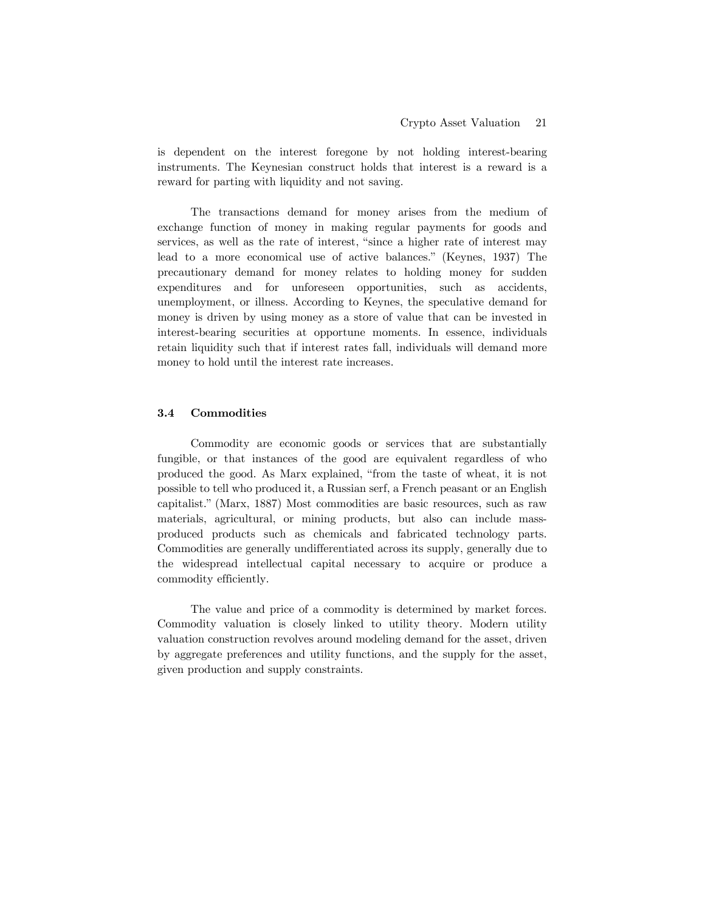is dependent on the interest foregone by not holding interest-bearing instruments. The Keynesian construct holds that interest is a reward is a reward for parting with liquidity and not saving.

The transactions demand for money arises from the medium of exchange function of money in making regular payments for goods and services, as well as the rate of interest, "since a higher rate of interest may lead to a more economical use of active balances." (Keynes, 1937) The precautionary demand for money relates to holding money for sudden expenditures and for unforeseen opportunities, such as accidents, unemployment, or illness. According to Keynes, the speculative demand for money is driven by using money as a store of value that can be invested in interest-bearing securities at opportune moments. In essence, individuals retain liquidity such that if interest rates fall, individuals will demand more money to hold until the interest rate increases.

### 3.4 Commodities

Commodity are economic goods or services that are substantially fungible, or that instances of the good are equivalent regardless of who produced the good. As Marx explained, "from the taste of wheat, it is not possible to tell who produced it, a Russian serf, a French peasant or an English capitalist." (Marx, 1887) Most commodities are basic resources, such as raw materials, agricultural, or mining products, but also can include mass-produced products such as chemicals and fabricated technology parts. Commodities are generally undifferentiated across its supply, generally due to the widespread intellectual capital necessary to acquire or produce a commodity efficiently.

The value and price of a commodity is determined by market forces. Commodity valuation is closely linked to utility theory. Modern utility valuation construction revolves around modeling demand for the asset, driven by aggregate preferences and utility functions, and the supply for the asset, given production and supply constraints.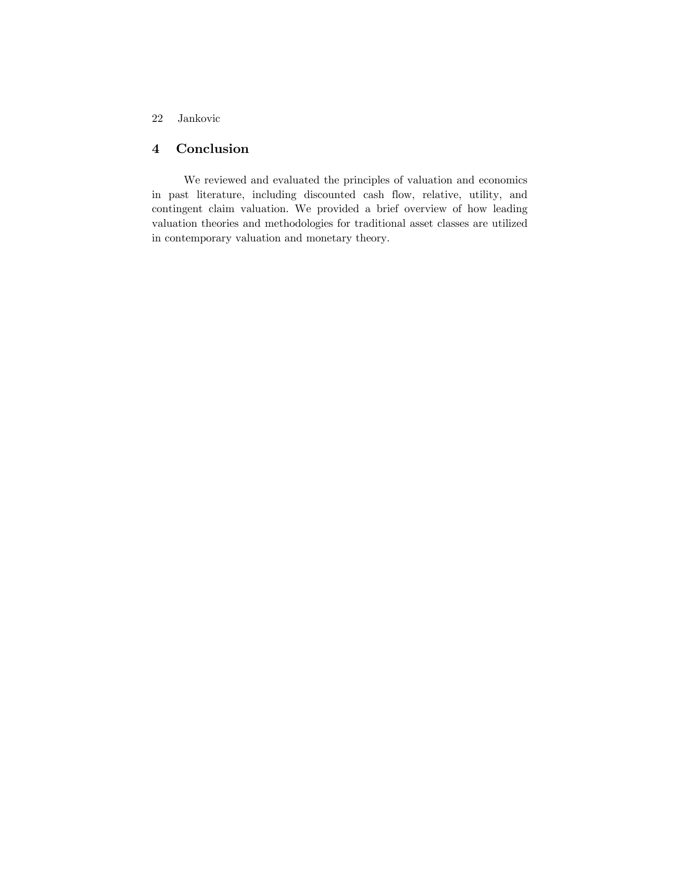## 4 Conclusion

We reviewed and evaluated the principles of valuation and economics in past literature, including discounted cash flow, relative, utility, and contingent claim valuation. We provided a brief overview of how leading valuation theories and methodologies for traditional asset classes are utilized in contemporary valuation and monetary theory.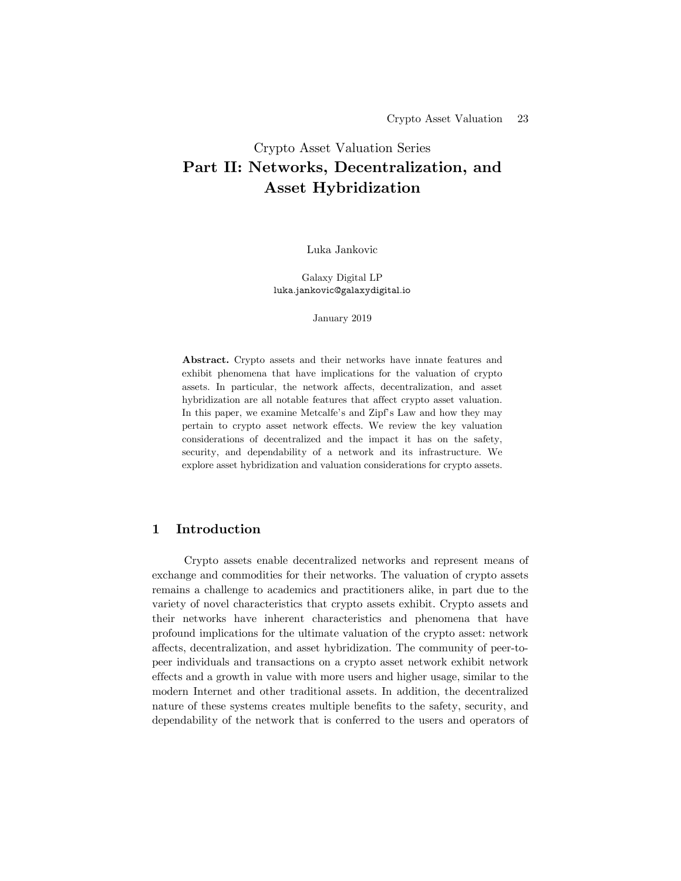Crypto Asset Valuation Series

# Part II: Networks, Decentralization, and Asset Hybridization

Luka Jankovic

Galaxy Digital LP
luka.jankovic@galaxydigital.io

January 2019

**Abstract.** Crypto assets and their networks have innate features and exhibit phenomena that have implications for the valuation of crypto assets. In particular, the network affects, decentralization, and asset hybridization are all notable features that affect crypto asset valuation. In this paper, we examine Metcalfe's and Zipf's Law and how they may pertain to crypto asset network effects. We review the key valuation considerations of decentralized and the impact it has on the safety, security, and dependability of a network and its infrastructure. We explore asset hybridization and valuation considerations for crypto assets.

## 1 Introduction

Crypto assets enable decentralized networks and represent means of exchange and commodities for their networks. The valuation of crypto assets remains a challenge to academics and practitioners alike, in part due to the variety of novel characteristics that crypto assets exhibit. Crypto assets and their networks have inherent characteristics and phenomena that have profound implications for the ultimate valuation of the crypto asset: network affects, decentralization, and asset hybridization. The community of peer-to-peer individuals and transactions on a crypto asset network exhibit network effects and a growth in value with more users and higher usage, similar to the modern Internet and other traditional assets. In addition, the decentralized nature of these systems creates multiple benefits to the safety, security, and dependability of the network that is conferred to the users and operators of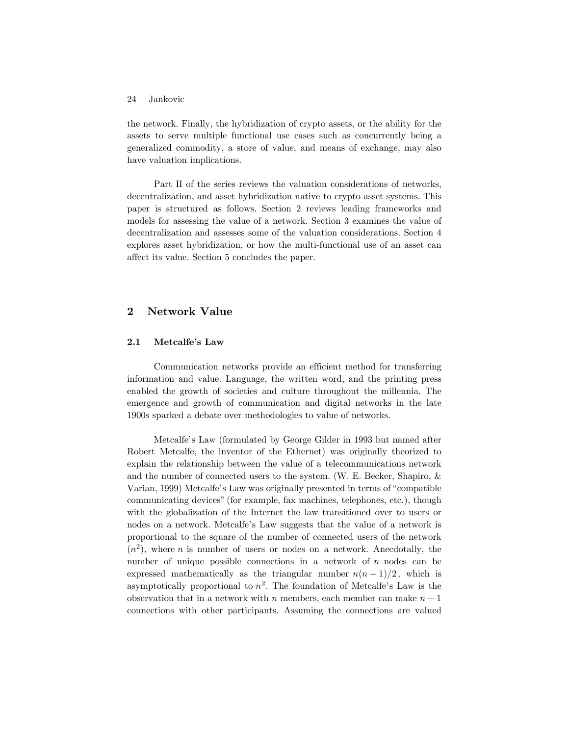the network. Finally, the hybridization of crypto assets, or the ability for the assets to serve multiple functional use cases such as concurrently being a generalized commodity, a store of value, and means of exchange, may also have valuation implications.

Part II of the series reviews the valuation considerations of networks, decentralization, and asset hybridization native to crypto asset systems. This paper is structured as follows. Section 2 reviews leading frameworks and models for assessing the value of a network. Section 3 examines the value of decentralization and assesses some of the valuation considerations. Section 4 explores asset hybridization, or how the multi-functional use of an asset can affect its value. Section 5 concludes the paper.

## 2 Network Value

### 2.1 Metcalfe's Law

Communication networks provide an efficient method for transferring information and value. Language, the written word, and the printing press enabled the growth of societies and culture throughout the millennia. The emergence and growth of communication and digital networks in the late 1900s sparked a debate over methodologies to value of networks.

Metcalfe's Law (formulated by George Gilder in 1993 but named after Robert Metcalfe, the inventor of the Ethernet) was originally theorized to explain the relationship between the value of a telecommunications network and the number of connected users to the system. (W. E. Becker, Shapiro, & Varian, 1999) Metcalfe's Law was originally presented in terms of "compatible communicating devices" (for example, fax machines, telephones, etc.), though with the globalization of the Internet the law transitioned over to users or nodes on a network. Metcalfe's Law suggests that the value of a network is proportional to the square of the number of connected users of the network ($n^2$), where $n$ is number of users or nodes on a network. Anecdotally, the number of unique possible connections in a network of $n$ nodes can be expressed mathematically as the triangular number $n(n-1)/2$, which is asymptotically proportional to $n^2$. The foundation of Metcalfe's Law is the observation that in a network with $n$ members, each member can make $n-1$ connections with other participants. Assuming the connections are valued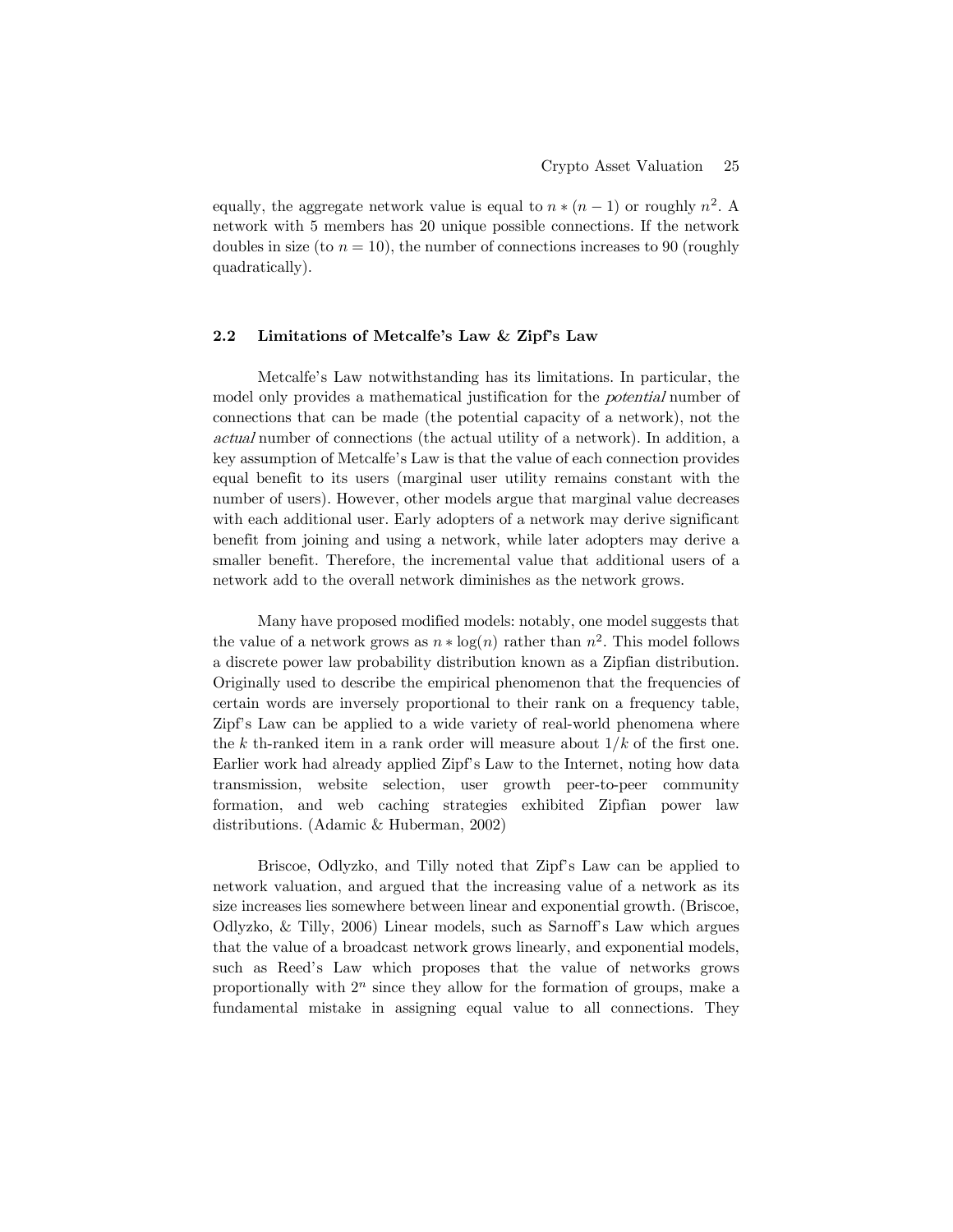equally, the aggregate network value is equal to $n * (n-1)$ or roughly $n^2$. A network with 5 members has 20 unique possible connections. If the network doubles in size (to $n = 10$), the number of connections increases to 90 (roughly quadratically).

### 2.2 Limitations of Metcalfe's Law & Zipf's Law

Metcalfe's Law notwithstanding has its limitations. In particular, the model only provides a mathematical justification for the *potential* number of connections that can be made (the potential capacity of a network), not the *actual* number of connections (the actual utility of a network). In addition, a key assumption of Metcalfe's Law is that the value of each connection provides equal benefit to its users (marginal user utility remains constant with the number of users). However, other models argue that marginal value decreases with each additional user. Early adopters of a network may derive significant benefit from joining and using a network, while later adopters may derive a smaller benefit. Therefore, the incremental value that additional users of a network add to the overall network diminishes as the network grows.

Many have proposed modified models: notably, one model suggests that the value of a network grows as $n * \log(n)$ rather than $n^2$. This model follows a discrete power law probability distribution known as a Zipfian distribution. Originally used to describe the empirical phenomenon that the frequencies of certain words are inversely proportional to their rank on a frequency table, Zipf's Law can be applied to a wide variety of real-world phenomena where the $k$ th-ranked item in a rank order will measure about $1/k$ of the first one. Earlier work had already applied Zipf's Law to the Internet, noting how data transmission, website selection, user growth peer-to-peer community formation, and web caching strategies exhibited Zipfian power law distributions. (Adamic & Huberman, 2002)

Briscoe, Odlyzko, and Tilly noted that Zipf's Law can be applied to network valuation, and argued that the increasing value of a network as its size increases lies somewhere between linear and exponential growth. (Briscoe, Odlyzko, & Tilly, 2006) Linear models, such as Sarnoff's Law which argues that the value of a broadcast network grows linearly, and exponential models, such as Reed's Law which proposes that the value of networks grows proportionally with $2^n$ since they allow for the formation of groups, make a fundamental mistake in assigning equal value to all connections. They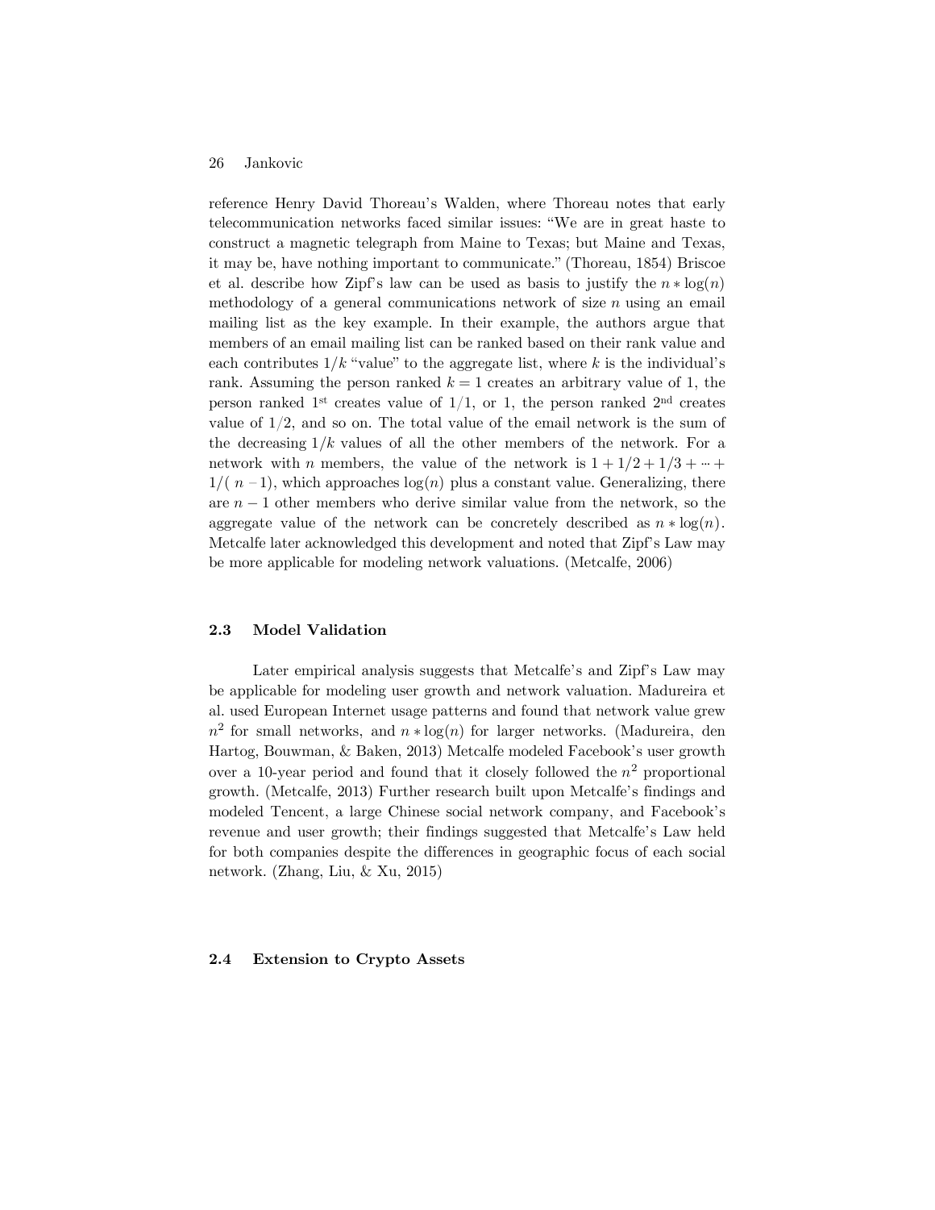reference Henry David Thoreau's Walden, where Thoreau notes that early telecommunication networks faced similar issues: "We are in great haste to construct a magnetic telegraph from Maine to Texas; but Maine and Texas, it may be, have nothing important to communicate." (Thoreau, 1854) Briscoe et al. describe how Zipf's law can be used as basis to justify the $n * \log(n)$ methodology of a general communications network of size $n$ using an email mailing list as the key example. In their example, the authors argue that members of an email mailing list can be ranked based on their rank value and each contributes $1/k$ "value" to the aggregate list, where $k$ is the individual's rank. Assuming the person ranked $k = 1$ creates an arbitrary value of 1, the person ranked 1st creates value of $1/1$, or 1, the person ranked 2nd creates value of $1/2$, and so on. The total value of the email network is the sum of the decreasing $1/k$ values of all the other members of the network. For a network with $n$ members, the value of the network is $1 + 1/2 + 1/3 + \cdots + 1/(n-1)$, which approaches $\log(n)$ plus a constant value. Generalizing, there are $n - 1$ other members who derive similar value from the network, so the aggregate value of the network can be concretely described as $n * \log(n)$. Metcalfe later acknowledged this development and noted that Zipf's Law may be more applicable for modeling network valuations. (Metcalfe, 2006)

### 2.3 Model Validation

Later empirical analysis suggests that Metcalfe's and Zipf's Law may be applicable for modeling user growth and network valuation. Madureira et al. used European Internet usage patterns and found that network value grew $n^2$ for small networks, and $n * \log(n)$ for larger networks. (Madureira, den Hartog, Bouwman, & Baken, 2013) Metcalfe modeled Facebook's user growth over a 10-year period and found that it closely followed the $n^2$ proportional growth. (Metcalfe, 2013) Further research built upon Metcalfe's findings and modeled Tencent, a large Chinese social network company, and Facebook's revenue and user growth; their findings suggested that Metcalfe's Law held for both companies despite the differences in geographic focus of each social network. (Zhang, Liu, & Xu, 2015)

### 2.4 Extension to Crypto Assets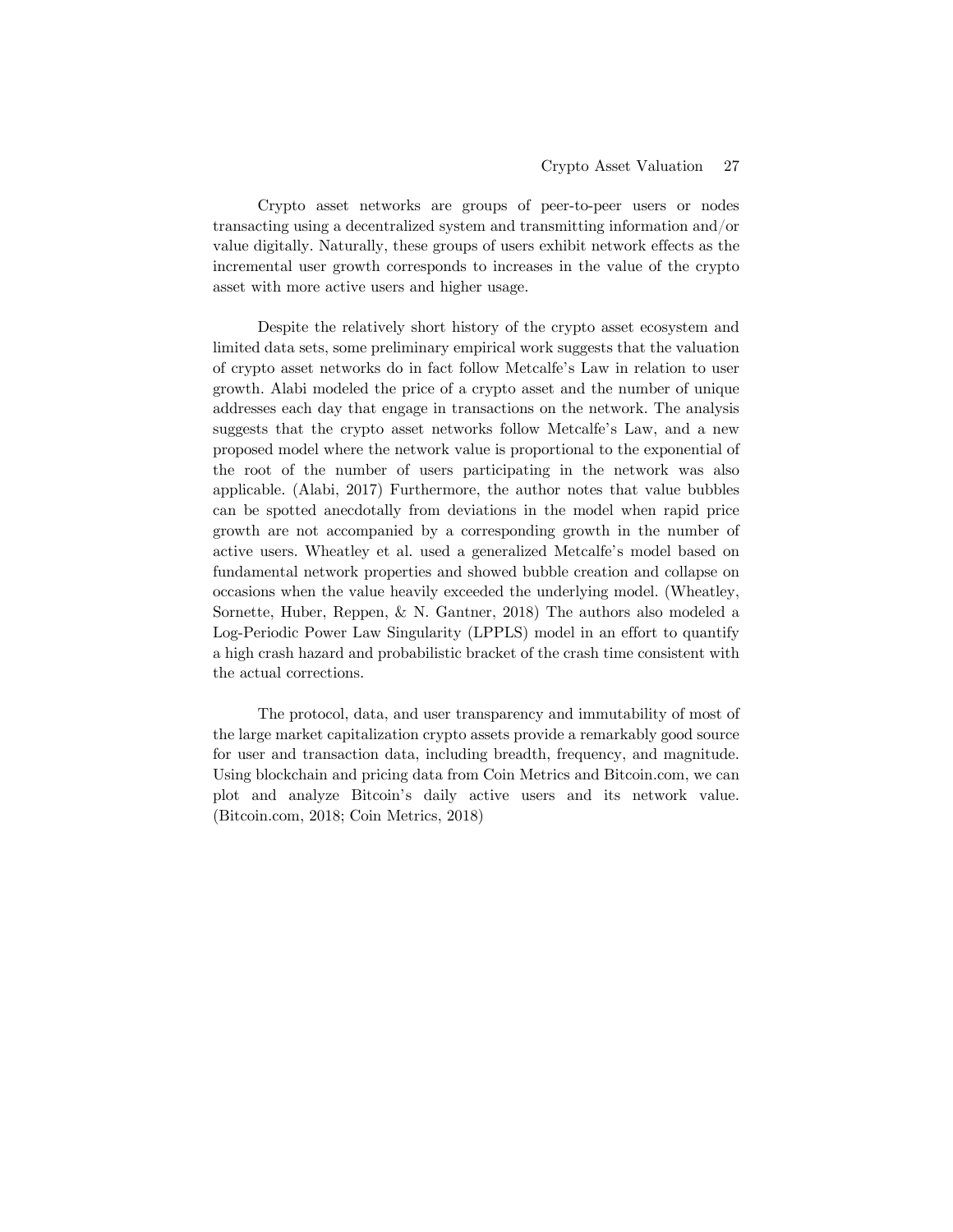Crypto asset networks are groups of peer-to-peer users or nodes transacting using a decentralized system and transmitting information and/or value digitally. Naturally, these groups of users exhibit network effects as the incremental user growth corresponds to increases in the value of the crypto asset with more active users and higher usage.

Despite the relatively short history of the crypto asset ecosystem and limited data sets, some preliminary empirical work suggests that the valuation of crypto asset networks do in fact follow Metcalfe's Law in relation to user growth. Alabi modeled the price of a crypto asset and the number of unique addresses each day that engage in transactions on the network. The analysis suggests that the crypto asset networks follow Metcalfe's Law, and a new proposed model where the network value is proportional to the exponential of the root of the number of users participating in the network was also applicable. (Alabi, 2017) Furthermore, the author notes that value bubbles can be spotted anecdotally from deviations in the model when rapid price growth are not accompanied by a corresponding growth in the number of active users. Wheatley et al. used a generalized Metcalfe's model based on fundamental network properties and showed bubble creation and collapse on occasions when the value heavily exceeded the underlying model. (Wheatley, Sornette, Huber, Reppen, & N. Gantner, 2018) The authors also modeled a Log-Periodic Power Law Singularity (LPPLS) model in an effort to quantify a high crash hazard and probabilistic bracket of the crash time consistent with the actual corrections.

The protocol, data, and user transparency and immutability of most of the large market capitalization crypto assets provide a remarkably good source for user and transaction data, including breadth, frequency, and magnitude. Using blockchain and pricing data from Coin Metrics and Bitcoin.com, we can plot and analyze Bitcoin's daily active users and its network value. (Bitcoin.com, 2018; Coin Metrics, 2018)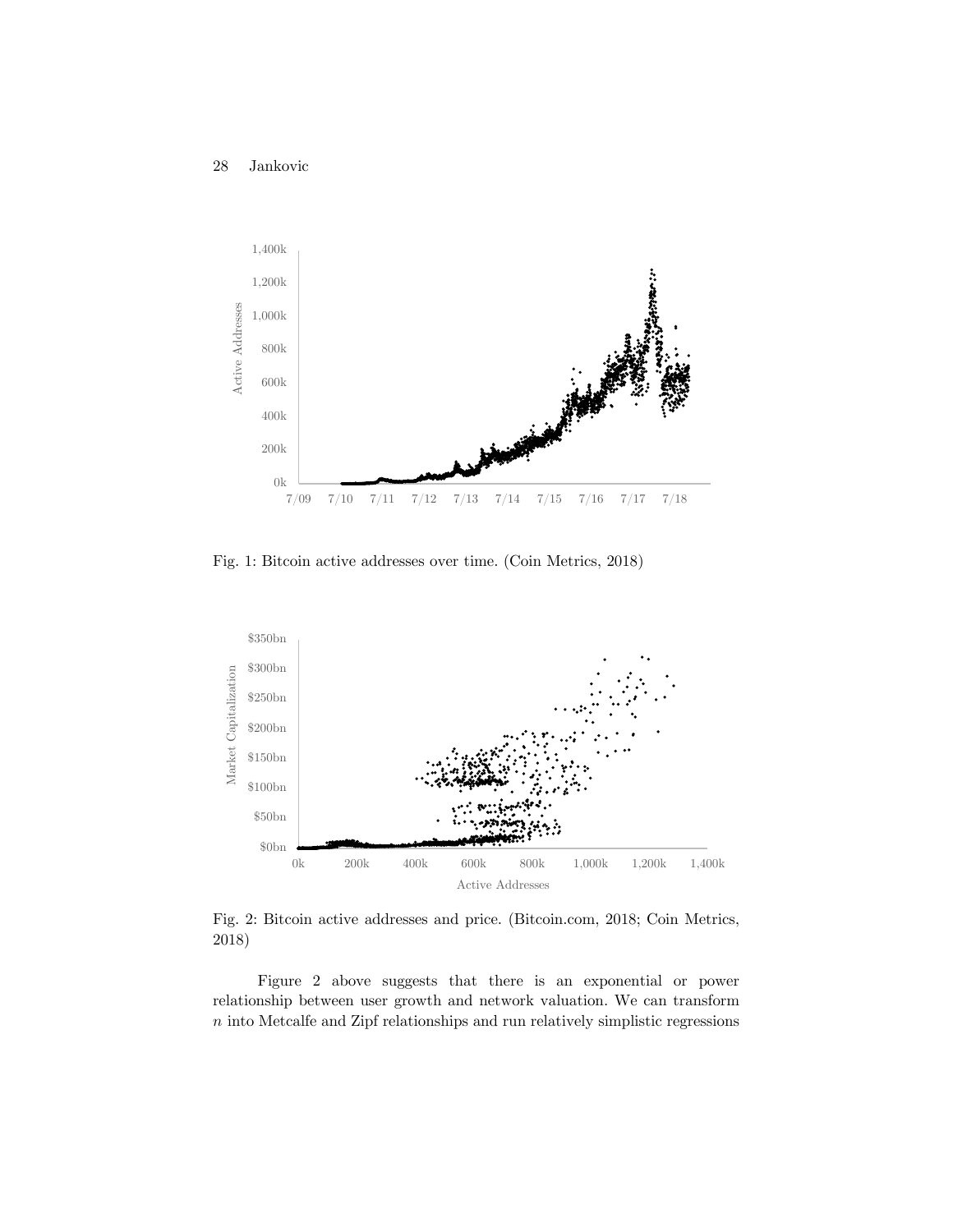Fig. 1: Bitcoin active addresses over time. (Coin Metrics, 2018)

Fig. 2: Bitcoin active addresses and price. (Bitcoin.com, 2018; Coin Metrics, 2018)

Figure 2 above suggests that there is an exponential or power relationship between user growth and network valuation. We can transform $n$ into Metcalfe and Zipf relationships and run relatively simplistic regressions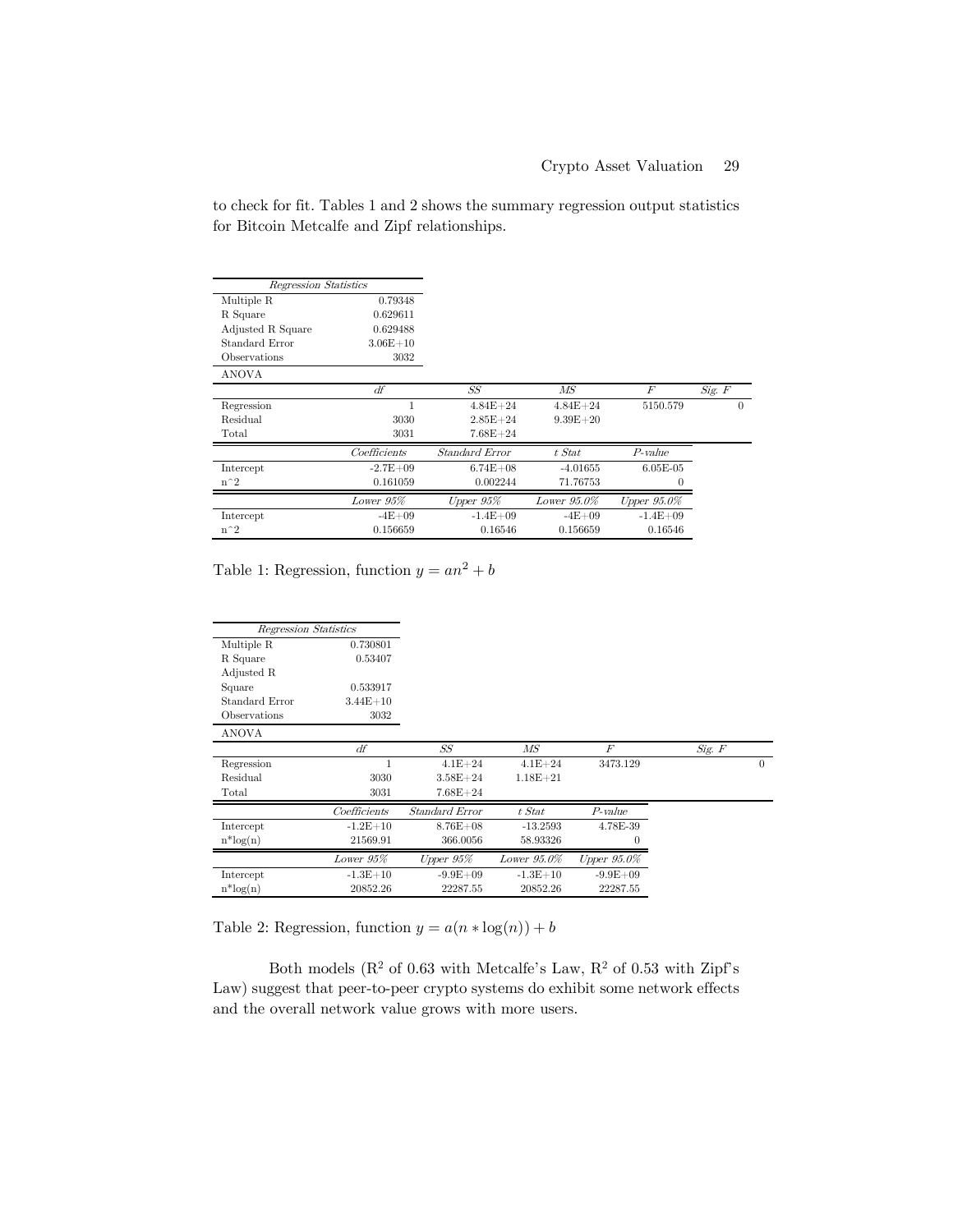to check for fit. Tables 1 and 2 shows the summary regression output statistics for Bitcoin Metcalfe and Zipf relationships.

| *Regression Statistics* | | | | | |
|---|---|---|---|---|---|
| Multiple R | 0.79348 | | | | |
| R Square | 0.629611 | | | | |
| Adjusted R Square | 0.629488 | | | | |
| Standard Error | 3.06E+10 | | | | |
| Observations | 3032 | | | | |
| ANOVA | | | | | |
| | *df* | *SS* | *MS* | *F* | *Sig. F* |
| Regression | 1 | 4.84E+24 | 4.84E+24 | 5150.579 | 0 |
| Residual | 3030 | 2.85E+24 | 9.39E+20 | | |
| Total | 3031 | 7.68E+24 | | | |
| | *Coefficients* | *Standard Error* | *t Stat* | *P-value* | |
| Intercept | -2.7E+09 | 6.74E+08 | -4.01655 | 6.05E-05 | |
| n^2 | 0.161059 | 0.002244 | 71.76753 | 0 | |
| | *Lower 95%* | *Upper 95%* | *Lower 95.0%* | *Upper 95.0%* | |
| Intercept | -4E+09 | -1.4E+09 | -4E+09 | -1.4E+09 | |
| n^2 | 0.156659 | 0.16546 | 0.156659 | 0.16546 | |

Table 1: Regression, function $y = an^2 + b$

| *Regression Statistics* | | | | | |
|---|---|---|---|---|---|
| Multiple R | 0.730801 | | | | |
| R Square | 0.53407 | | | | |
| Adjusted R Square | 0.533917 | | | | |
| Standard Error | 3.44E+10 | | | | |
| Observations | 3032 | | | | |
| ANOVA | | | | | |
| | *df* | *SS* | *MS* | *F* | *Sig. F* |
| Regression | 1 | 4.1E+24 | 4.1E+24 | 3473.129 | 0 |
| Residual | 3030 | 3.58E+24 | 1.18E+21 | | |
| Total | 3031 | 7.68E+24 | | | |
| | *Coefficients* | *Standard Error* | *t Stat* | *P-value* | |
| Intercept | -1.2E+10 | 8.76E+08 | -13.2593 | 4.78E-39 | |
| n*log(n) | 21569.91 | 366.0056 | 58.93326 | 0 | |
| | *Lower 95%* | *Upper 95%* | *Lower 95.0%* | *Upper 95.0%* | |
| Intercept | -1.3E+10 | -9.9E+09 | -1.3E+10 | -9.9E+09 | |
| n*log(n) | 20852.26 | 22287.55 | 20852.26 | 22287.55 | |

Table 2: Regression, function $y = a(n * \log(n)) + b$

Both models ($R^2$ of 0.63 with Metcalfe's Law, $R^2$ of 0.53 with Zipf's Law) suggest that peer-to-peer crypto systems do exhibit some network effects and the overall network value grows with more users.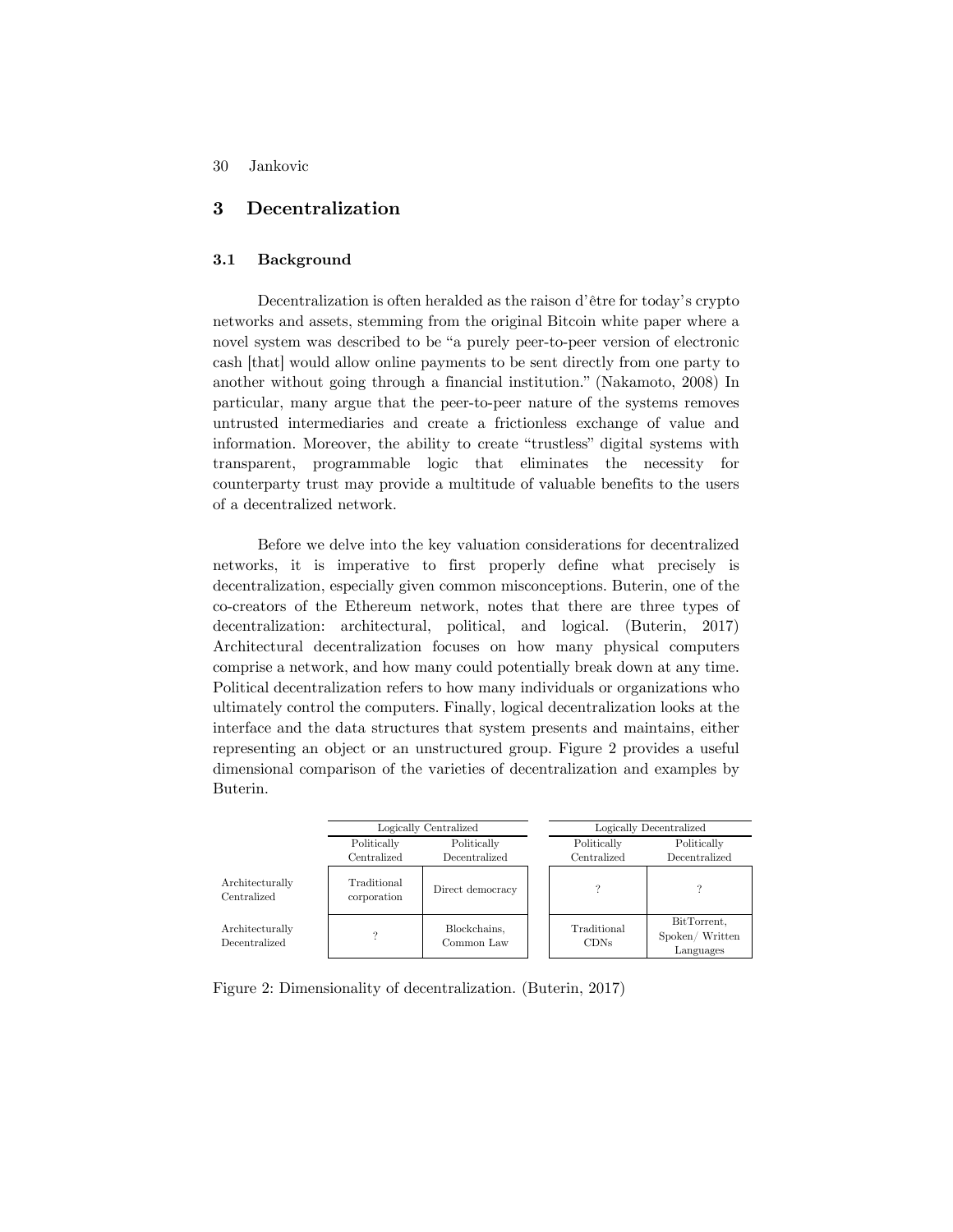## 3 Decentralization

### 3.1 Background

Decentralization is often heralded as the raison d'être for today's crypto networks and assets, stemming from the original Bitcoin white paper where a novel system was described to be "a purely peer-to-peer version of electronic cash [that] would allow online payments to be sent directly from one party to another without going through a financial institution." (Nakamoto, 2008) In particular, many argue that the peer-to-peer nature of the systems removes untrusted intermediaries and create a frictionless exchange of value and information. Moreover, the ability to create "trustless" digital systems with transparent, programmable logic that eliminates the necessity for counterparty trust may provide a multitude of valuable benefits to the users of a decentralized network.

Before we delve into the key valuation considerations for decentralized networks, it is imperative to first properly define what precisely is decentralization, especially given common misconceptions. Buterin, one of the co-creators of the Ethereum network, notes that there are three types of decentralization: architectural, political, and logical. (Buterin, 2017) Architectural decentralization focuses on how many physical computers comprise a network, and how many could potentially break down at any time. Political decentralization refers to how many individuals or organizations who ultimately control the computers. Finally, logical decentralization looks at the interface and the data structures that system presents and maintains, either representing an object or an unstructured group. Figure 2 provides a useful dimensional comparison of the varieties of decentralization and examples by Buterin.

| | Logically Centralized | | Logically Decentralized | |
|---|---|---|---|---|
| | Politically Centralized | Politically Decentralized | Politically Centralized | Politically Decentralized |
| Architecturally Centralized | Traditional corporation | Direct democracy | ? | ? |
| Architecturally Decentralized | ? | Blockchains, Common Law | Traditional CDNs | BitTorrent, Spoken/ Written Languages |

Figure 2: Dimensionality of decentralization. (Buterin, 2017)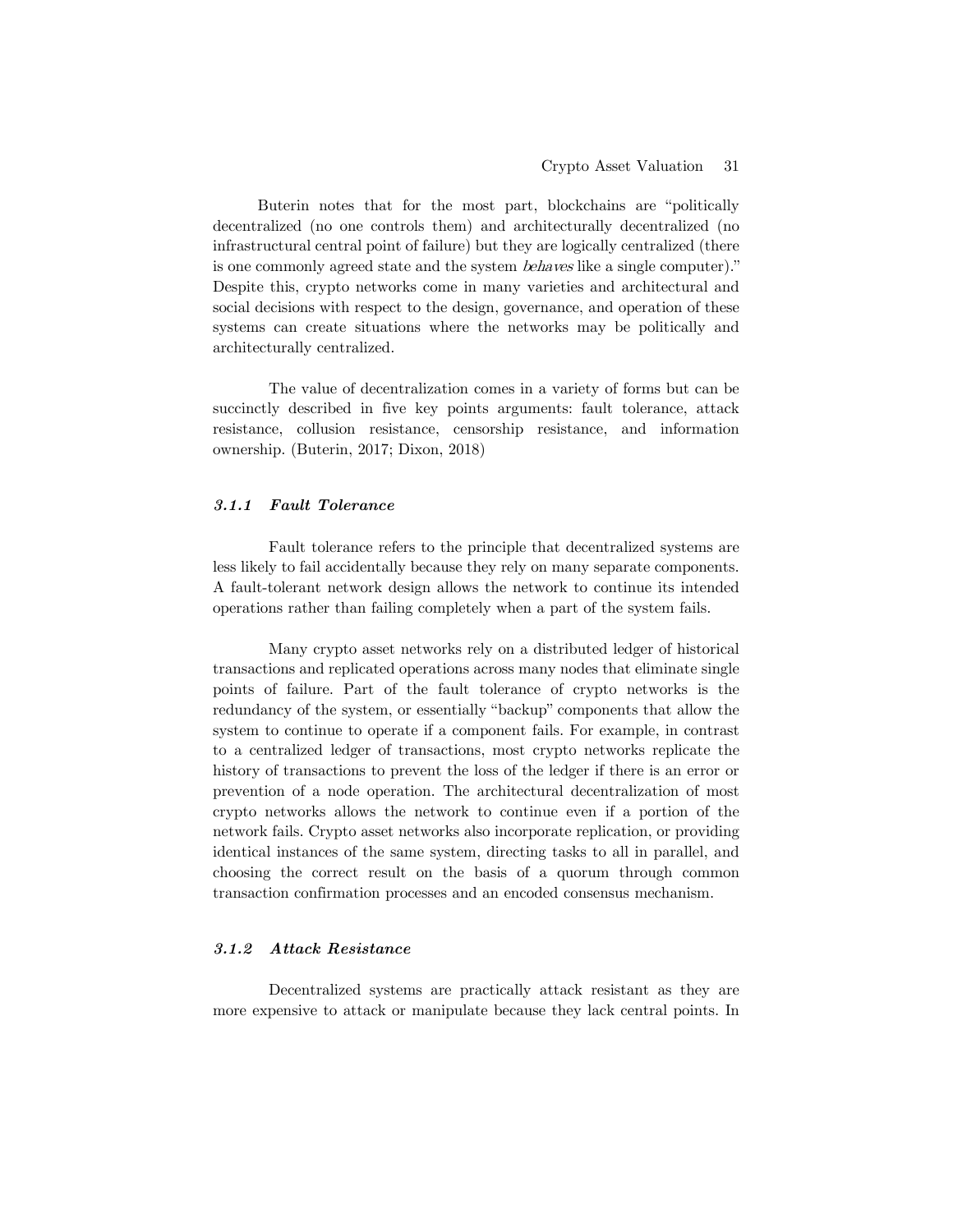Buterin notes that for the most part, blockchains are "politically decentralized (no one controls them) and architecturally decentralized (no infrastructural central point of failure) but they are logically centralized (there is one commonly agreed state and the system *behaves* like a single computer)." Despite this, crypto networks come in many varieties and architectural and social decisions with respect to the design, governance, and operation of these systems can create situations where the networks may be politically and architecturally centralized.

The value of decentralization comes in a variety of forms but can be succinctly described in five key points arguments: fault tolerance, attack resistance, collusion resistance, censorship resistance, and information ownership. (Buterin, 2017; Dixon, 2018)

### *3.1.1 Fault Tolerance*

Fault tolerance refers to the principle that decentralized systems are less likely to fail accidentally because they rely on many separate components. A fault-tolerant network design allows the network to continue its intended operations rather than failing completely when a part of the system fails.

Many crypto asset networks rely on a distributed ledger of historical transactions and replicated operations across many nodes that eliminate single points of failure. Part of the fault tolerance of crypto networks is the redundancy of the system, or essentially "backup" components that allow the system to continue to operate if a component fails. For example, in contrast to a centralized ledger of transactions, most crypto networks replicate the history of transactions to prevent the loss of the ledger if there is an error or prevention of a node operation. The architectural decentralization of most crypto networks allows the network to continue even if a portion of the network fails. Crypto asset networks also incorporate replication, or providing identical instances of the same system, directing tasks to all in parallel, and choosing the correct result on the basis of a quorum through common transaction confirmation processes and an encoded consensus mechanism.

### *3.1.2 Attack Resistance*

Decentralized systems are practically attack resistant as they are more expensive to attack or manipulate because they lack central points. In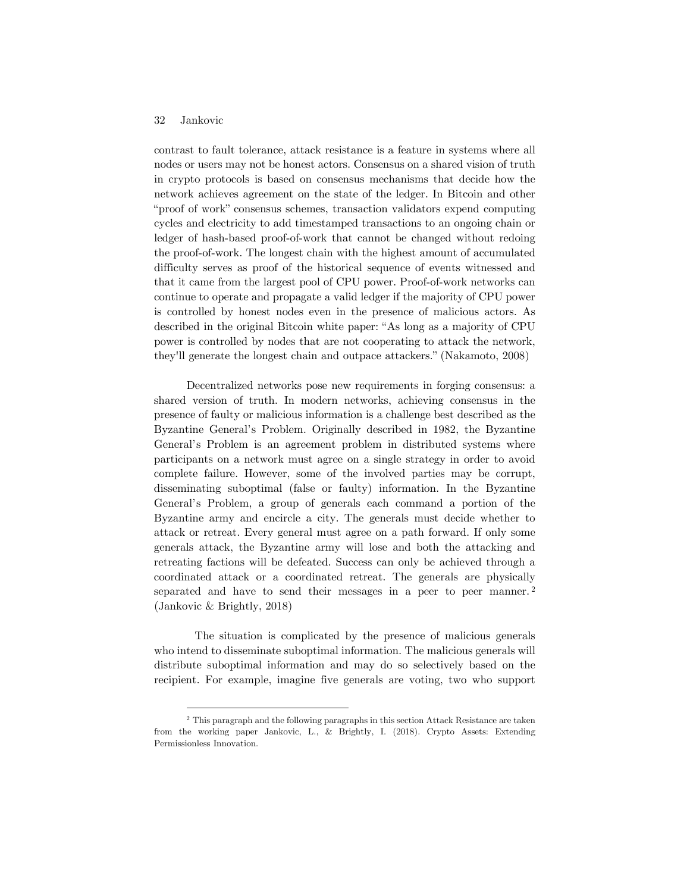contrast to fault tolerance, attack resistance is a feature in systems where all nodes or users may not be honest actors. Consensus on a shared vision of truth in crypto protocols is based on consensus mechanisms that decide how the network achieves agreement on the state of the ledger. In Bitcoin and other "proof of work" consensus schemes, transaction validators expend computing cycles and electricity to add timestamped transactions to an ongoing chain or ledger of hash-based proof-of-work that cannot be changed without redoing the proof-of-work. The longest chain with the highest amount of accumulated difficulty serves as proof of the historical sequence of events witnessed and that it came from the largest pool of CPU power. Proof-of-work networks can continue to operate and propagate a valid ledger if the majority of CPU power is controlled by honest nodes even in the presence of malicious actors. As described in the original Bitcoin white paper: "As long as a majority of CPU power is controlled by nodes that are not cooperating to attack the network, they'll generate the longest chain and outpace attackers." (Nakamoto, 2008)

Decentralized networks pose new requirements in forging consensus: a shared version of truth. In modern networks, achieving consensus in the presence of faulty or malicious information is a challenge best described as the Byzantine General's Problem. Originally described in 1982, the Byzantine General's Problem is an agreement problem in distributed systems where participants on a network must agree on a single strategy in order to avoid complete failure. However, some of the involved parties may be corrupt, disseminating suboptimal (false or faulty) information. In the Byzantine General's Problem, a group of generals each command a portion of the Byzantine army and encircle a city. The generals must decide whether to attack or retreat. Every general must agree on a path forward. If only some generals attack, the Byzantine army will lose and both the attacking and retreating factions will be defeated. Success can only be achieved through a coordinated attack or a coordinated retreat. The generals are physically separated and have to send their messages in a peer to peer manner.[2] (Jankovic & Brightly, 2018)

The situation is complicated by the presence of malicious generals who intend to disseminate suboptimal information. The malicious generals will distribute suboptimal information and may do so selectively based on the recipient. For example, imagine five generals are voting, two who support

[2] This paragraph and the following paragraphs in this section Attack Resistance are taken from the working paper Jankovic, L., & Brightly, I. (2018). Crypto Assets: Extending Permissionless Innovation.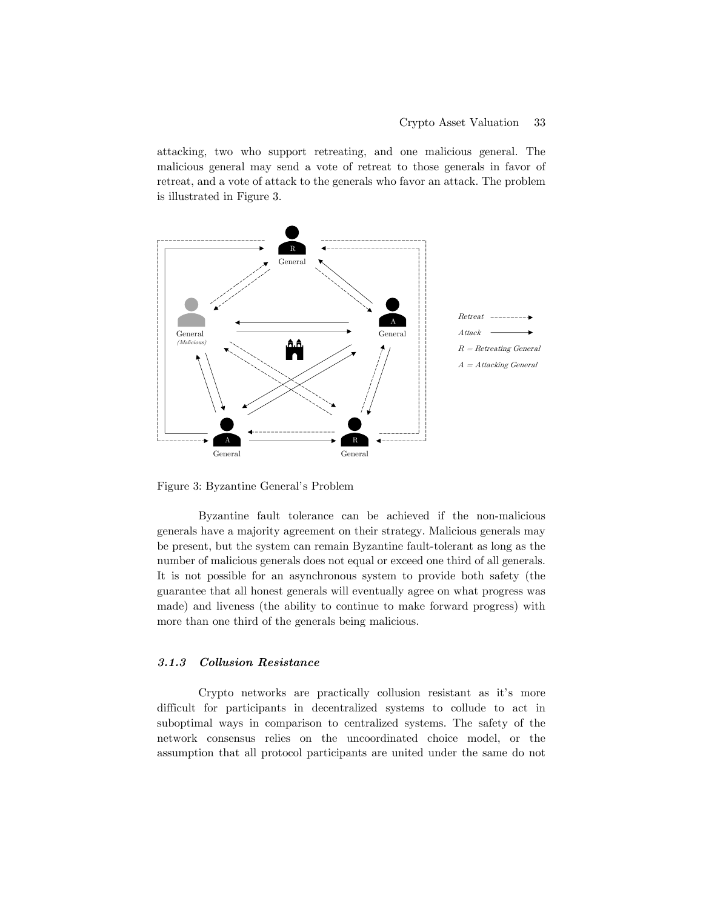attacking, two who support retreating, and one malicious general. The malicious general may send a vote of retreat to those generals in favor of retreat, and a vote of attack to the generals who favor an attack. The problem is illustrated in Figure 3.

Figure 3: Byzantine General's Problem

Byzantine fault tolerance can be achieved if the non-malicious generals have a majority agreement on their strategy. Malicious generals may be present, but the system can remain Byzantine fault-tolerant as long as the number of malicious generals does not equal or exceed one third of all generals. It is not possible for an asynchronous system to provide both safety (the guarantee that all honest generals will eventually agree on what progress was made) and liveness (the ability to continue to make forward progress) with more than one third of the generals being malicious.

#### *3.1.3 Collusion Resistance*

Crypto networks are practically collusion resistant as it's more difficult for participants in decentralized systems to collude to act in suboptimal ways in comparison to centralized systems. The safety of the network consensus relies on the uncoordinated choice model, or the assumption that all protocol participants are united under the same do not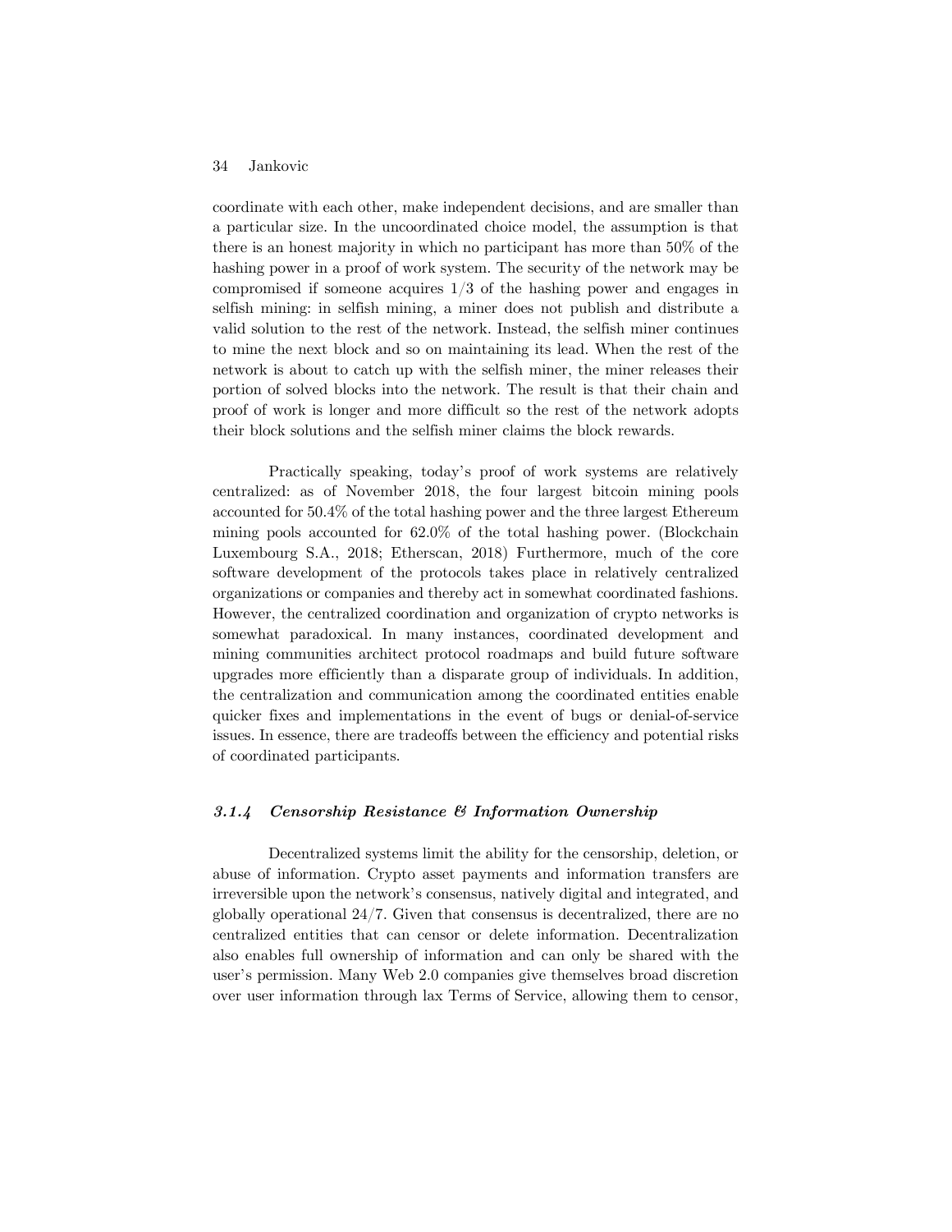coordinate with each other, make independent decisions, and are smaller than a particular size. In the uncoordinated choice model, the assumption is that there is an honest majority in which no participant has more than 50% of the hashing power in a proof of work system. The security of the network may be compromised if someone acquires 1/3 of the hashing power and engages in selfish mining: in selfish mining, a miner does not publish and distribute a valid solution to the rest of the network. Instead, the selfish miner continues to mine the next block and so on maintaining its lead. When the rest of the network is about to catch up with the selfish miner, the miner releases their portion of solved blocks into the network. The result is that their chain and proof of work is longer and more difficult so the rest of the network adopts their block solutions and the selfish miner claims the block rewards.

Practically speaking, today's proof of work systems are relatively centralized: as of November 2018, the four largest bitcoin mining pools accounted for 50.4% of the total hashing power and the three largest Ethereum mining pools accounted for 62.0% of the total hashing power. (Blockchain Luxembourg S.A., 2018; Etherscan, 2018) Furthermore, much of the core software development of the protocols takes place in relatively centralized organizations or companies and thereby act in somewhat coordinated fashions. However, the centralized coordination and organization of crypto networks is somewhat paradoxical. In many instances, coordinated development and mining communities architect protocol roadmaps and build future software upgrades more efficiently than a disparate group of individuals. In addition, the centralization and communication among the coordinated entities enable quicker fixes and implementations in the event of bugs or denial-of-service issues. In essence, there are tradeoffs between the efficiency and potential risks of coordinated participants.

#### *3.1.4 Censorship Resistance & Information Ownership*

Decentralized systems limit the ability for the censorship, deletion, or abuse of information. Crypto asset payments and information transfers are irreversible upon the network's consensus, natively digital and integrated, and globally operational 24/7. Given that consensus is decentralized, there are no centralized entities that can censor or delete information. Decentralization also enables full ownership of information and can only be shared with the user's permission. Many Web 2.0 companies give themselves broad discretion over user information through lax Terms of Service, allowing them to censor,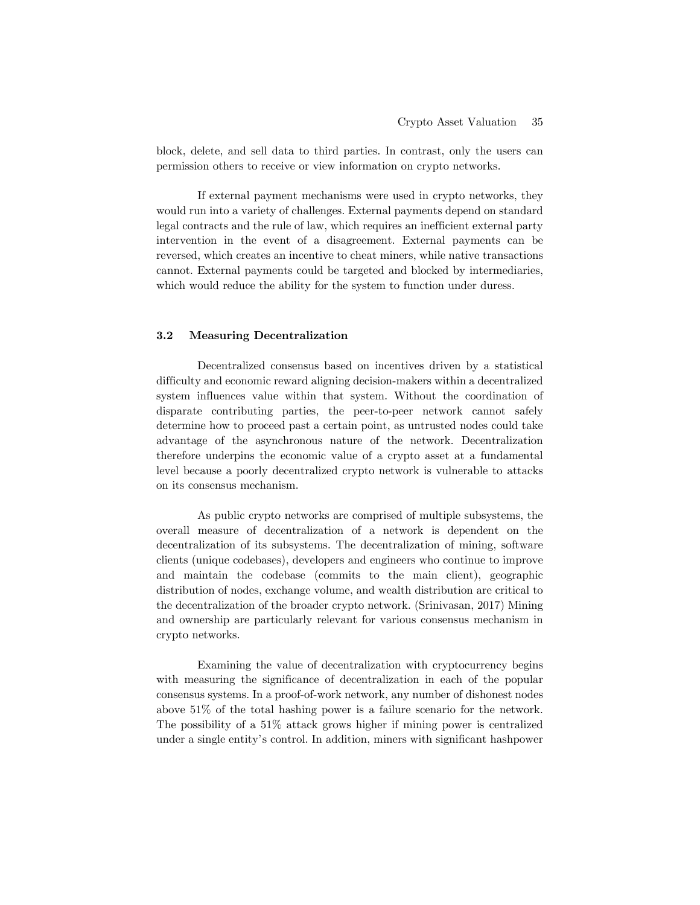block, delete, and sell data to third parties. In contrast, only the users can permission others to receive or view information on crypto networks.

If external payment mechanisms were used in crypto networks, they would run into a variety of challenges. External payments depend on standard legal contracts and the rule of law, which requires an inefficient external party intervention in the event of a disagreement. External payments can be reversed, which creates an incentive to cheat miners, while native transactions cannot. External payments could be targeted and blocked by intermediaries, which would reduce the ability for the system to function under duress.

### 3.2 Measuring Decentralization

Decentralized consensus based on incentives driven by a statistical difficulty and economic reward aligning decision-makers within a decentralized system influences value within that system. Without the coordination of disparate contributing parties, the peer-to-peer network cannot safely determine how to proceed past a certain point, as untrusted nodes could take advantage of the asynchronous nature of the network. Decentralization therefore underpins the economic value of a crypto asset at a fundamental level because a poorly decentralized crypto network is vulnerable to attacks on its consensus mechanism.

As public crypto networks are comprised of multiple subsystems, the overall measure of decentralization of a network is dependent on the decentralization of its subsystems. The decentralization of mining, software clients (unique codebases), developers and engineers who continue to improve and maintain the codebase (commits to the main client), geographic distribution of nodes, exchange volume, and wealth distribution are critical to the decentralization of the broader crypto network. (Srinivasan, 2017) Mining and ownership are particularly relevant for various consensus mechanism in crypto networks.

Examining the value of decentralization with cryptocurrency begins with measuring the significance of decentralization in each of the popular consensus systems. In a proof-of-work network, any number of dishonest nodes above 51% of the total hashing power is a failure scenario for the network. The possibility of a 51% attack grows higher if mining power is centralized under a single entity's control. In addition, miners with significant hashpower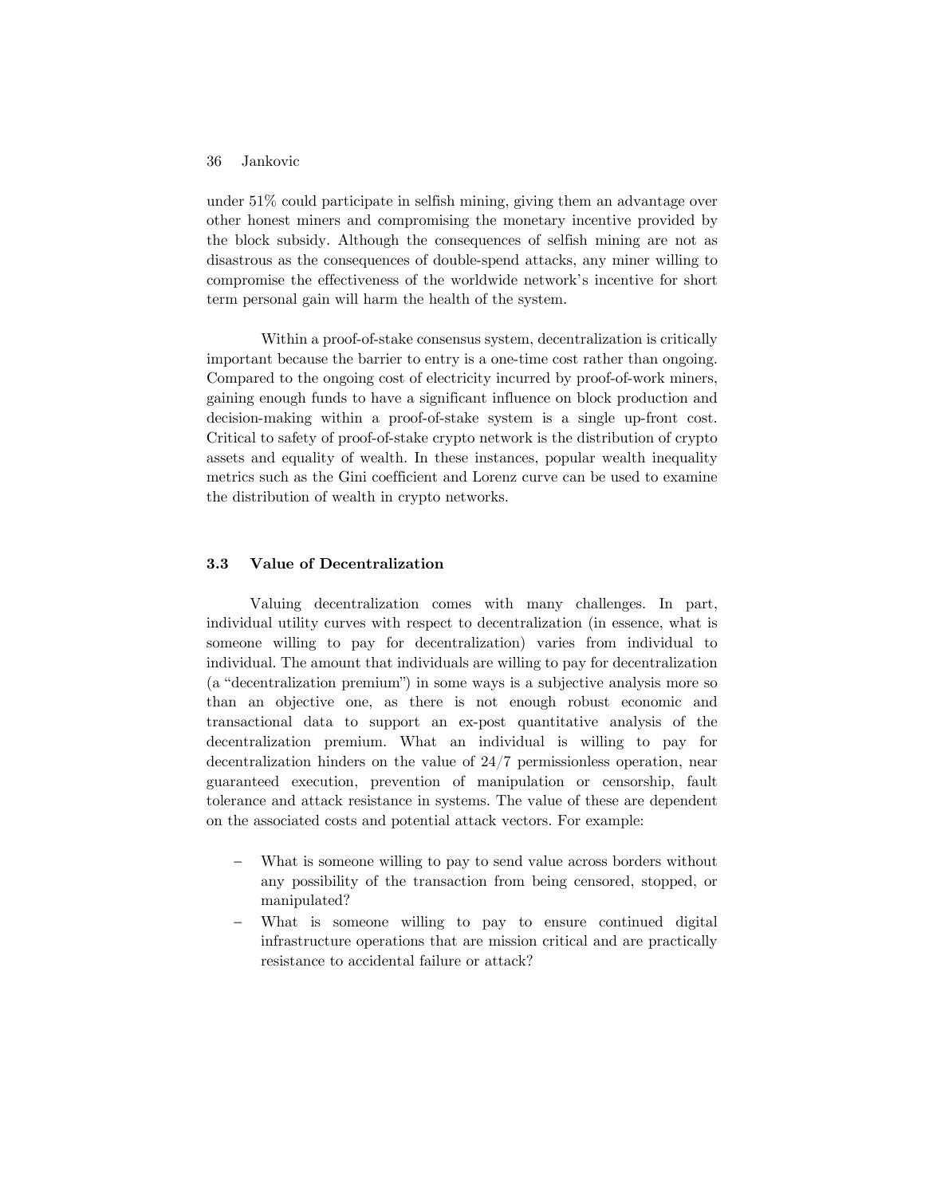under 51% could participate in selfish mining, giving them an advantage over other honest miners and compromising the monetary incentive provided by the block subsidy. Although the consequences of selfish mining are not as disastrous as the consequences of double-spend attacks, any miner willing to compromise the effectiveness of the worldwide network's incentive for short term personal gain will harm the health of the system.

Within a proof-of-stake consensus system, decentralization is critically important because the barrier to entry is a one-time cost rather than ongoing. Compared to the ongoing cost of electricity incurred by proof-of-work miners, gaining enough funds to have a significant influence on block production and decision-making within a proof-of-stake system is a single up-front cost. Critical to safety of proof-of-stake crypto network is the distribution of crypto assets and equality of wealth. In these instances, popular wealth inequality metrics such as the Gini coefficient and Lorenz curve can be used to examine the distribution of wealth in crypto networks.

### 3.3 Value of Decentralization

Valuing decentralization comes with many challenges. In part, individual utility curves with respect to decentralization (in essence, what is someone willing to pay for decentralization) varies from individual to individual. The amount that individuals are willing to pay for decentralization (a "decentralization premium") in some ways is a subjective analysis more so than an objective one, as there is not enough robust economic and transactional data to support an ex-post quantitative analysis of the decentralization premium. What an individual is willing to pay for decentralization hinders on the value of 24/7 permissionless operation, near guaranteed execution, prevention of manipulation or censorship, fault tolerance and attack resistance in systems. The value of these are dependent on the associated costs and potential attack vectors. For example:

- What is someone willing to pay to send value across borders without any possibility of the transaction from being censored, stopped, or manipulated?
- What is someone willing to pay to ensure continued digital infrastructure operations that are mission critical and are practically resistance to accidental failure or attack?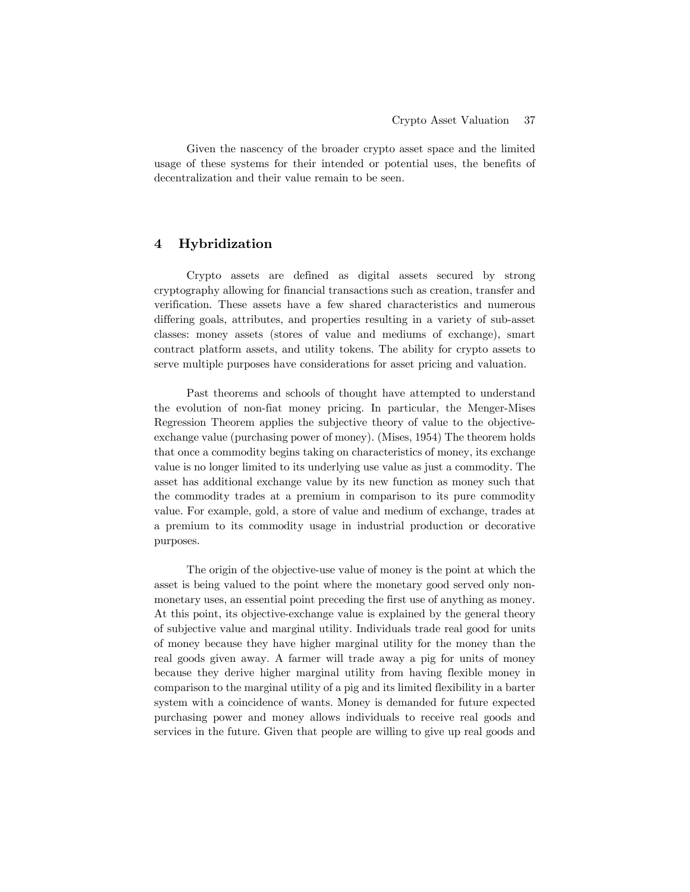Given the nascency of the broader crypto asset space and the limited usage of these systems for their intended or potential uses, the benefits of decentralization and their value remain to be seen.

## 4 Hybridization

Crypto assets are defined as digital assets secured by strong cryptography allowing for financial transactions such as creation, transfer and verification. These assets have a few shared characteristics and numerous differing goals, attributes, and properties resulting in a variety of sub-asset classes: money assets (stores of value and mediums of exchange), smart contract platform assets, and utility tokens. The ability for crypto assets to serve multiple purposes have considerations for asset pricing and valuation.

Past theorems and schools of thought have attempted to understand the evolution of non-fiat money pricing. In particular, the Menger-Mises Regression Theorem applies the subjective theory of value to the objective-exchange value (purchasing power of money). (Mises, 1954) The theorem holds that once a commodity begins taking on characteristics of money, its exchange value is no longer limited to its underlying use value as just a commodity. The asset has additional exchange value by its new function as money such that the commodity trades at a premium in comparison to its pure commodity value. For example, gold, a store of value and medium of exchange, trades at a premium to its commodity usage in industrial production or decorative purposes.

The origin of the objective-use value of money is the point at which the asset is being valued to the point where the monetary good served only non-monetary uses, an essential point preceding the first use of anything as money. At this point, its objective-exchange value is explained by the general theory of subjective value and marginal utility. Individuals trade real good for units of money because they have higher marginal utility for the money than the real goods given away. A farmer will trade away a pig for units of money because they derive higher marginal utility from having flexible money in comparison to the marginal utility of a pig and its limited flexibility in a barter system with a coincidence of wants. Money is demanded for future expected purchasing power and money allows individuals to receive real goods and services in the future. Given that people are willing to give up real goods and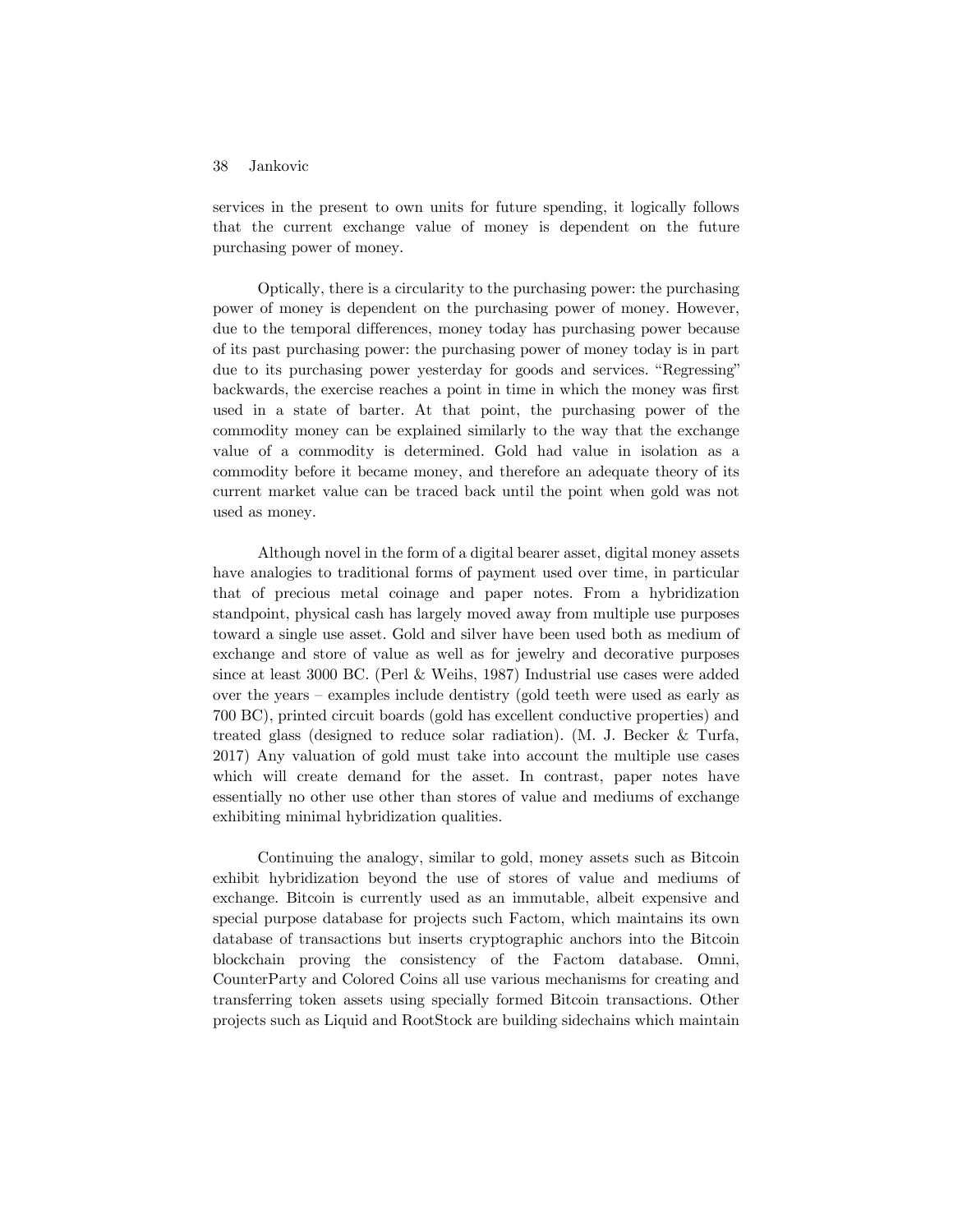services in the present to own units for future spending, it logically follows that the current exchange value of money is dependent on the future purchasing power of money.

Optically, there is a circularity to the purchasing power: the purchasing power of money is dependent on the purchasing power of money. However, due to the temporal differences, money today has purchasing power because of its past purchasing power: the purchasing power of money today is in part due to its purchasing power yesterday for goods and services. "Regressing" backwards, the exercise reaches a point in time in which the money was first used in a state of barter. At that point, the purchasing power of the commodity money can be explained similarly to the way that the exchange value of a commodity is determined. Gold had value in isolation as a commodity before it became money, and therefore an adequate theory of its current market value can be traced back until the point when gold was not used as money.

Although novel in the form of a digital bearer asset, digital money assets have analogies to traditional forms of payment used over time, in particular that of precious metal coinage and paper notes. From a hybridization standpoint, physical cash has largely moved away from multiple use purposes toward a single use asset. Gold and silver have been used both as medium of exchange and store of value as well as for jewelry and decorative purposes since at least 3000 BC. (Perl & Weihs, 1987) Industrial use cases were added over the years – examples include dentistry (gold teeth were used as early as 700 BC), printed circuit boards (gold has excellent conductive properties) and treated glass (designed to reduce solar radiation). (M. J. Becker & Turfa, 2017) Any valuation of gold must take into account the multiple use cases which will create demand for the asset. In contrast, paper notes have essentially no other use other than stores of value and mediums of exchange exhibiting minimal hybridization qualities.

Continuing the analogy, similar to gold, money assets such as Bitcoin exhibit hybridization beyond the use of stores of value and mediums of exchange. Bitcoin is currently used as an immutable, albeit expensive and special purpose database for projects such Factom, which maintains its own database of transactions but inserts cryptographic anchors into the Bitcoin blockchain proving the consistency of the Factom database. Omni, CounterParty and Colored Coins all use various mechanisms for creating and transferring token assets using specially formed Bitcoin transactions. Other projects such as Liquid and RootStock are building sidechains which maintain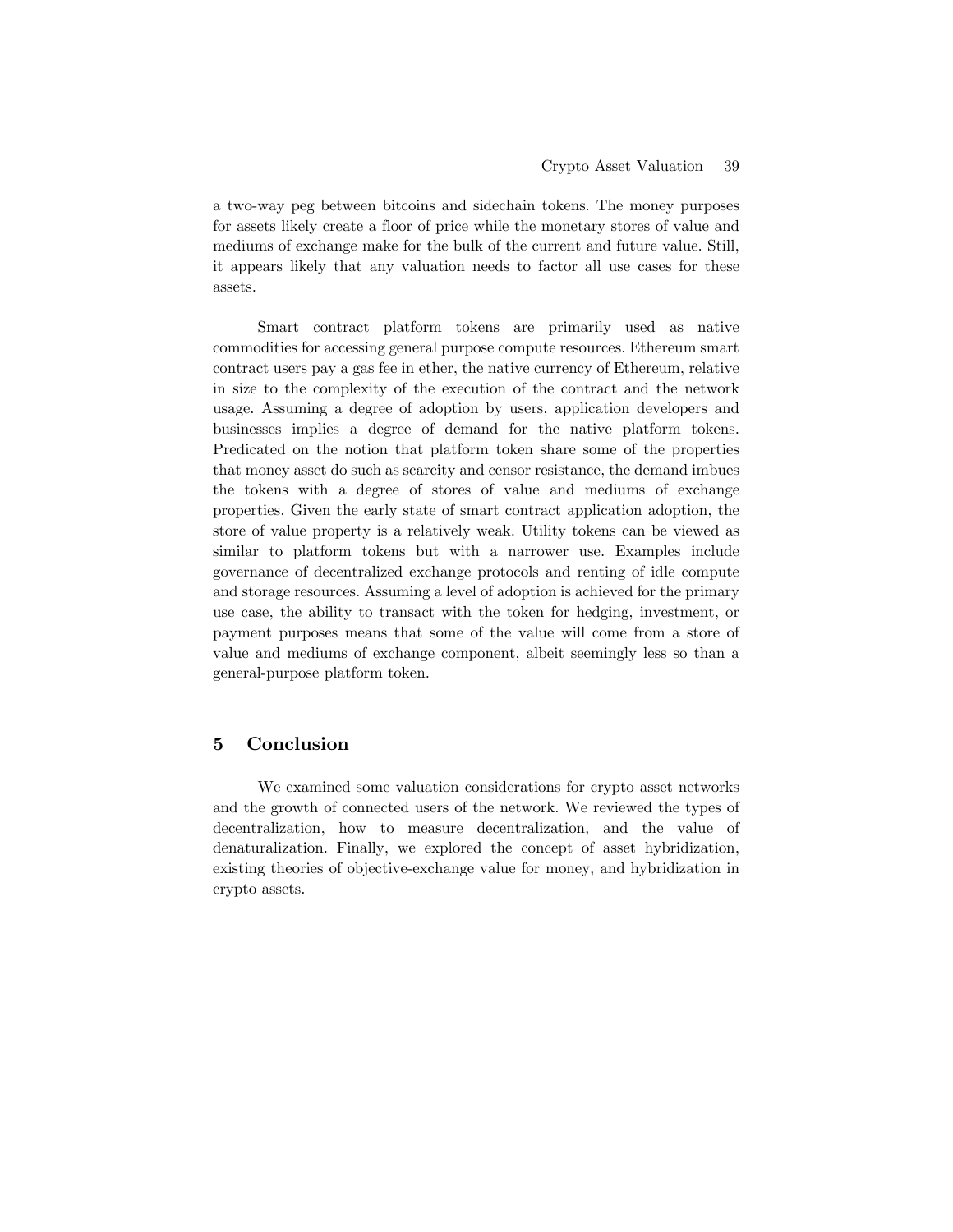a two-way peg between bitcoins and sidechain tokens. The money purposes for assets likely create a floor of price while the monetary stores of value and mediums of exchange make for the bulk of the current and future value. Still, it appears likely that any valuation needs to factor all use cases for these assets.

Smart contract platform tokens are primarily used as native commodities for accessing general purpose compute resources. Ethereum smart contract users pay a gas fee in ether, the native currency of Ethereum, relative in size to the complexity of the execution of the contract and the network usage. Assuming a degree of adoption by users, application developers and businesses implies a degree of demand for the native platform tokens. Predicated on the notion that platform token share some of the properties that money asset do such as scarcity and censor resistance, the demand imbues the tokens with a degree of stores of value and mediums of exchange properties. Given the early state of smart contract application adoption, the store of value property is a relatively weak. Utility tokens can be viewed as similar to platform tokens but with a narrower use. Examples include governance of decentralized exchange protocols and renting of idle compute and storage resources. Assuming a level of adoption is achieved for the primary use case, the ability to transact with the token for hedging, investment, or payment purposes means that some of the value will come from a store of value and mediums of exchange component, albeit seemingly less so than a general-purpose platform token.

## 5 Conclusion

We examined some valuation considerations for crypto asset networks and the growth of connected users of the network. We reviewed the types of decentralization, how to measure decentralization, and the value of denaturalization. Finally, we explored the concept of asset hybridization, existing theories of objective-exchange value for money, and hybridization in crypto assets.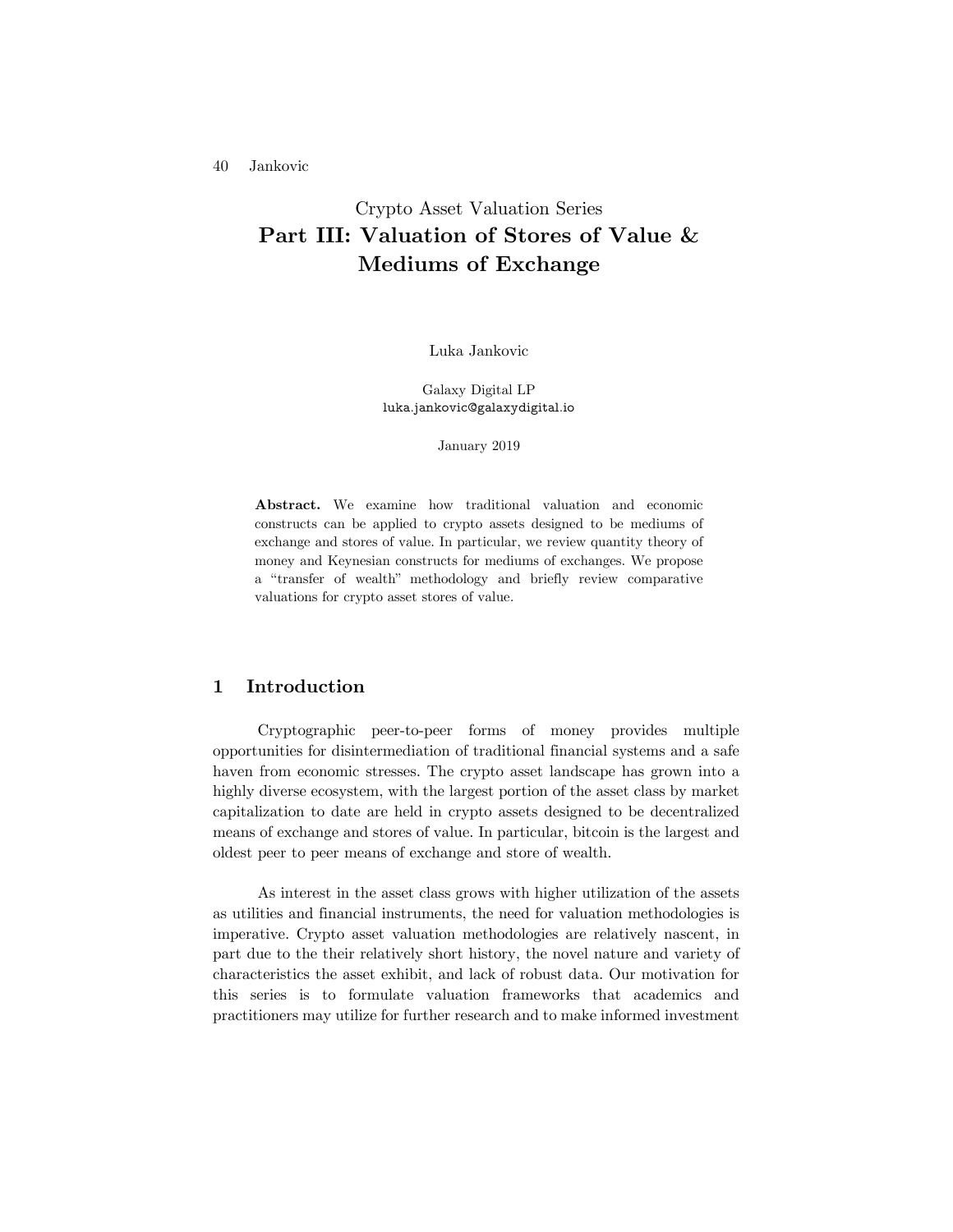Crypto Asset Valuation Series

# Part III: Valuation of Stores of Value & Mediums of Exchange

Luka Jankovic

Galaxy Digital LP
luka.jankovic@galaxydigital.io

January 2019

**Abstract.** We examine how traditional valuation and economic constructs can be applied to crypto assets designed to be mediums of exchange and stores of value. In particular, we review quantity theory of money and Keynesian constructs for mediums of exchanges. We propose a "transfer of wealth" methodology and briefly review comparative valuations for crypto asset stores of value.

## 1 Introduction

Cryptographic peer-to-peer forms of money provides multiple opportunities for disintermediation of traditional financial systems and a safe haven from economic stresses. The crypto asset landscape has grown into a highly diverse ecosystem, with the largest portion of the asset class by market capitalization to date are held in crypto assets designed to be decentralized means of exchange and stores of value. In particular, bitcoin is the largest and oldest peer to peer means of exchange and store of wealth.

As interest in the asset class grows with higher utilization of the assets as utilities and financial instruments, the need for valuation methodologies is imperative. Crypto asset valuation methodologies are relatively nascent, in part due to the their relatively short history, the novel nature and variety of characteristics the asset exhibit, and lack of robust data. Our motivation for this series is to formulate valuation frameworks that academics and practitioners may utilize for further research and to make informed investment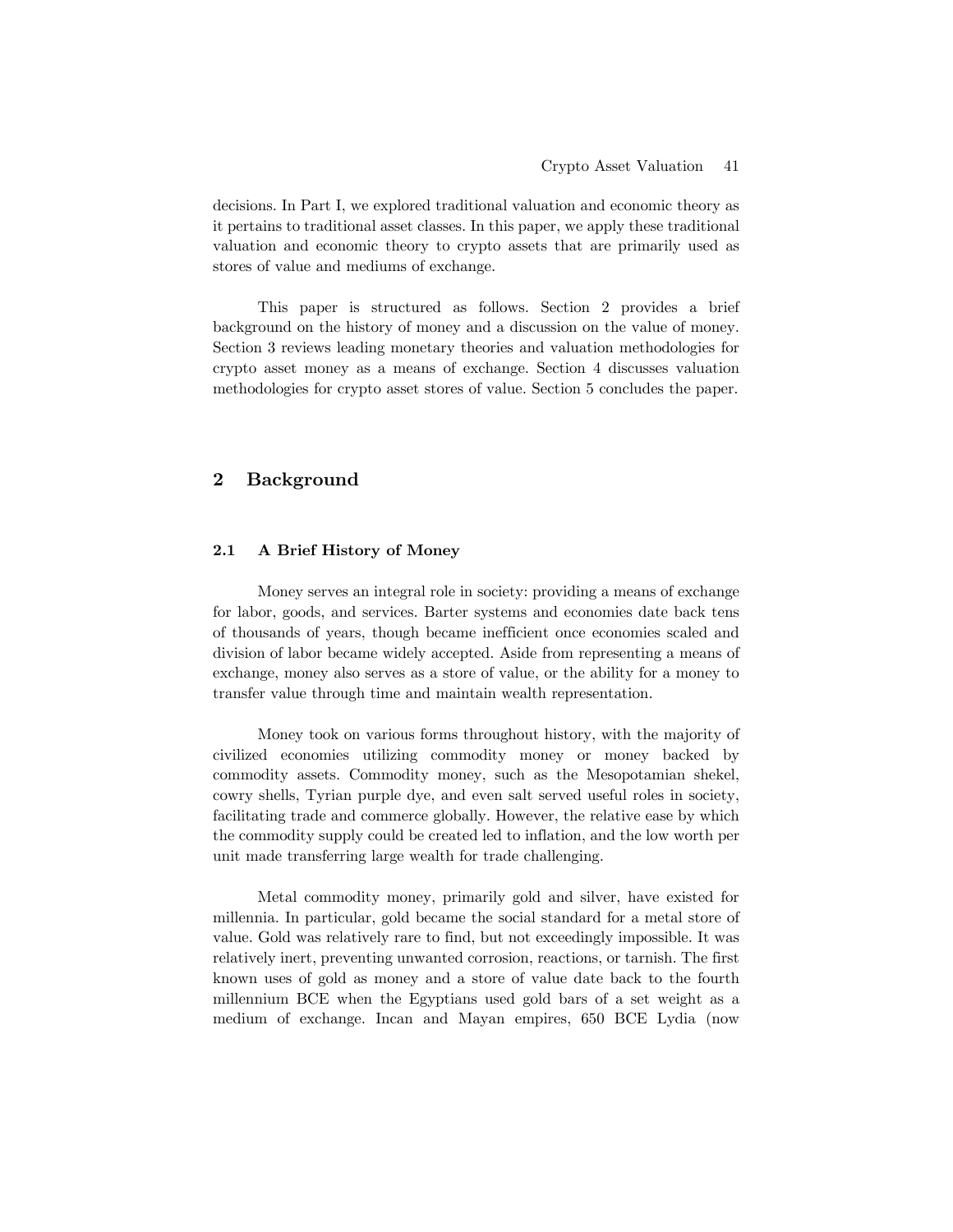decisions. In Part I, we explored traditional valuation and economic theory as it pertains to traditional asset classes. In this paper, we apply these traditional valuation and economic theory to crypto assets that are primarily used as stores of value and mediums of exchange.

This paper is structured as follows. Section 2 provides a brief background on the history of money and a discussion on the value of money. Section 3 reviews leading monetary theories and valuation methodologies for crypto asset money as a means of exchange. Section 4 discusses valuation methodologies for crypto asset stores of value. Section 5 concludes the paper.

## 2 Background

### 2.1 A Brief History of Money

Money serves an integral role in society: providing a means of exchange for labor, goods, and services. Barter systems and economies date back tens of thousands of years, though became inefficient once economies scaled and division of labor became widely accepted. Aside from representing a means of exchange, money also serves as a store of value, or the ability for a money to transfer value through time and maintain wealth representation.

Money took on various forms throughout history, with the majority of civilized economies utilizing commodity money or money backed by commodity assets. Commodity money, such as the Mesopotamian shekel, cowry shells, Tyrian purple dye, and even salt served useful roles in society, facilitating trade and commerce globally. However, the relative ease by which the commodity supply could be created led to inflation, and the low worth per unit made transferring large wealth for trade challenging.

Metal commodity money, primarily gold and silver, have existed for millennia. In particular, gold became the social standard for a metal store of value. Gold was relatively rare to find, but not exceedingly impossible. It was relatively inert, preventing unwanted corrosion, reactions, or tarnish. The first known uses of gold as money and a store of value date back to the fourth millennium BCE when the Egyptians used gold bars of a set weight as a medium of exchange. Incan and Mayan empires, 650 BCE Lydia (now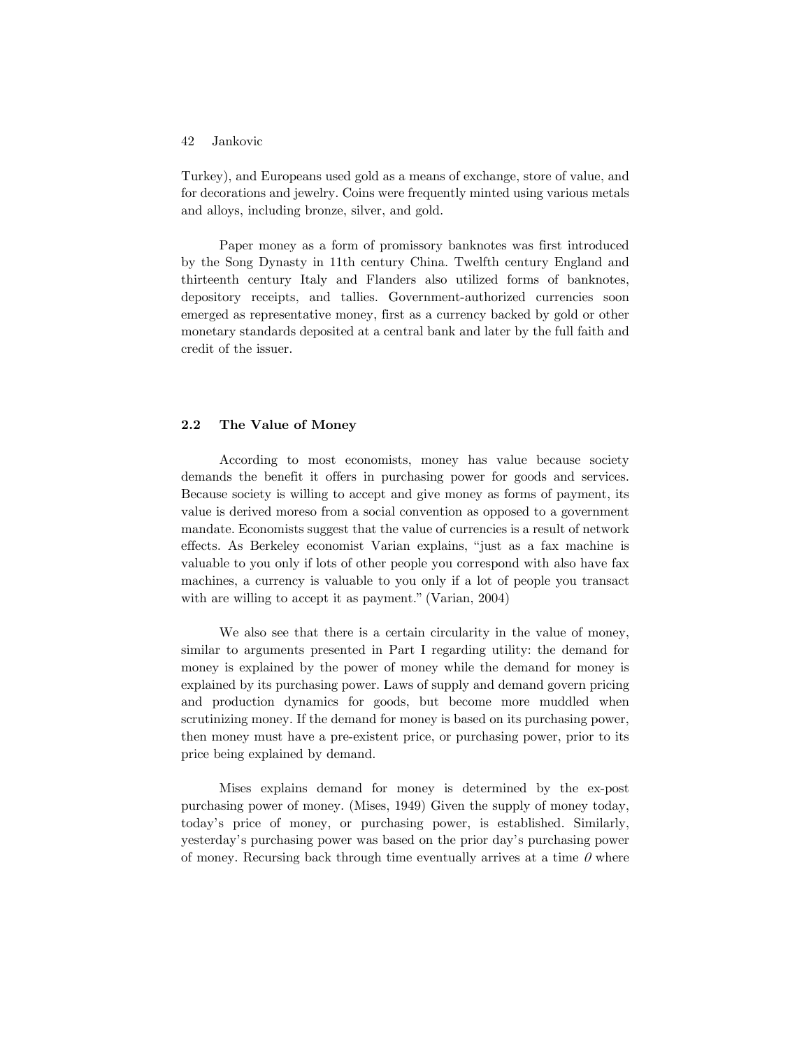Turkey), and Europeans used gold as a means of exchange, store of value, and for decorations and jewelry. Coins were frequently minted using various metals and alloys, including bronze, silver, and gold.

Paper money as a form of promissory banknotes was first introduced by the Song Dynasty in 11th century China. Twelfth century England and thirteenth century Italy and Flanders also utilized forms of banknotes, depository receipts, and tallies. Government-authorized currencies soon emerged as representative money, first as a currency backed by gold or other monetary standards deposited at a central bank and later by the full faith and credit of the issuer.

## 2.2 The Value of Money

According to most economists, money has value because society demands the benefit it offers in purchasing power for goods and services. Because society is willing to accept and give money as forms of payment, its value is derived moreso from a social convention as opposed to a government mandate. Economists suggest that the value of currencies is a result of network effects. As Berkeley economist Varian explains, "just as a fax machine is valuable to you only if lots of other people you correspond with also have fax machines, a currency is valuable to you only if a lot of people you transact with are willing to accept it as payment." (Varian, 2004)

We also see that there is a certain circularity in the value of money, similar to arguments presented in Part I regarding utility: the demand for money is explained by the power of money while the demand for money is explained by its purchasing power. Laws of supply and demand govern pricing and production dynamics for goods, but become more muddled when scrutinizing money. If the demand for money is based on its purchasing power, then money must have a pre-existent price, or purchasing power, prior to its price being explained by demand.

Mises explains demand for money is determined by the ex-post purchasing power of money. (Mises, 1949) Given the supply of money today, today's price of money, or purchasing power, is established. Similarly, yesterday's purchasing power was based on the prior day's purchasing power of money. Recursing back through time eventually arrives at a time *0* where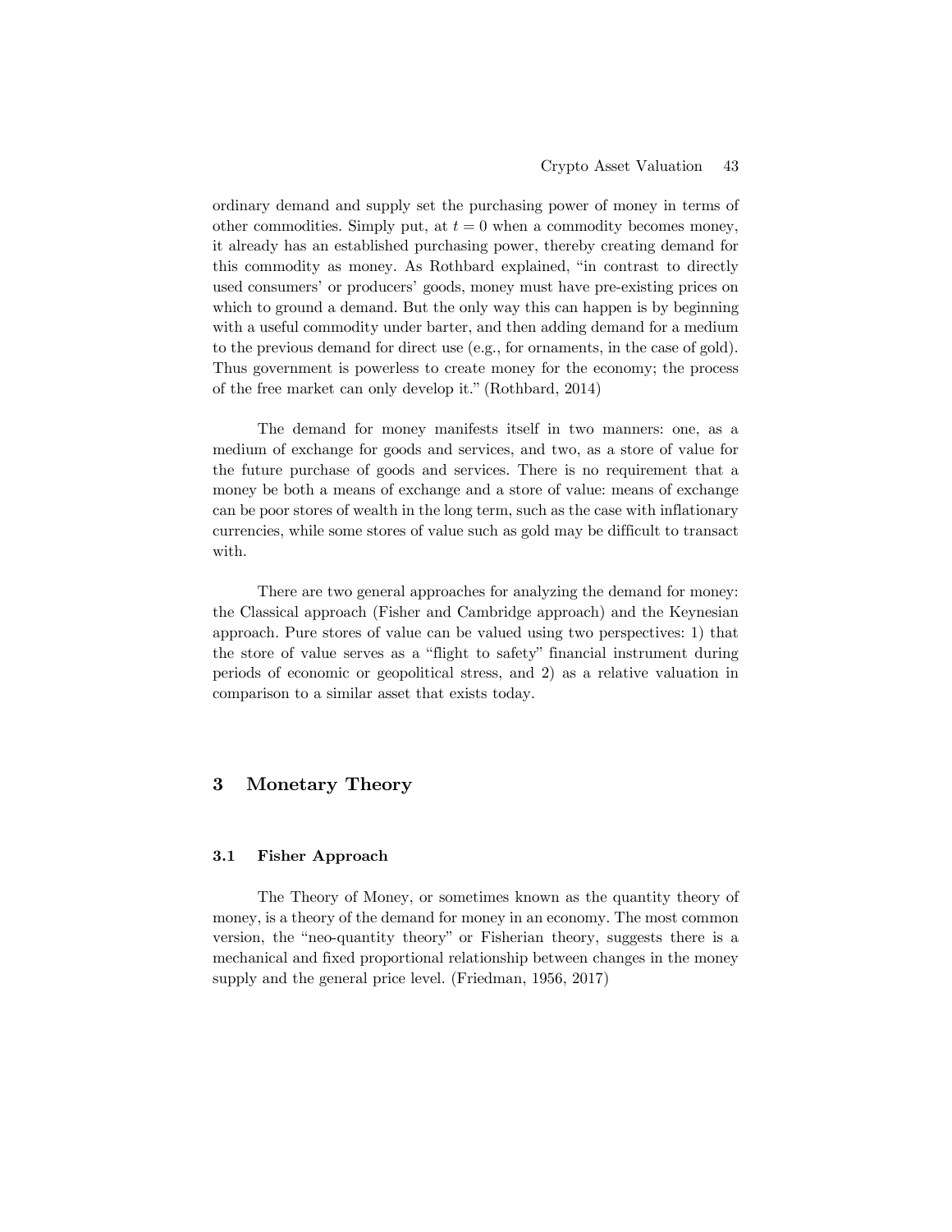ordinary demand and supply set the purchasing power of money in terms of other commodities. Simply put, at $t = 0$ when a commodity becomes money, it already has an established purchasing power, thereby creating demand for this commodity as money. As Rothbard explained, "in contrast to directly used consumers' or producers' goods, money must have pre-existing prices on which to ground a demand. But the only way this can happen is by beginning with a useful commodity under barter, and then adding demand for a medium to the previous demand for direct use (e.g., for ornaments, in the case of gold). Thus government is powerless to create money for the economy; the process of the free market can only develop it." (Rothbard, 2014)

The demand for money manifests itself in two manners: one, as a medium of exchange for goods and services, and two, as a store of value for the future purchase of goods and services. There is no requirement that a money be both a means of exchange and a store of value: means of exchange can be poor stores of wealth in the long term, such as the case with inflationary currencies, while some stores of value such as gold may be difficult to transact with.

There are two general approaches for analyzing the demand for money: the Classical approach (Fisher and Cambridge approach) and the Keynesian approach. Pure stores of value can be valued using two perspectives: 1) that the store of value serves as a "flight to safety" financial instrument during periods of economic or geopolitical stress, and 2) as a relative valuation in comparison to a similar asset that exists today.

## 3 Monetary Theory

### 3.1 Fisher Approach

The Theory of Money, or sometimes known as the quantity theory of money, is a theory of the demand for money in an economy. The most common version, the "neo-quantity theory" or Fisherian theory, suggests there is a mechanical and fixed proportional relationship between changes in the money supply and the general price level. (Friedman, 1956, 2017)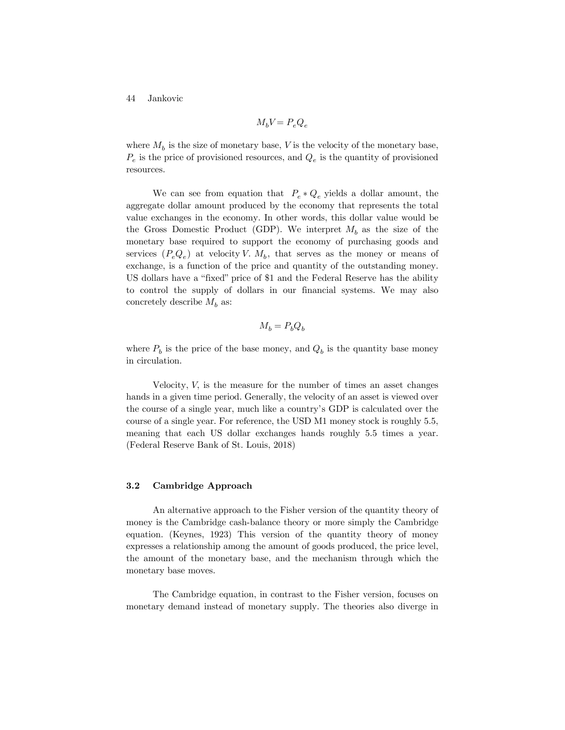$$M_b V = P_e Q_e$$

where $M_b$ is the size of monetary base, $V$ is the velocity of the monetary base, $P_e$ is the price of provisioned resources, and $Q_e$ is the quantity of provisioned resources.

We can see from equation that $P_e * Q_e$ yields a dollar amount, the aggregate dollar amount produced by the economy that represents the total value exchanges in the economy. In other words, this dollar value would be the Gross Domestic Product (GDP). We interpret $M_b$ as the size of the monetary base required to support the economy of purchasing goods and services $(P_e Q_e)$ at velocity $V$. $M_b$, that serves as the money or means of exchange, is a function of the price and quantity of the outstanding money. US dollars have a "fixed" price of $1 and the Federal Reserve has the ability to control the supply of dollars in our financial systems. We may also concretely describe $M_b$ as:

$$M_b = P_b Q_b$$

where $P_b$ is the price of the base money, and $Q_b$ is the quantity base money in circulation.

Velocity, $V$, is the measure for the number of times an asset changes hands in a given time period. Generally, the velocity of an asset is viewed over the course of a single year, much like a country's GDP is calculated over the course of a single year. For reference, the USD M1 money stock is roughly 5.5, meaning that each US dollar exchanges hands roughly 5.5 times a year. (Federal Reserve Bank of St. Louis, 2018)

### 3.2 Cambridge Approach

An alternative approach to the Fisher version of the quantity theory of money is the Cambridge cash-balance theory or more simply the Cambridge equation. (Keynes, 1923) This version of the quantity theory of money expresses a relationship among the amount of goods produced, the price level, the amount of the monetary base, and the mechanism through which the monetary base moves.

The Cambridge equation, in contrast to the Fisher version, focuses on monetary demand instead of monetary supply. The theories also diverge in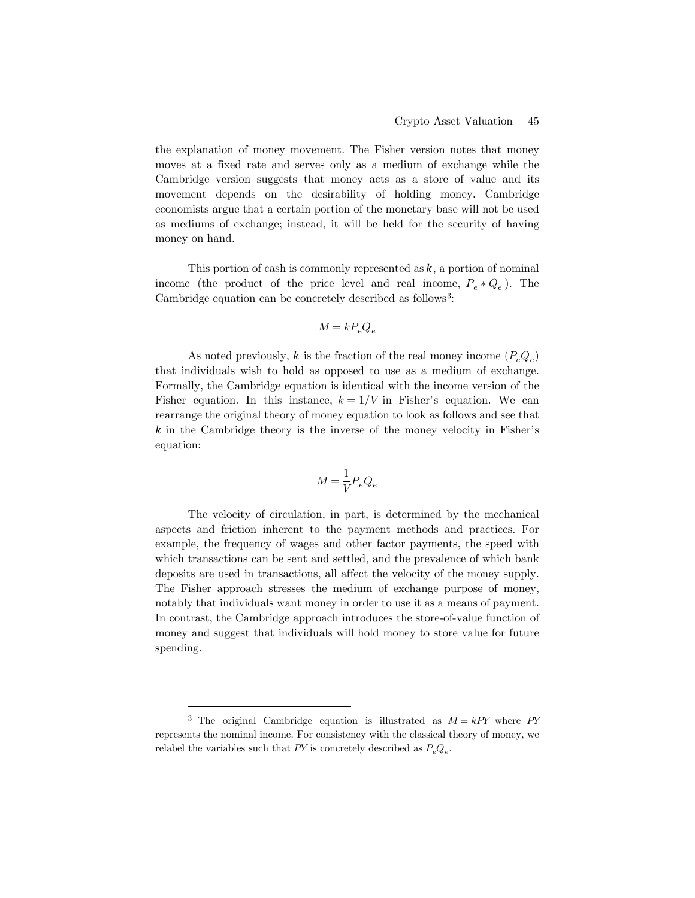the explanation of money movement. The Fisher version notes that money moves at a fixed rate and serves only as a medium of exchange while the Cambridge version suggests that money acts as a store of value and its movement depends on the desirability of holding money. Cambridge economists argue that a certain portion of the monetary base will not be used as mediums of exchange; instead, it will be held for the security of having money on hand.

This portion of cash is commonly represented as $k$, a portion of nominal income (the product of the price level and real income, $P_e * Q_e$). The Cambridge equation can be concretely described as follows[3]:

$$M = kP_eQ_e$$

As noted previously, $k$ is the fraction of the real money income ($P_eQ_e$) that individuals wish to hold as opposed to use as a medium of exchange. Formally, the Cambridge equation is identical with the income version of the Fisher equation. In this instance, $k = 1/V$ in Fisher's equation. We can rearrange the original theory of money equation to look as follows and see that $k$ in the Cambridge theory is the inverse of the money velocity in Fisher's equation:

$$M = \frac{1}{V}P_eQ_e$$

The velocity of circulation, in part, is determined by the mechanical aspects and friction inherent to the payment methods and practices. For example, the frequency of wages and other factor payments, the speed with which transactions can be sent and settled, and the prevalence of which bank deposits are used in transactions, all affect the velocity of the money supply. The Fisher approach stresses the medium of exchange purpose of money, notably that individuals want money in order to use it as a means of payment. In contrast, the Cambridge approach introduces the store-of-value function of money and suggest that individuals will hold money to store value for future spending.

---

[3] The original Cambridge equation is illustrated as $M = kPY$ where $PY$ represents the nominal income. For consistency with the classical theory of money, we relabel the variables such that $PY$ is concretely described as $P_eQ_e$.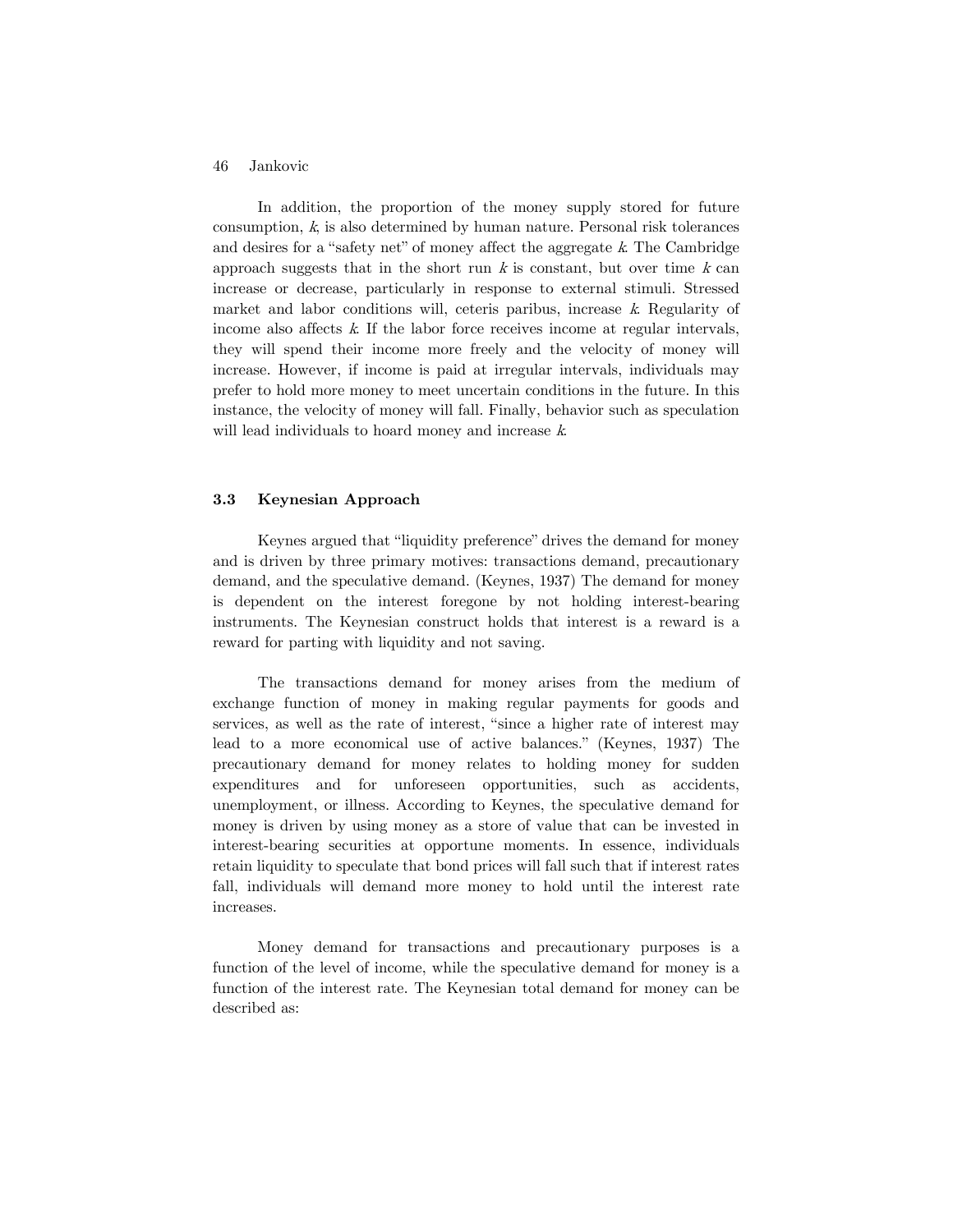In addition, the proportion of the money supply stored for future consumption, $k$, is also determined by human nature. Personal risk tolerances and desires for a "safety net" of money affect the aggregate $k$. The Cambridge approach suggests that in the short run $k$ is constant, but over time $k$ can increase or decrease, particularly in response to external stimuli. Stressed market and labor conditions will, ceteris paribus, increase $k$. Regularity of income also affects $k$. If the labor force receives income at regular intervals, they will spend their income more freely and the velocity of money will increase. However, if income is paid at irregular intervals, individuals may prefer to hold more money to meet uncertain conditions in the future. In this instance, the velocity of money will fall. Finally, behavior such as speculation will lead individuals to hoard money and increase $k$.

### 3.3 Keynesian Approach

Keynes argued that "liquidity preference" drives the demand for money and is driven by three primary motives: transactions demand, precautionary demand, and the speculative demand. (Keynes, 1937) The demand for money is dependent on the interest foregone by not holding interest-bearing instruments. The Keynesian construct holds that interest is a reward is a reward for parting with liquidity and not saving.

The transactions demand for money arises from the medium of exchange function of money in making regular payments for goods and services, as well as the rate of interest, "since a higher rate of interest may lead to a more economical use of active balances." (Keynes, 1937) The precautionary demand for money relates to holding money for sudden expenditures and for unforeseen opportunities, such as accidents, unemployment, or illness. According to Keynes, the speculative demand for money is driven by using money as a store of value that can be invested in interest-bearing securities at opportune moments. In essence, individuals retain liquidity to speculate that bond prices will fall such that if interest rates fall, individuals will demand more money to hold until the interest rate increases.

Money demand for transactions and precautionary purposes is a function of the level of income, while the speculative demand for money is a function of the interest rate. The Keynesian total demand for money can be described as: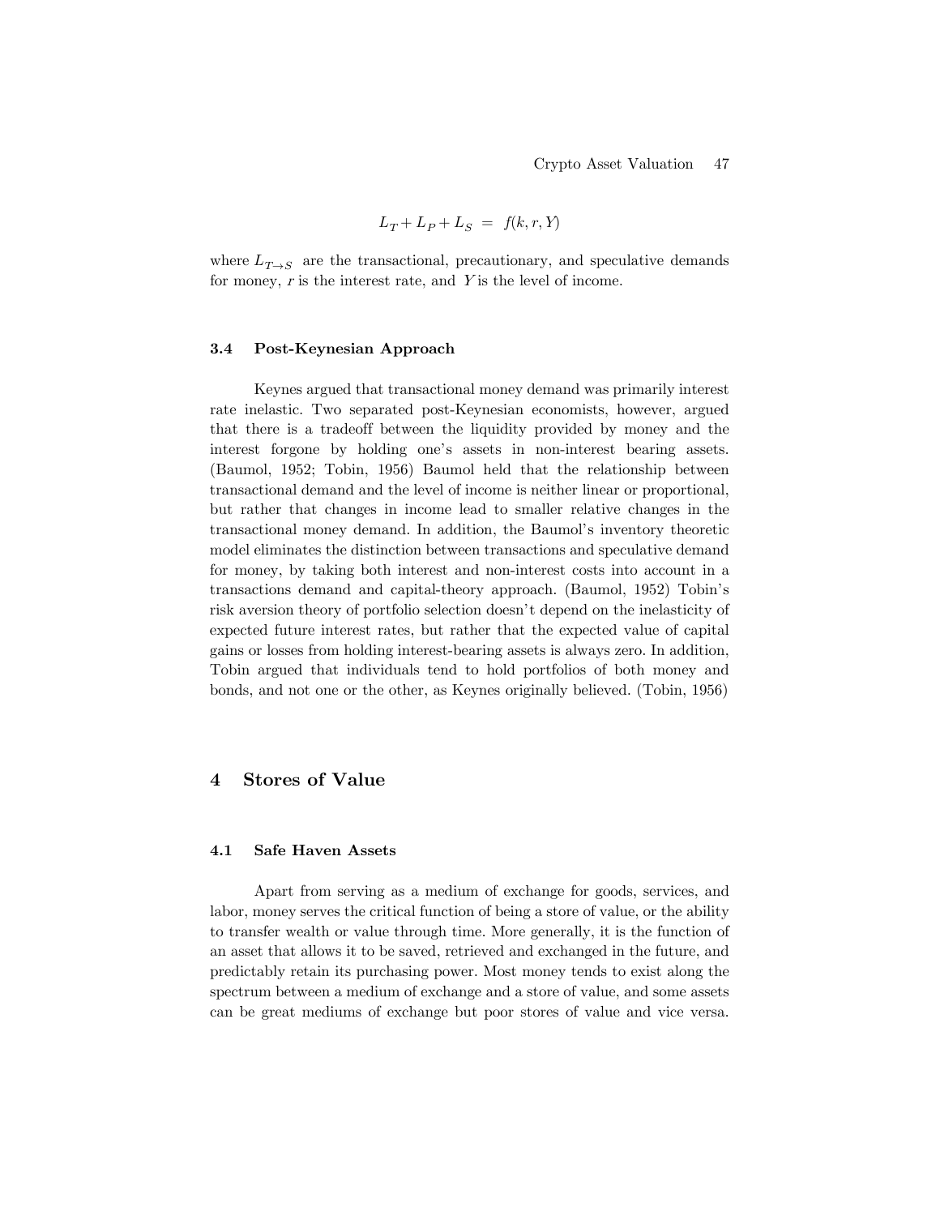$$L_T + L_P + L_S = f(k, r, Y)$$

where $L_{T \rightarrow S}$ are the transactional, precautionary, and speculative demands for money, $r$ is the interest rate, and $Y$ is the level of income.

### 3.4 Post-Keynesian Approach

Keynes argued that transactional money demand was primarily interest rate inelastic. Two separated post-Keynesian economists, however, argued that there is a tradeoff between the liquidity provided by money and the interest forgone by holding one's assets in non-interest bearing assets. (Baumol, 1952; Tobin, 1956) Baumol held that the relationship between transactional demand and the level of income is neither linear or proportional, but rather that changes in income lead to smaller relative changes in the transactional money demand. In addition, the Baumol's inventory theoretic model eliminates the distinction between transactions and speculative demand for money, by taking both interest and non-interest costs into account in a transactions demand and capital-theory approach. (Baumol, 1952) Tobin's risk aversion theory of portfolio selection doesn't depend on the inelasticity of expected future interest rates, but rather that the expected value of capital gains or losses from holding interest-bearing assets is always zero. In addition, Tobin argued that individuals tend to hold portfolios of both money and bonds, and not one or the other, as Keynes originally believed. (Tobin, 1956)

## 4 Stores of Value

### 4.1 Safe Haven Assets

Apart from serving as a medium of exchange for goods, services, and labor, money serves the critical function of being a store of value, or the ability to transfer wealth or value through time. More generally, it is the function of an asset that allows it to be saved, retrieved and exchanged in the future, and predictably retain its purchasing power. Most money tends to exist along the spectrum between a medium of exchange and a store of value, and some assets can be great mediums of exchange but poor stores of value and vice versa.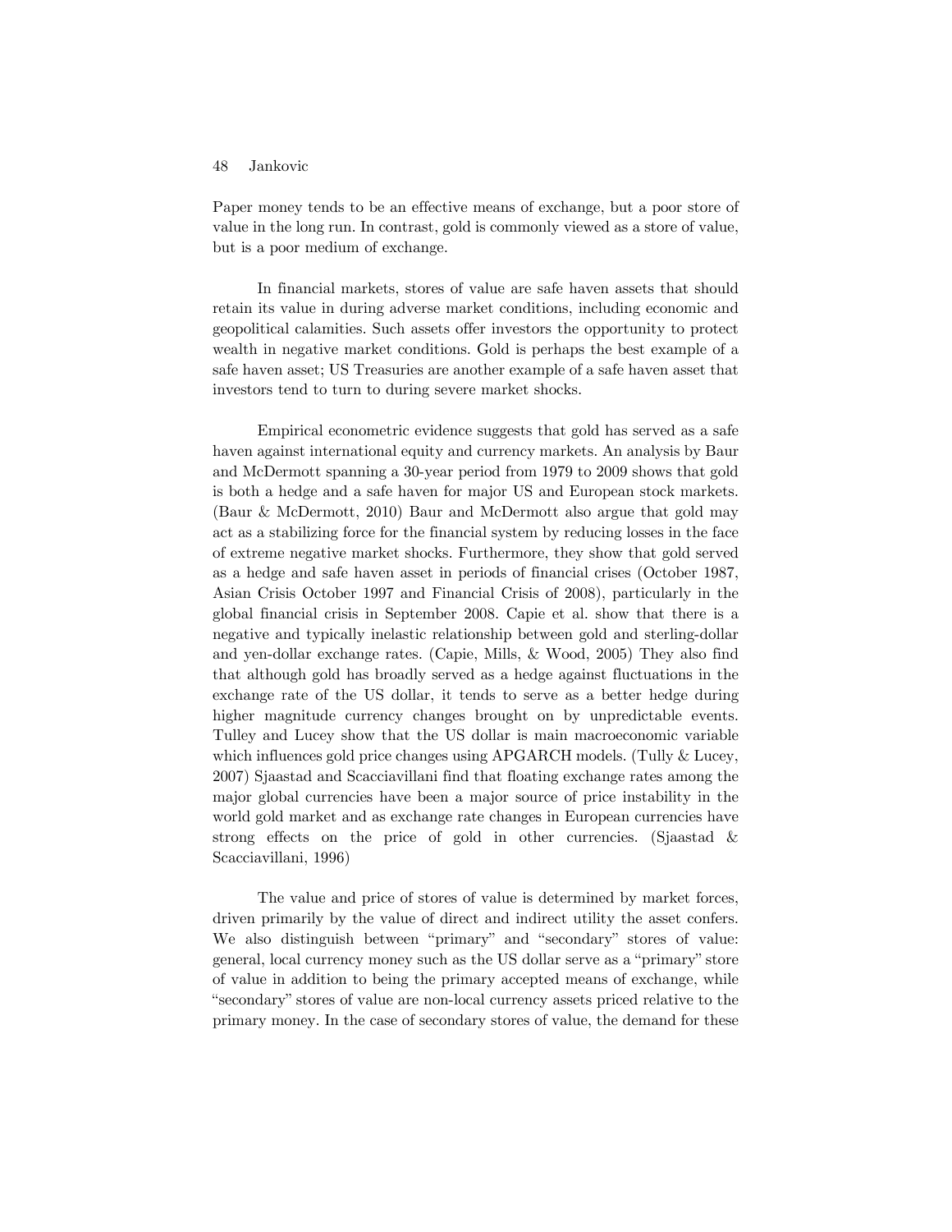Paper money tends to be an effective means of exchange, but a poor store of value in the long run. In contrast, gold is commonly viewed as a store of value, but is a poor medium of exchange.

In financial markets, stores of value are safe haven assets that should retain its value in during adverse market conditions, including economic and geopolitical calamities. Such assets offer investors the opportunity to protect wealth in negative market conditions. Gold is perhaps the best example of a safe haven asset; US Treasuries are another example of a safe haven asset that investors tend to turn to during severe market shocks.

Empirical econometric evidence suggests that gold has served as a safe haven against international equity and currency markets. An analysis by Baur and McDermott spanning a 30-year period from 1979 to 2009 shows that gold is both a hedge and a safe haven for major US and European stock markets. (Baur & McDermott, 2010) Baur and McDermott also argue that gold may act as a stabilizing force for the financial system by reducing losses in the face of extreme negative market shocks. Furthermore, they show that gold served as a hedge and safe haven asset in periods of financial crises (October 1987, Asian Crisis October 1997 and Financial Crisis of 2008), particularly in the global financial crisis in September 2008. Capie et al. show that there is a negative and typically inelastic relationship between gold and sterling-dollar and yen-dollar exchange rates. (Capie, Mills, & Wood, 2005) They also find that although gold has broadly served as a hedge against fluctuations in the exchange rate of the US dollar, it tends to serve as a better hedge during higher magnitude currency changes brought on by unpredictable events. Tulley and Lucey show that the US dollar is main macroeconomic variable which influences gold price changes using APGARCH models. (Tully & Lucey, 2007) Sjaastad and Scacciavillani find that floating exchange rates among the major global currencies have been a major source of price instability in the world gold market and as exchange rate changes in European currencies have strong effects on the price of gold in other currencies. (Sjaastad & Scacciavillani, 1996)

The value and price of stores of value is determined by market forces, driven primarily by the value of direct and indirect utility the asset confers. We also distinguish between "primary" and "secondary" stores of value: general, local currency money such as the US dollar serve as a "primary" store of value in addition to being the primary accepted means of exchange, while "secondary" stores of value are non-local currency assets priced relative to the primary money. In the case of secondary stores of value, the demand for these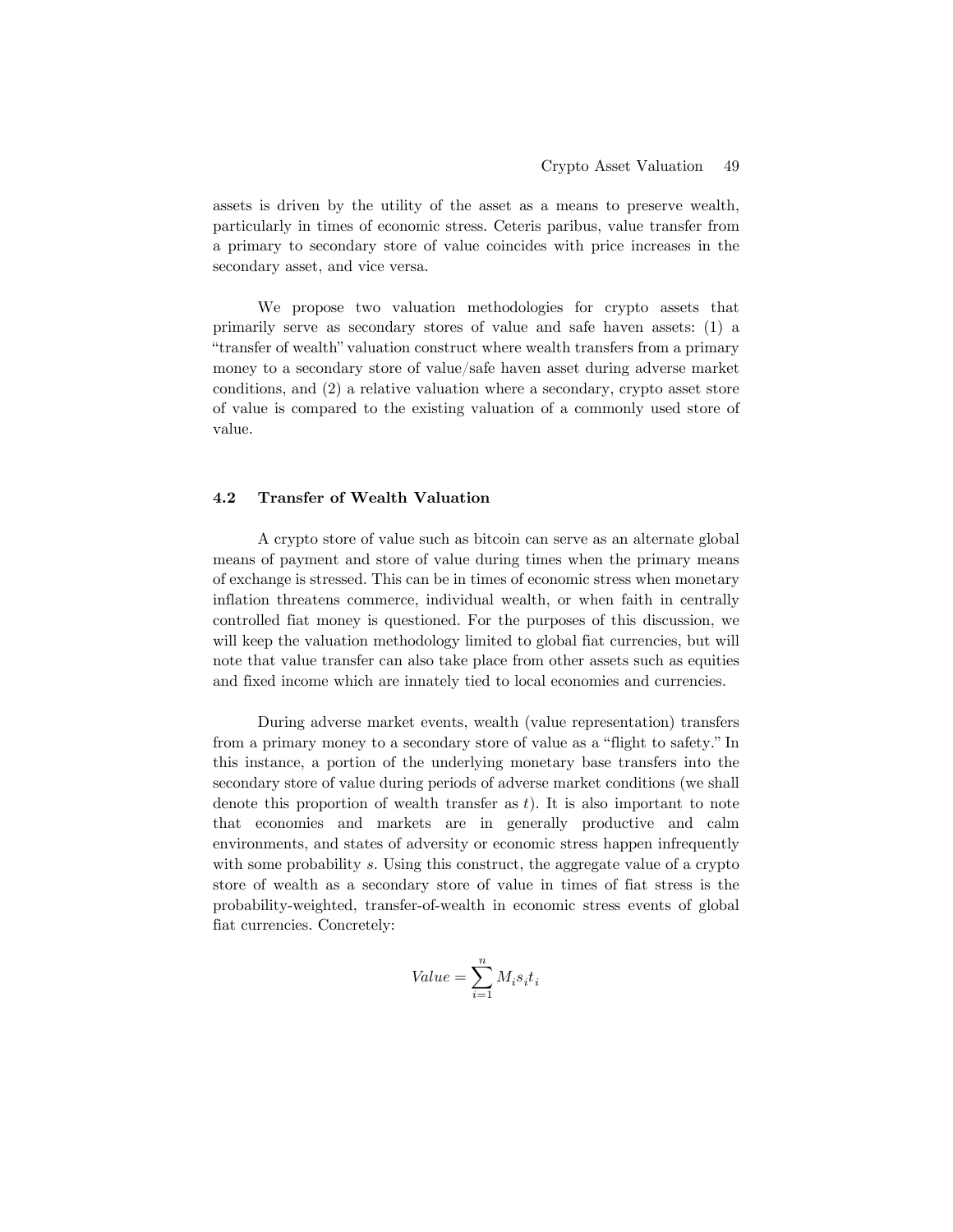assets is driven by the utility of the asset as a means to preserve wealth, particularly in times of economic stress. Ceteris paribus, value transfer from a primary to secondary store of value coincides with price increases in the secondary asset, and vice versa.

We propose two valuation methodologies for crypto assets that primarily serve as secondary stores of value and safe haven assets: (1) a "transfer of wealth" valuation construct where wealth transfers from a primary money to a secondary store of value/safe haven asset during adverse market conditions, and (2) a relative valuation where a secondary, crypto asset store of value is compared to the existing valuation of a commonly used store of value.

### 4.2 Transfer of Wealth Valuation

A crypto store of value such as bitcoin can serve as an alternate global means of payment and store of value during times when the primary means of exchange is stressed. This can be in times of economic stress when monetary inflation threatens commerce, individual wealth, or when faith in centrally controlled fiat money is questioned. For the purposes of this discussion, we will keep the valuation methodology limited to global fiat currencies, but will note that value transfer can also take place from other assets such as equities and fixed income which are innately tied to local economies and currencies.

During adverse market events, wealth (value representation) transfers from a primary money to a secondary store of value as a "flight to safety." In this instance, a portion of the underlying monetary base transfers into the secondary store of value during periods of adverse market conditions (we shall denote this proportion of wealth transfer as $t$). It is also important to note that economies and markets are in generally productive and calm environments, and states of adversity or economic stress happen infrequently with some probability $s$. Using this construct, the aggregate value of a crypto store of wealth as a secondary store of value in times of fiat stress is the probability-weighted, transfer-of-wealth in economic stress events of global fiat currencies. Concretely:

$$Value = \sum_{i=1}^{n} M_i s_i t_i$$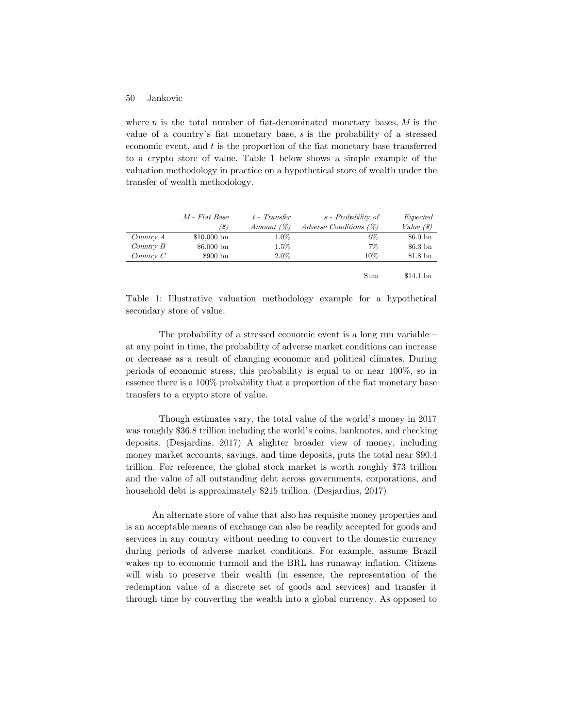where $n$ is the total number of fiat-denominated monetary bases, $M$ is the value of a country's fiat monetary base, $s$ is the probability of a stressed economic event, and $t$ is the proportion of the fiat monetary base transferred to a crypto store of value. Table 1 below shows a simple example of the valuation methodology in practice on a hypothetical store of wealth under the transfer of wealth methodology.

| | *M - Fiat Base ($)* | *t - Transfer Amount (%)* | *s - Probability of Adverse Conditions (%)* | *Expected Value ($)* |
|---|---|---|---|---|
| *Country A* | $10,000 bn | 1.0% | 6% | $6.0 bn |
| *Country B* | $6,000 bn | 1.5% | 7% | $6.3 bn |
| *Country C* | $900 bn | 2.0% | 10% | $1.8 bn |
| | | | Sum | $14.1 bn |

Table 1: Illustrative valuation methodology example for a hypothetical secondary store of value.

The probability of a stressed economic event is a long run variable – at any point in time, the probability of adverse market conditions can increase or decrease as a result of changing economic and political climates. During periods of economic stress, this probability is equal to or near 100%, so in essence there is a 100% probability that a proportion of the fiat monetary base transfers to a crypto store of value.

Though estimates vary, the total value of the world's money in 2017 was roughly $36.8 trillion including the world's coins, banknotes, and checking deposits. (Desjardins, 2017) A slighter broader view of money, including money market accounts, savings, and time deposits, puts the total near $90.4 trillion. For reference, the global stock market is worth roughly $73 trillion and the value of all outstanding debt across governments, corporations, and household debt is approximately $215 trillion. (Desjardins, 2017)

An alternate store of value that also has requisite money properties and is an acceptable means of exchange can also be readily accepted for goods and services in any country without needing to convert to the domestic currency during periods of adverse market conditions. For example, assume Brazil wakes up to economic turmoil and the BRL has runaway inflation. Citizens will wish to preserve their wealth (in essence, the representation of the redemption value of a discrete set of goods and services) and transfer it through time by converting the wealth into a global currency. As opposed to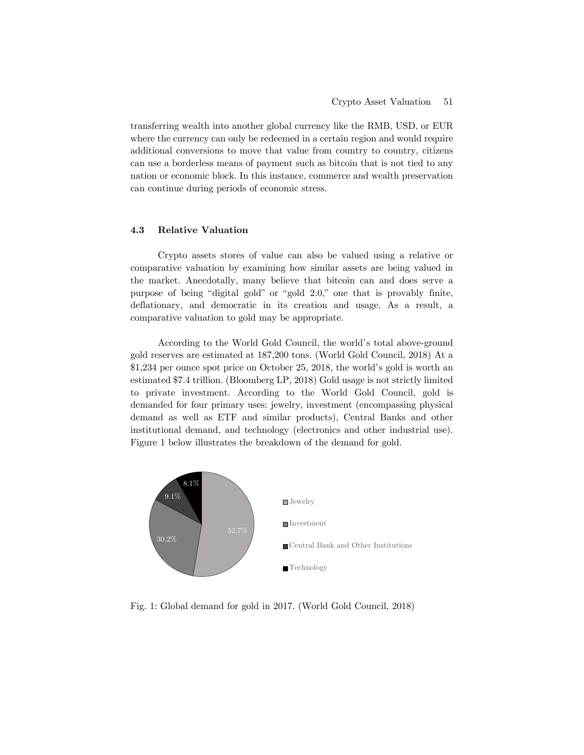transferring wealth into another global currency like the RMB, USD, or EUR where the currency can only be redeemed in a certain region and would require additional conversions to move that value from country to country, citizens can use a borderless means of payment such as bitcoin that is not tied to any nation or economic block. In this instance, commerce and wealth preservation can continue during periods of economic stress.

### 4.3 Relative Valuation

Crypto assets stores of value can also be valued using a relative or comparative valuation by examining how similar assets are being valued in the market. Anecdotally, many believe that bitcoin can and does serve a purpose of being "digital gold" or "gold 2.0," one that is provably finite, deflationary, and democratic in its creation and usage. As a result, a comparative valuation to gold may be appropriate.

According to the World Gold Council, the world's total above-ground gold reserves are estimated at 187,200 tons. (World Gold Council, 2018) At a $1,234 per ounce spot price on October 25, 2018, the world's gold is worth an estimated $7.4 trillion. (Bloomberg LP, 2018) Gold usage is not strictly limited to private investment. According to the World Gold Council, gold is demanded for four primary uses: jewelry, investment (encompassing physical demand as well as ETF and similar products), Central Banks and other institutional demand, and technology (electronics and other industrial use). Figure 1 below illustrates the breakdown of the demand for gold.

| Category | Share |
|---|---|
| Jewelry | 52.7% |
| Investment | 30.2% |
| Central Bank and Other Institutions | 9.1% |
| Technology | 8.1% |

Fig. 1: Global demand for gold in 2017. (World Gold Council, 2018)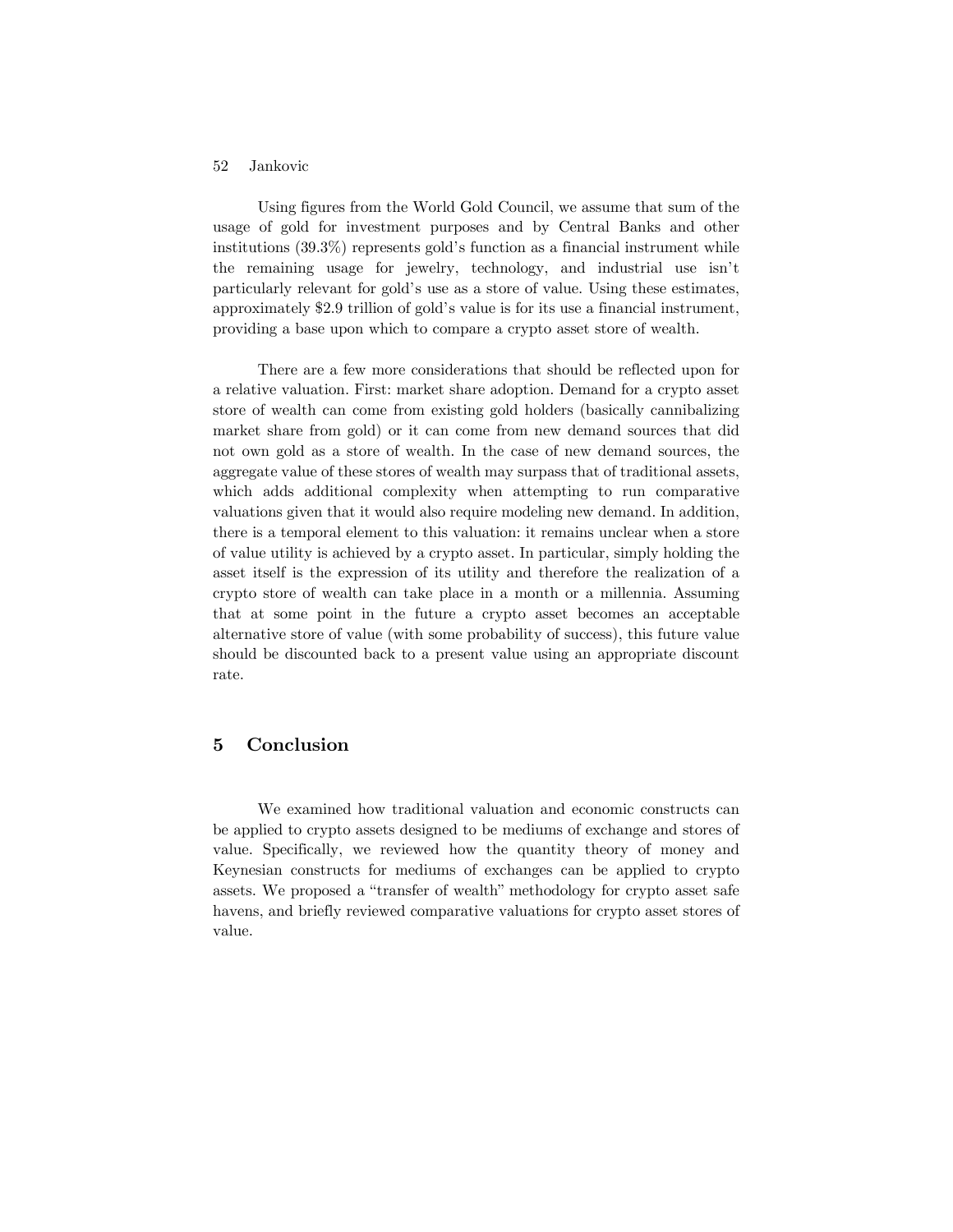Using figures from the World Gold Council, we assume that sum of the usage of gold for investment purposes and by Central Banks and other institutions (39.3%) represents gold's function as a financial instrument while the remaining usage for jewelry, technology, and industrial use isn't particularly relevant for gold's use as a store of value. Using these estimates, approximately $2.9 trillion of gold's value is for its use a financial instrument, providing a base upon which to compare a crypto asset store of wealth.

There are a few more considerations that should be reflected upon for a relative valuation. First: market share adoption. Demand for a crypto asset store of wealth can come from existing gold holders (basically cannibalizing market share from gold) or it can come from new demand sources that did not own gold as a store of wealth. In the case of new demand sources, the aggregate value of these stores of wealth may surpass that of traditional assets, which adds additional complexity when attempting to run comparative valuations given that it would also require modeling new demand. In addition, there is a temporal element to this valuation: it remains unclear when a store of value utility is achieved by a crypto asset. In particular, simply holding the asset itself is the expression of its utility and therefore the realization of a crypto store of wealth can take place in a month or a millennia. Assuming that at some point in the future a crypto asset becomes an acceptable alternative store of value (with some probability of success), this future value should be discounted back to a present value using an appropriate discount rate.

## 5 Conclusion

We examined how traditional valuation and economic constructs can be applied to crypto assets designed to be mediums of exchange and stores of value. Specifically, we reviewed how the quantity theory of money and Keynesian constructs for mediums of exchanges can be applied to crypto assets. We proposed a "transfer of wealth" methodology for crypto asset safe havens, and briefly reviewed comparative valuations for crypto asset stores of value.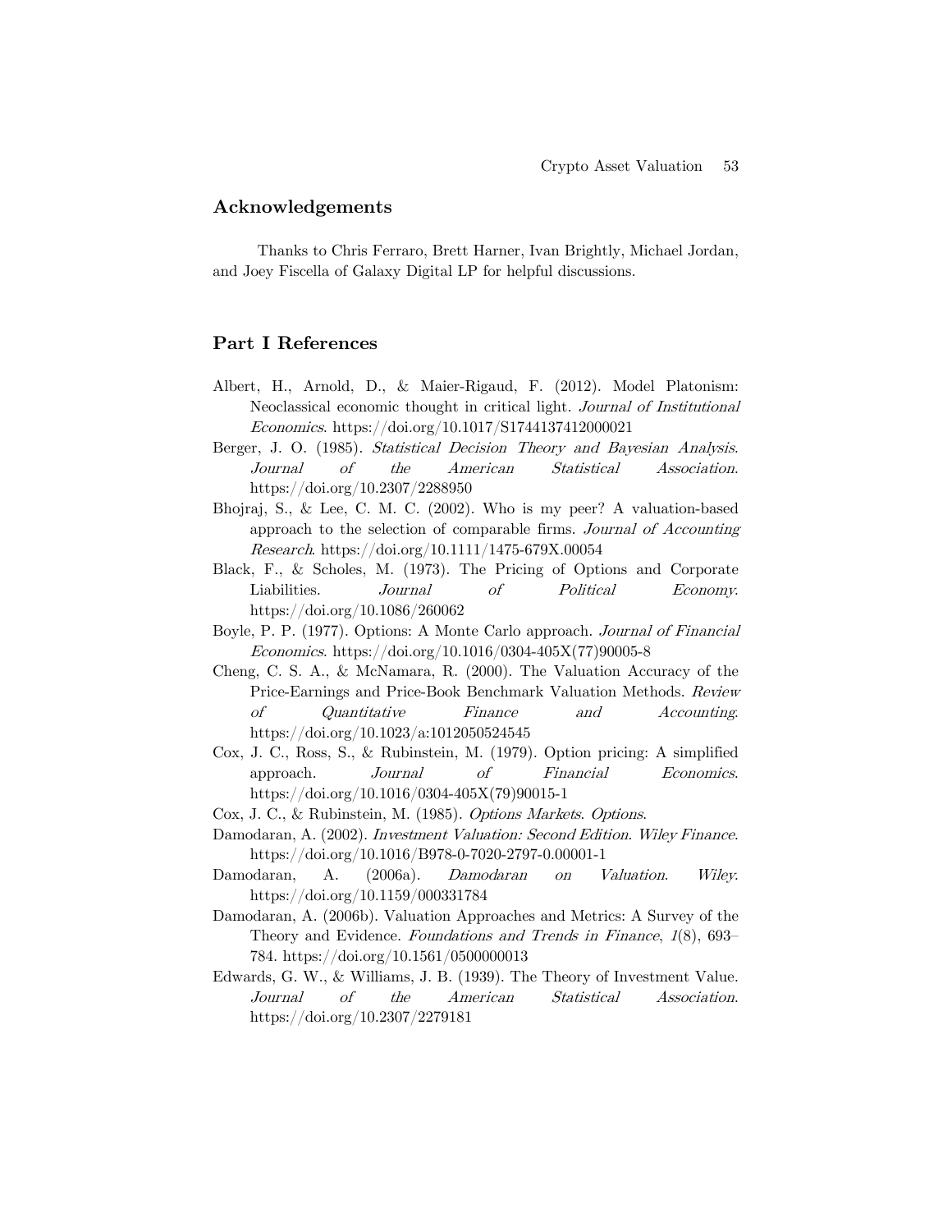## Acknowledgements

Thanks to Chris Ferraro, Brett Harner, Ivan Brightly, Michael Jordan, and Joey Fiscella of Galaxy Digital LP for helpful discussions.

## Part I References

Albert, H., Arnold, D., & Maier-Rigaud, F. (2012). Model Platonism: Neoclassical economic thought in critical light. *Journal of Institutional Economics*. https://doi.org/10.1017/S1744137412000021

Berger, J. O. (1985). *Statistical Decision Theory and Bayesian Analysis*. *Journal of the American Statistical Association*. https://doi.org/10.2307/2288950

Bhojraj, S., & Lee, C. M. C. (2002). Who is my peer? A valuation-based approach to the selection of comparable firms. *Journal of Accounting Research*. https://doi.org/10.1111/1475-679X.00054

Black, F., & Scholes, M. (1973). The Pricing of Options and Corporate Liabilities. *Journal of Political Economy*. https://doi.org/10.1086/260062

Boyle, P. P. (1977). Options: A Monte Carlo approach. *Journal of Financial Economics*. https://doi.org/10.1016/0304-405X(77)90005-8

Cheng, C. S. A., & McNamara, R. (2000). The Valuation Accuracy of the Price-Earnings and Price-Book Benchmark Valuation Methods. *Review of Quantitative Finance and Accounting*. https://doi.org/10.1023/a:1012050524545

Cox, J. C., Ross, S., & Rubinstein, M. (1979). Option pricing: A simplified approach. *Journal of Financial Economics*. https://doi.org/10.1016/0304-405X(79)90015-1

Cox, J. C., & Rubinstein, M. (1985). *Options Markets*. *Options*.

Damodaran, A. (2002). *Investment Valuation: Second Edition*. *Wiley Finance*. https://doi.org/10.1016/B978-0-7020-2797-0.00001-1

Damodaran, A. (2006a). *Damodaran on Valuation*. *Wiley*. https://doi.org/10.1159/000331784

Damodaran, A. (2006b). Valuation Approaches and Metrics: A Survey of the Theory and Evidence. *Foundations and Trends in Finance*, *1*(8), 693–784. https://doi.org/10.1561/0500000013

Edwards, G. W., & Williams, J. B. (1939). The Theory of Investment Value. *Journal of the American Statistical Association*. https://doi.org/10.2307/2279181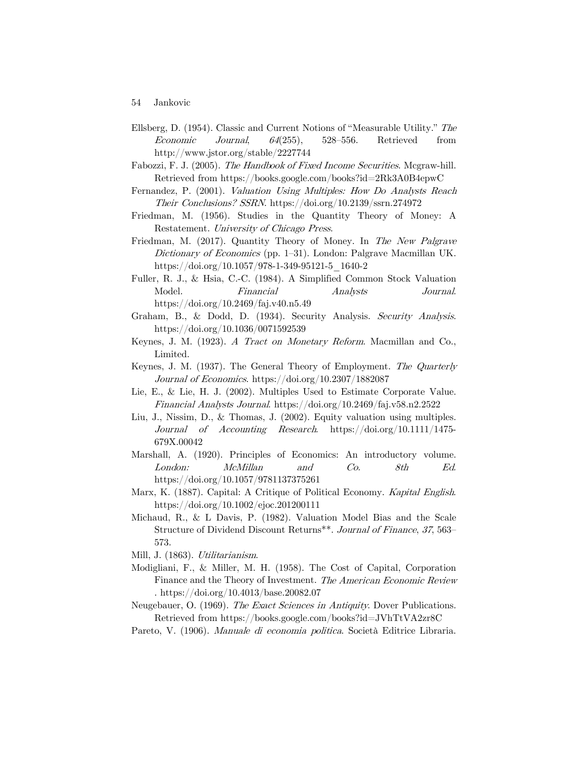Ellsberg, D. (1954). Classic and Current Notions of "Measurable Utility." *The Economic Journal*, *64*(255), 528–556. Retrieved from http://www.jstor.org/stable/2227744

Fabozzi, F. J. (2005). *The Handbook of Fixed Income Securities*. Mcgraw-hill. Retrieved from https://books.google.com/books?id=2Rk3A0B4epwC

Fernandez, P. (2001). *Valuation Using Multiples: How Do Analysts Reach Their Conclusions? SSRN*. https://doi.org/10.2139/ssrn.274972

Friedman, M. (1956). Studies in the Quantity Theory of Money: A Restatement. *University of Chicago Press*.

Friedman, M. (2017). Quantity Theory of Money. In *The New Palgrave Dictionary of Economics* (pp. 1–31). London: Palgrave Macmillan UK. https://doi.org/10.1057/978-1-349-95121-5_1640-2

Fuller, R. J., & Hsia, C.-C. (1984). A Simplified Common Stock Valuation Model. *Financial Analysts Journal*. https://doi.org/10.2469/faj.v40.n5.49

Graham, B., & Dodd, D. (1934). Security Analysis. *Security Analysis*. https://doi.org/10.1036/0071592539

Keynes, J. M. (1923). *A Tract on Monetary Reform*. Macmillan and Co., Limited.

Keynes, J. M. (1937). The General Theory of Employment. *The Quarterly Journal of Economics*. https://doi.org/10.2307/1882087

Lie, E., & Lie, H. J. (2002). Multiples Used to Estimate Corporate Value. *Financial Analysts Journal*. https://doi.org/10.2469/faj.v58.n2.2522

Liu, J., Nissim, D., & Thomas, J. (2002). Equity valuation using multiples. *Journal of Accounting Research*. https://doi.org/10.1111/1475-679X.00042

Marshall, A. (1920). Principles of Economics: An introductory volume. *London: McMillan and Co. 8th Ed*. https://doi.org/10.1057/9781137375261

Marx, K. (1887). Capital: A Critique of Political Economy. *Kapital English*. https://doi.org/10.1002/ejoc.201200111

Michaud, R., & L Davis, P. (1982). Valuation Model Bias and the Scale Structure of Dividend Discount Returns**. *Journal of Finance*, *37*, 563–573.

Mill, J. (1863). *Utilitarianism*.

Modigliani, F., & Miller, M. H. (1958). The Cost of Capital, Corporation Finance and the Theory of Investment. *The American Economic Review* . https://doi.org/10.4013/base.20082.07

Neugebauer, O. (1969). *The Exact Sciences in Antiquity*. Dover Publications. Retrieved from https://books.google.com/books?id=JVhTtVA2zr8C

Pareto, V. (1906). *Manuale di economia politica*. Società Editrice Libraria.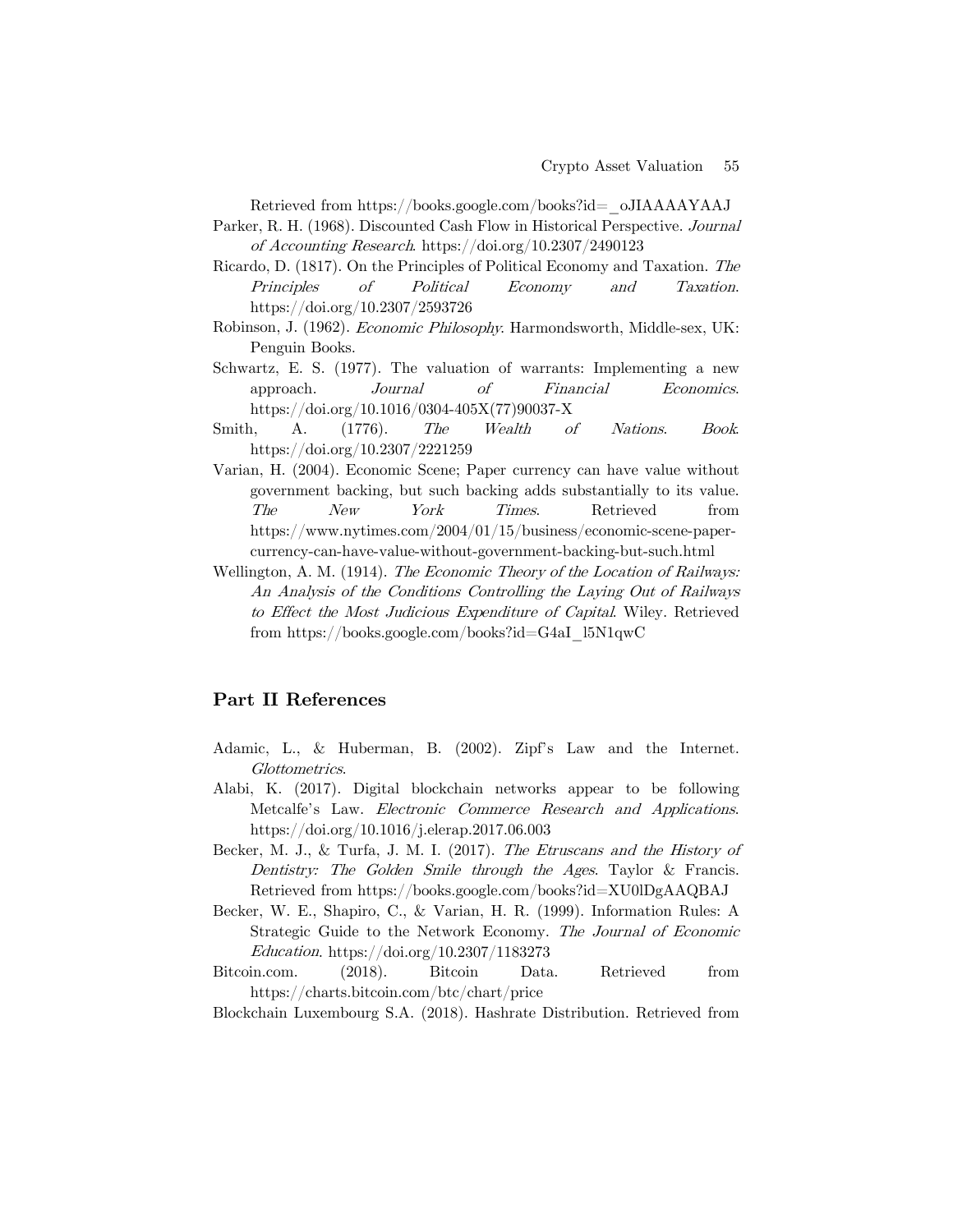Retrieved from https://books.google.com/books?id=_oJIAAAAYAAJ

Parker, R. H. (1968). Discounted Cash Flow in Historical Perspective. *Journal of Accounting Research*. https://doi.org/10.2307/2490123

Ricardo, D. (1817). On the Principles of Political Economy and Taxation. *The Principles of Political Economy and Taxation*. https://doi.org/10.2307/2593726

Robinson, J. (1962). *Economic Philosophy*. Harmondsworth, Middle-sex, UK: Penguin Books.

Schwartz, E. S. (1977). The valuation of warrants: Implementing a new approach. *Journal of Financial Economics*. https://doi.org/10.1016/0304-405X(77)90037-X

Smith, A. (1776). *The Wealth of Nations*. *Book*. https://doi.org/10.2307/2221259

Varian, H. (2004). Economic Scene; Paper currency can have value without government backing, but such backing adds substantially to its value. *The New York Times*. Retrieved from https://www.nytimes.com/2004/01/15/business/economic-scene-paper-currency-can-have-value-without-government-backing-but-such.html

Wellington, A. M. (1914). *The Economic Theory of the Location of Railways: An Analysis of the Conditions Controlling the Laying Out of Railways to Effect the Most Judicious Expenditure of Capital*. Wiley. Retrieved from https://books.google.com/books?id=G4aI_l5N1qwC

## Part II References

Adamic, L., & Huberman, B. (2002). Zipf's Law and the Internet. *Glottometrics*.

Alabi, K. (2017). Digital blockchain networks appear to be following Metcalfe's Law. *Electronic Commerce Research and Applications*. https://doi.org/10.1016/j.elerap.2017.06.003

Becker, M. J., & Turfa, J. M. I. (2017). *The Etruscans and the History of Dentistry: The Golden Smile through the Ages*. Taylor & Francis. Retrieved from https://books.google.com/books?id=XU0lDgAAQBAJ

Becker, W. E., Shapiro, C., & Varian, H. R. (1999). Information Rules: A Strategic Guide to the Network Economy. *The Journal of Economic Education*. https://doi.org/10.2307/1183273

Bitcoin.com. (2018). Bitcoin Data. Retrieved from https://charts.bitcoin.com/btc/chart/price

Blockchain Luxembourg S.A. (2018). Hashrate Distribution. Retrieved from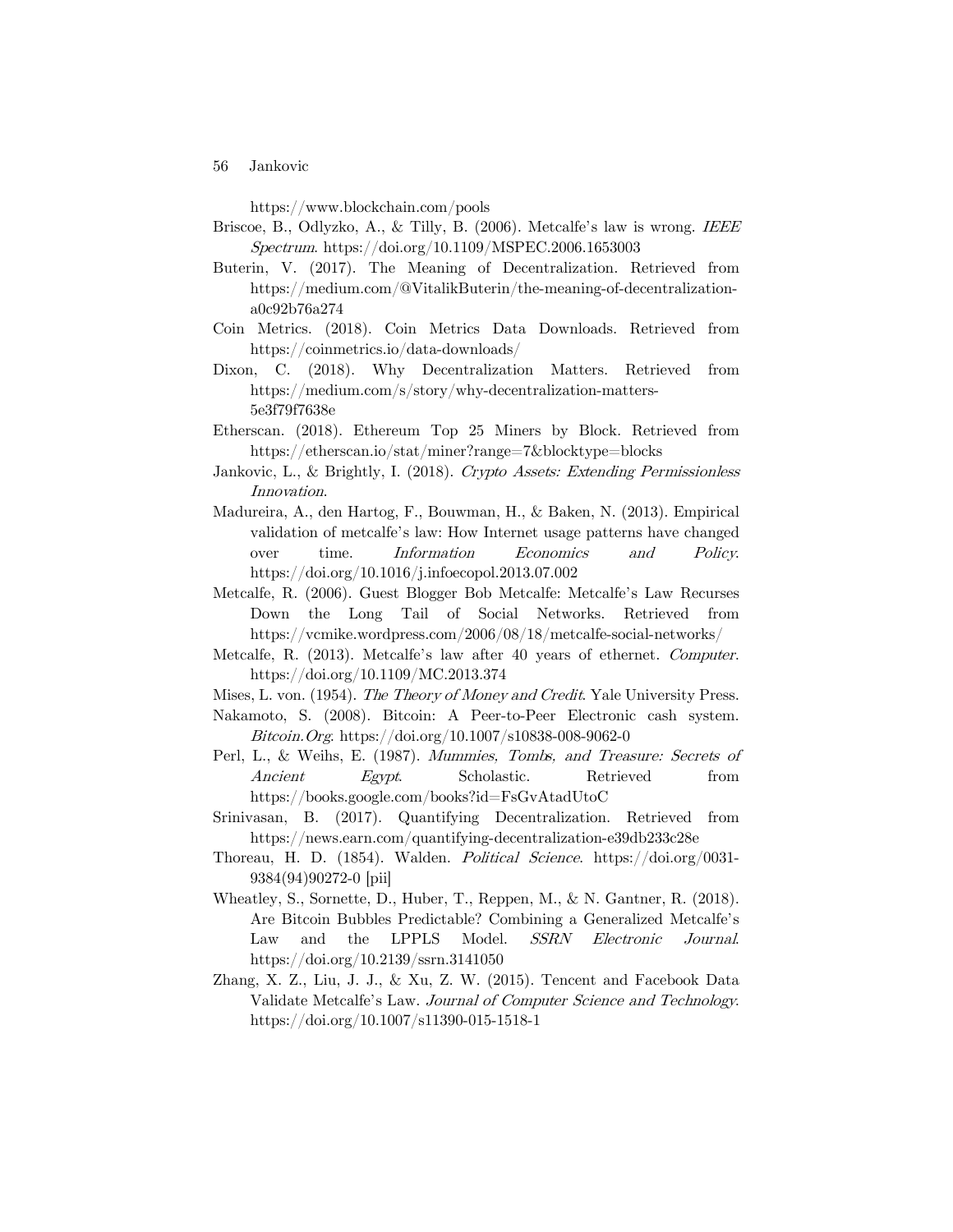https://www.blockchain.com/pools

Briscoe, B., Odlyzko, A., & Tilly, B. (2006). Metcalfe's law is wrong. *IEEE Spectrum*. https://doi.org/10.1109/MSPEC.2006.1653003

Buterin, V. (2017). The Meaning of Decentralization. Retrieved from https://medium.com/@VitalikButerin/the-meaning-of-decentralization-a0c92b76a274

Coin Metrics. (2018). Coin Metrics Data Downloads. Retrieved from https://coinmetrics.io/data-downloads/

Dixon, C. (2018). Why Decentralization Matters. Retrieved from https://medium.com/s/story/why-decentralization-matters-5e3f79f7638e

Etherscan. (2018). Ethereum Top 25 Miners by Block. Retrieved from https://etherscan.io/stat/miner?range=7&blocktype=blocks

Jankovic, L., & Brightly, I. (2018). *Crypto Assets: Extending Permissionless Innovation*.

Madureira, A., den Hartog, F., Bouwman, H., & Baken, N. (2013). Empirical validation of metcalfe's law: How Internet usage patterns have changed over time. *Information Economics and Policy*. https://doi.org/10.1016/j.infoecopol.2013.07.002

Metcalfe, R. (2006). Guest Blogger Bob Metcalfe: Metcalfe's Law Recurses Down the Long Tail of Social Networks. Retrieved from https://vcmike.wordpress.com/2006/08/18/metcalfe-social-networks/

Metcalfe, R. (2013). Metcalfe's law after 40 years of ethernet. *Computer*. https://doi.org/10.1109/MC.2013.374

Mises, L. von. (1954). *The Theory of Money and Credit*. Yale University Press.

Nakamoto, S. (2008). Bitcoin: A Peer-to-Peer Electronic cash system. *Bitcoin.Org*. https://doi.org/10.1007/s10838-008-9062-0

Perl, L., & Weihs, E. (1987). *Mummies, Tombs, and Treasure: Secrets of Ancient Egypt*. Scholastic. Retrieved from https://books.google.com/books?id=FsGvAtadUtoC

Srinivasan, B. (2017). Quantifying Decentralization. Retrieved from https://news.earn.com/quantifying-decentralization-e39db233c28e

Thoreau, H. D. (1854). Walden. *Political Science*. https://doi.org/0031-9384(94)90272-0 [pii]

Wheatley, S., Sornette, D., Huber, T., Reppen, M., & N. Gantner, R. (2018). Are Bitcoin Bubbles Predictable? Combining a Generalized Metcalfe's Law and the LPPLS Model. *SSRN Electronic Journal*. https://doi.org/10.2139/ssrn.3141050

Zhang, X. Z., Liu, J. J., & Xu, Z. W. (2015). Tencent and Facebook Data Validate Metcalfe's Law. *Journal of Computer Science and Technology*. https://doi.org/10.1007/s11390-015-1518-1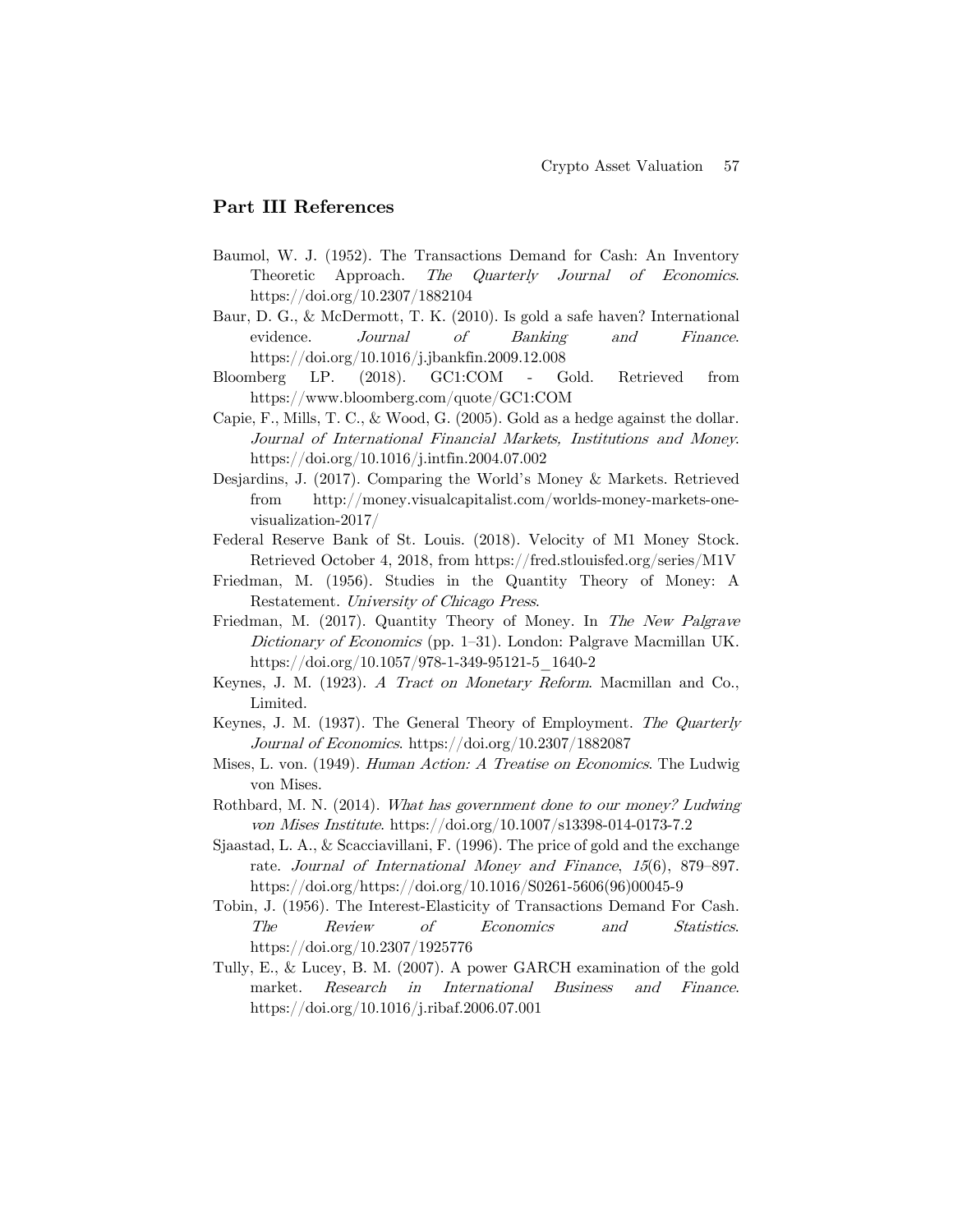## Part III References

Baumol, W. J. (1952). The Transactions Demand for Cash: An Inventory Theoretic Approach. *The Quarterly Journal of Economics*. https://doi.org/10.2307/1882104

Baur, D. G., & McDermott, T. K. (2010). Is gold a safe haven? International evidence. *Journal of Banking and Finance*. https://doi.org/10.1016/j.jbankfin.2009.12.008

Bloomberg LP. (2018). GC1:COM - Gold. Retrieved from https://www.bloomberg.com/quote/GC1:COM

Capie, F., Mills, T. C., & Wood, G. (2005). Gold as a hedge against the dollar. *Journal of International Financial Markets, Institutions and Money*. https://doi.org/10.1016/j.intfin.2004.07.002

Desjardins, J. (2017). Comparing the World's Money & Markets. Retrieved from http://money.visualcapitalist.com/worlds-money-markets-one-visualization-2017/

Federal Reserve Bank of St. Louis. (2018). Velocity of M1 Money Stock. Retrieved October 4, 2018, from https://fred.stlouisfed.org/series/M1V

Friedman, M. (1956). Studies in the Quantity Theory of Money: A Restatement. *University of Chicago Press*.

Friedman, M. (2017). Quantity Theory of Money. In *The New Palgrave Dictionary of Economics* (pp. 1–31). London: Palgrave Macmillan UK. https://doi.org/10.1057/978-1-349-95121-5_1640-2

Keynes, J. M. (1923). *A Tract on Monetary Reform*. Macmillan and Co., Limited.

Keynes, J. M. (1937). The General Theory of Employment. *The Quarterly Journal of Economics*. https://doi.org/10.2307/1882087

Mises, L. von. (1949). *Human Action: A Treatise on Economics*. The Ludwig von Mises.

Rothbard, M. N. (2014). *What has government done to our money? Ludwing von Mises Institute*. https://doi.org/10.1007/s13398-014-0173-7.2

Sjaastad, L. A., & Scacciavillani, F. (1996). The price of gold and the exchange rate. *Journal of International Money and Finance*, *15*(6), 879–897. https://doi.org/https://doi.org/10.1016/S0261-5606(96)00045-9

Tobin, J. (1956). The Interest-Elasticity of Transactions Demand For Cash. *The Review of Economics and Statistics*. https://doi.org/10.2307/1925776

Tully, E., & Lucey, B. M. (2007). A power GARCH examination of the gold market. *Research in International Business and Finance*. https://doi.org/10.1016/j.ribaf.2006.07.001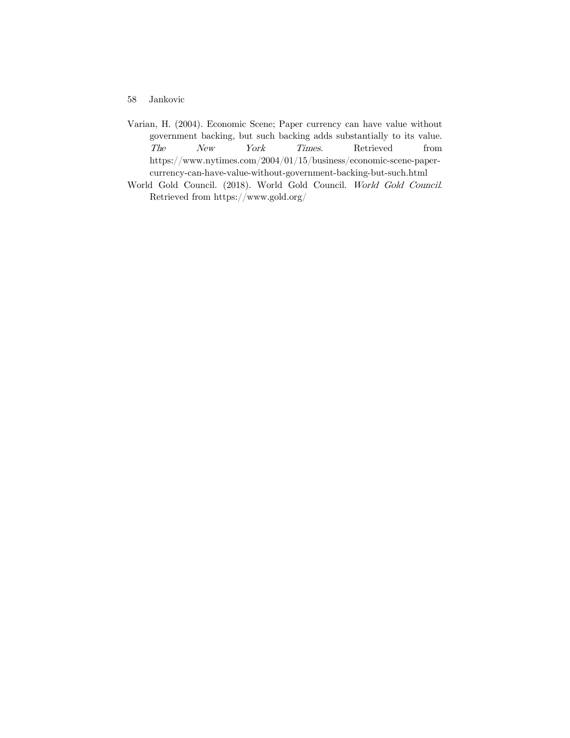Varian, H. (2004). Economic Scene; Paper currency can have value without government backing, but such backing adds substantially to its value. *The New York Times*. Retrieved from https://www.nytimes.com/2004/01/15/business/economic-scene-paper-currency-can-have-value-without-government-backing-but-such.html

World Gold Council. (2018). World Gold Council. *World Gold Council*. Retrieved from https://www.gold.org/